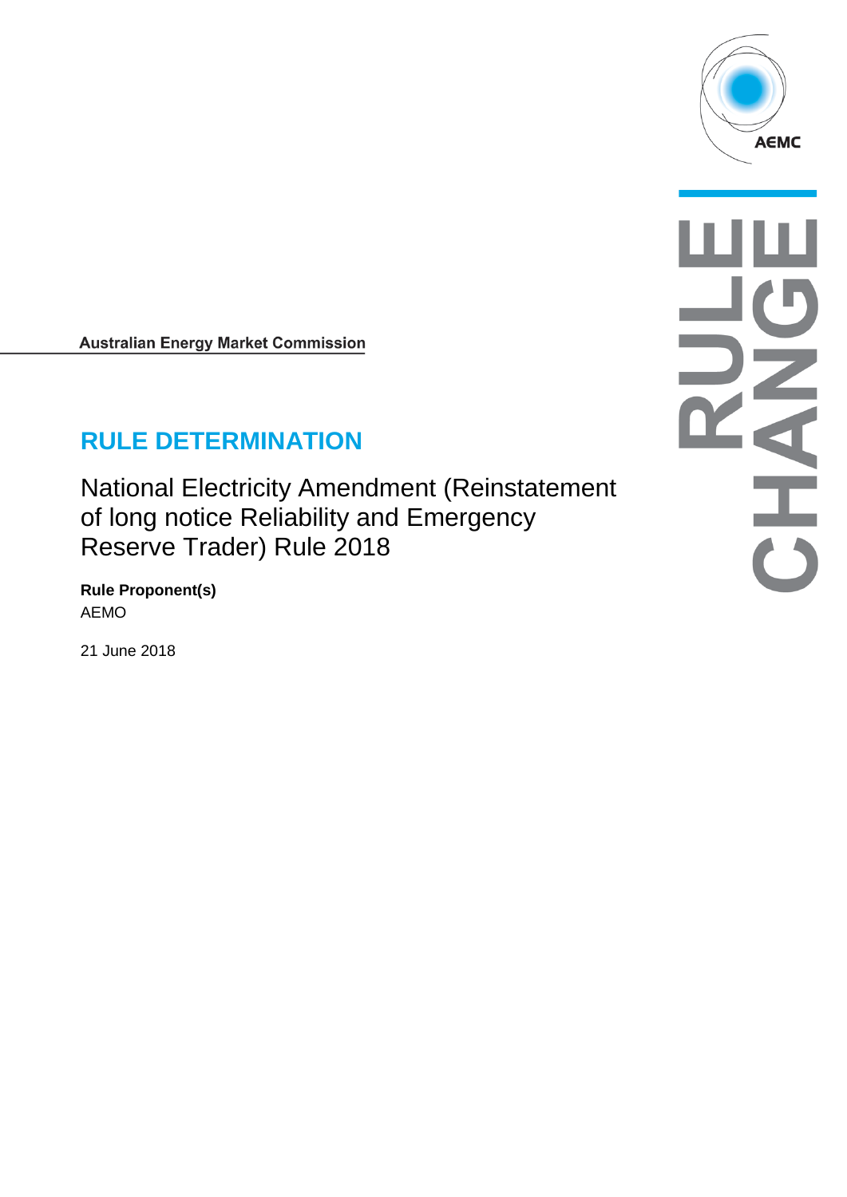Australian Energy Market Commission

# RULE DETERMINATION

## National Electricity Amendment (Reinstatement of long notice Reliability and Emergency Reserve Trader) Rule 2018

**Rule Proponent(s)**
AEMO

21 June 2018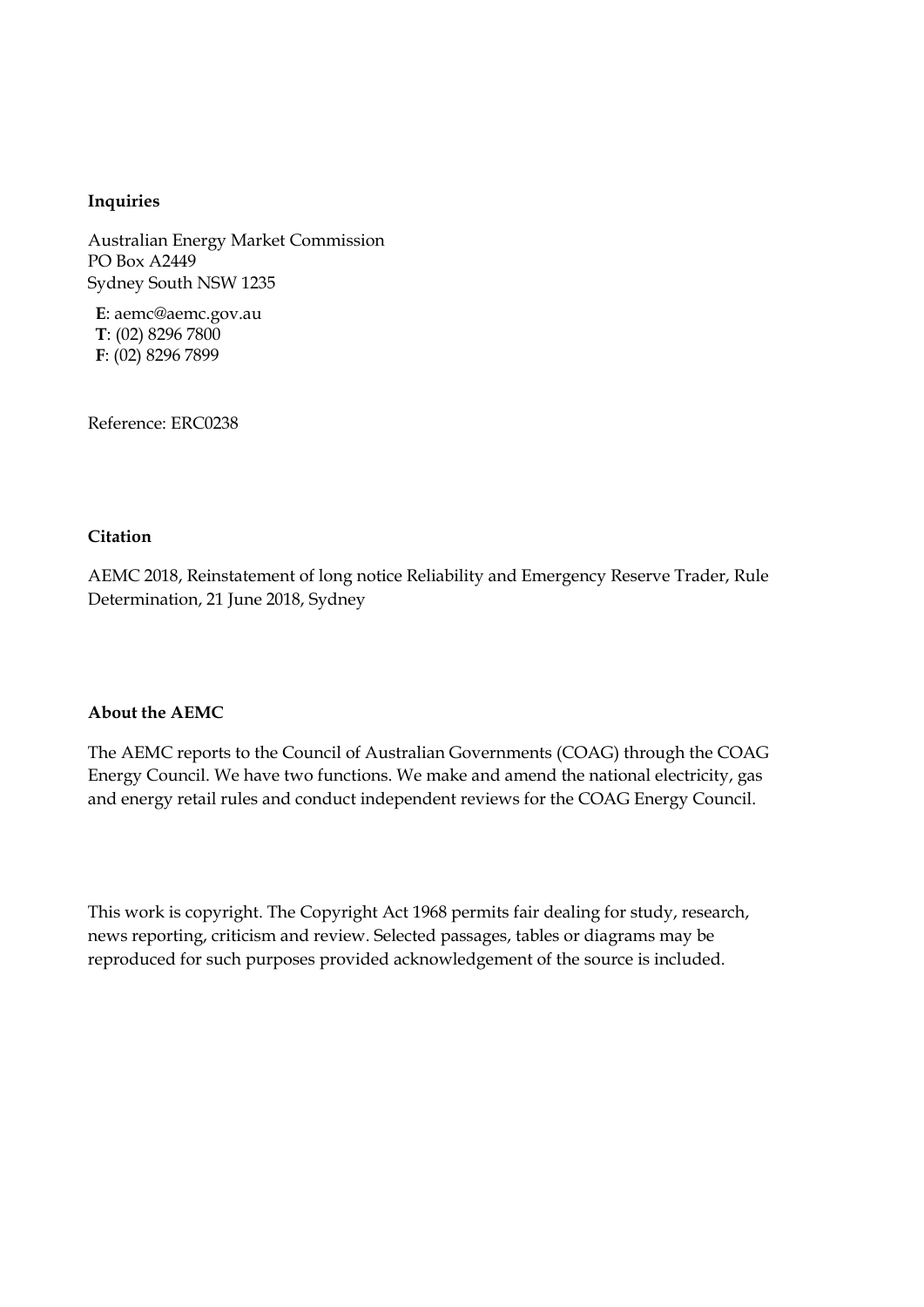**Inquiries**

Australian Energy Market Commission
PO Box A2449
Sydney South NSW 1235

**E**: aemc@aemc.gov.au
**T**: (02) 8296 7800
**F**: (02) 8296 7899

Reference: ERC0238

**Citation**

AEMC 2018, Reinstatement of long notice Reliability and Emergency Reserve Trader, Rule Determination, 21 June 2018, Sydney

**About the AEMC**

The AEMC reports to the Council of Australian Governments (COAG) through the COAG Energy Council. We have two functions. We make and amend the national electricity, gas and energy retail rules and conduct independent reviews for the COAG Energy Council.

This work is copyright. The Copyright Act 1968 permits fair dealing for study, research, news reporting, criticism and review. Selected passages, tables or diagrams may be reproduced for such purposes provided acknowledgement of the source is included.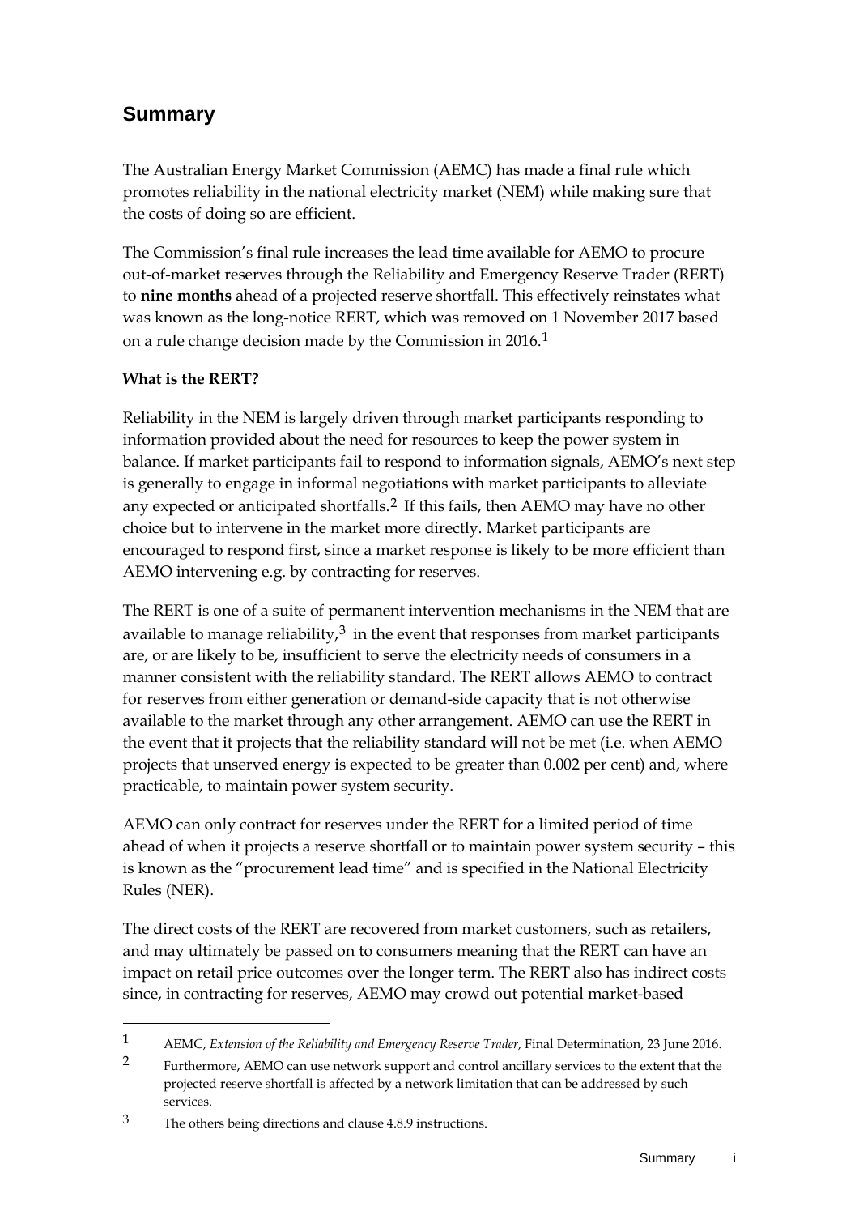## Summary

The Australian Energy Market Commission (AEMC) has made a final rule which promotes reliability in the national electricity market (NEM) while making sure that the costs of doing so are efficient.

The Commission's final rule increases the lead time available for AEMO to procure out-of-market reserves through the Reliability and Emergency Reserve Trader (RERT) to **nine months** ahead of a projected reserve shortfall. This effectively reinstates what was known as the long-notice RERT, which was removed on 1 November 2017 based on a rule change decision made by the Commission in 2016.[1]

**What is the RERT?**

Reliability in the NEM is largely driven through market participants responding to information provided about the need for resources to keep the power system in balance. If market participants fail to respond to information signals, AEMO's next step is generally to engage in informal negotiations with market participants to alleviate any expected or anticipated shortfalls.[2] If this fails, then AEMO may have no other choice but to intervene in the market more directly. Market participants are encouraged to respond first, since a market response is likely to be more efficient than AEMO intervening e.g. by contracting for reserves.

The RERT is one of a suite of permanent intervention mechanisms in the NEM that are available to manage reliability,[3] in the event that responses from market participants are, or are likely to be, insufficient to serve the electricity needs of consumers in a manner consistent with the reliability standard. The RERT allows AEMO to contract for reserves from either generation or demand-side capacity that is not otherwise available to the market through any other arrangement. AEMO can use the RERT in the event that it projects that the reliability standard will not be met (i.e. when AEMO projects that unserved energy is expected to be greater than 0.002 per cent) and, where practicable, to maintain power system security.

AEMO can only contract for reserves under the RERT for a limited period of time ahead of when it projects a reserve shortfall or to maintain power system security – this is known as the "procurement lead time" and is specified in the National Electricity Rules (NER).

The direct costs of the RERT are recovered from market customers, such as retailers, and may ultimately be passed on to consumers meaning that the RERT can have an impact on retail price outcomes over the longer term. The RERT also has indirect costs since, in contracting for reserves, AEMO may crowd out potential market-based

---

1 AEMC, *Extension of the Reliability and Emergency Reserve Trader*, Final Determination, 23 June 2016.

2 Furthermore, AEMO can use network support and control ancillary services to the extent that the projected reserve shortfall is affected by a network limitation that can be addressed by such services.

3 The others being directions and clause 4.8.9 instructions.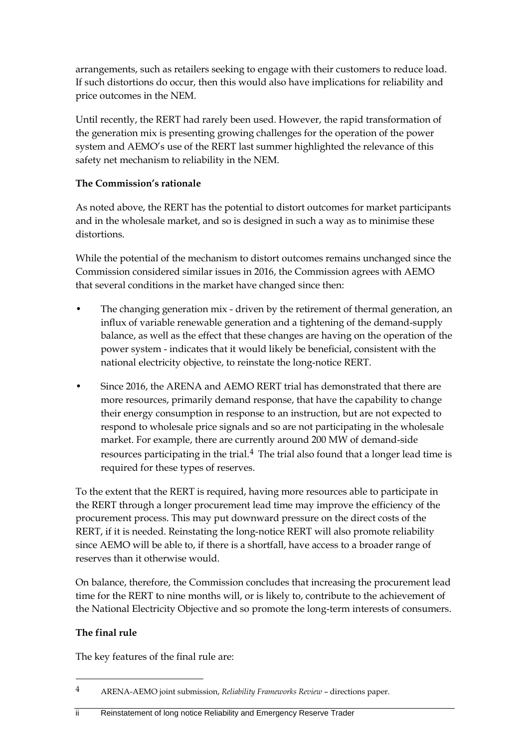arrangements, such as retailers seeking to engage with their customers to reduce load. If such distortions do occur, then this would also have implications for reliability and price outcomes in the NEM.

Until recently, the RERT had rarely been used. However, the rapid transformation of the generation mix is presenting growing challenges for the operation of the power system and AEMO's use of the RERT last summer highlighted the relevance of this safety net mechanism to reliability in the NEM.

**The Commission's rationale**

As noted above, the RERT has the potential to distort outcomes for market participants and in the wholesale market, and so is designed in such a way as to minimise these distortions.

While the potential of the mechanism to distort outcomes remains unchanged since the Commission considered similar issues in 2016, the Commission agrees with AEMO that several conditions in the market have changed since then:

- The changing generation mix - driven by the retirement of thermal generation, an influx of variable renewable generation and a tightening of the demand-supply balance, as well as the effect that these changes are having on the operation of the power system - indicates that it would likely be beneficial, consistent with the national electricity objective, to reinstate the long-notice RERT.
- Since 2016, the ARENA and AEMO RERT trial has demonstrated that there are more resources, primarily demand response, that have the capability to change their energy consumption in response to an instruction, but are not expected to respond to wholesale price signals and so are not participating in the wholesale market. For example, there are currently around 200 MW of demand-side resources participating in the trial.[4] The trial also found that a longer lead time is required for these types of reserves.

To the extent that the RERT is required, having more resources able to participate in the RERT through a longer procurement lead time may improve the efficiency of the procurement process. This may put downward pressure on the direct costs of the RERT, if it is needed. Reinstating the long-notice RERT will also promote reliability since AEMO will be able to, if there is a shortfall, have access to a broader range of reserves than it otherwise would.

On balance, therefore, the Commission concludes that increasing the procurement lead time for the RERT to nine months will, or is likely to, contribute to the achievement of the National Electricity Objective and so promote the long-term interests of consumers.

**The final rule**

The key features of the final rule are:

[4] ARENA-AEMO joint submission, *Reliability Frameworks Review* – directions paper.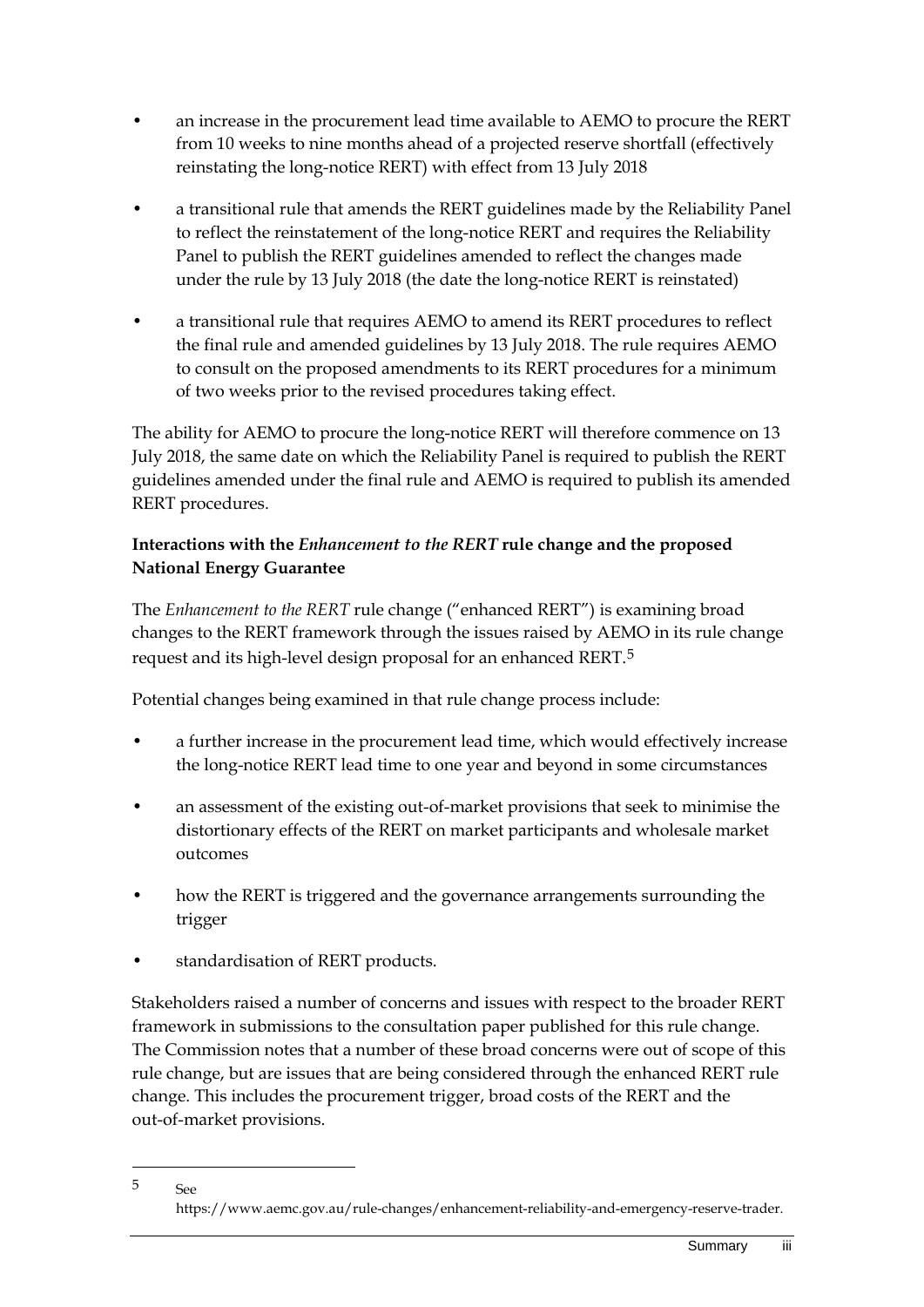- an increase in the procurement lead time available to AEMO to procure the RERT from 10 weeks to nine months ahead of a projected reserve shortfall (effectively reinstating the long-notice RERT) with effect from 13 July 2018
- a transitional rule that amends the RERT guidelines made by the Reliability Panel to reflect the reinstatement of the long-notice RERT and requires the Reliability Panel to publish the RERT guidelines amended to reflect the changes made under the rule by 13 July 2018 (the date the long-notice RERT is reinstated)
- a transitional rule that requires AEMO to amend its RERT procedures to reflect the final rule and amended guidelines by 13 July 2018. The rule requires AEMO to consult on the proposed amendments to its RERT procedures for a minimum of two weeks prior to the revised procedures taking effect.

The ability for AEMO to procure the long-notice RERT will therefore commence on 13 July 2018, the same date on which the Reliability Panel is required to publish the RERT guidelines amended under the final rule and AEMO is required to publish its amended RERT procedures.

**Interactions with the *Enhancement to the RERT* rule change and the proposed National Energy Guarantee**

The *Enhancement to the RERT* rule change ("enhanced RERT") is examining broad changes to the RERT framework through the issues raised by AEMO in its rule change request and its high-level design proposal for an enhanced RERT.[5]

Potential changes being examined in that rule change process include:

- a further increase in the procurement lead time, which would effectively increase the long-notice RERT lead time to one year and beyond in some circumstances
- an assessment of the existing out-of-market provisions that seek to minimise the distortionary effects of the RERT on market participants and wholesale market outcomes
- how the RERT is triggered and the governance arrangements surrounding the trigger
- standardisation of RERT products.

Stakeholders raised a number of concerns and issues with respect to the broader RERT framework in submissions to the consultation paper published for this rule change. The Commission notes that a number of these broad concerns were out of scope of this rule change, but are issues that are being considered through the enhanced RERT rule change. This includes the procurement trigger, broad costs of the RERT and the out-of-market provisions.

---

5 See https://www.aemc.gov.au/rule-changes/enhancement-reliability-and-emergency-reserve-trader.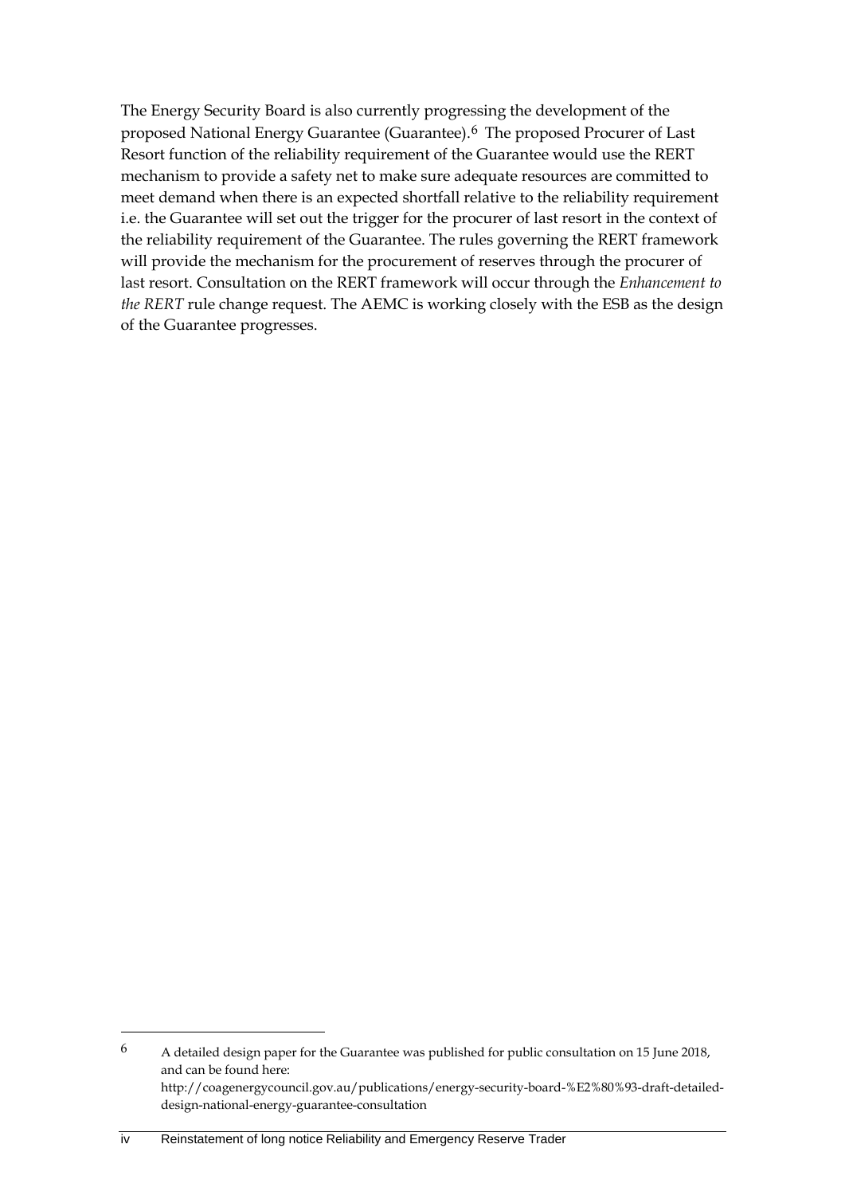The Energy Security Board is also currently progressing the development of the proposed National Energy Guarantee (Guarantee).[6] The proposed Procurer of Last Resort function of the reliability requirement of the Guarantee would use the RERT mechanism to provide a safety net to make sure adequate resources are committed to meet demand when there is an expected shortfall relative to the reliability requirement i.e. the Guarantee will set out the trigger for the procurer of last resort in the context of the reliability requirement of the Guarantee. The rules governing the RERT framework will provide the mechanism for the procurement of reserves through the procurer of last resort. Consultation on the RERT framework will occur through the *Enhancement to the RERT* rule change request. The AEMC is working closely with the ESB as the design of the Guarantee progresses.

[6] A detailed design paper for the Guarantee was published for public consultation on 15 June 2018, and can be found here: http://coagenergycouncil.gov.au/publications/energy-security-board-%E2%80%93-draft-detailed-design-national-energy-guarantee-consultation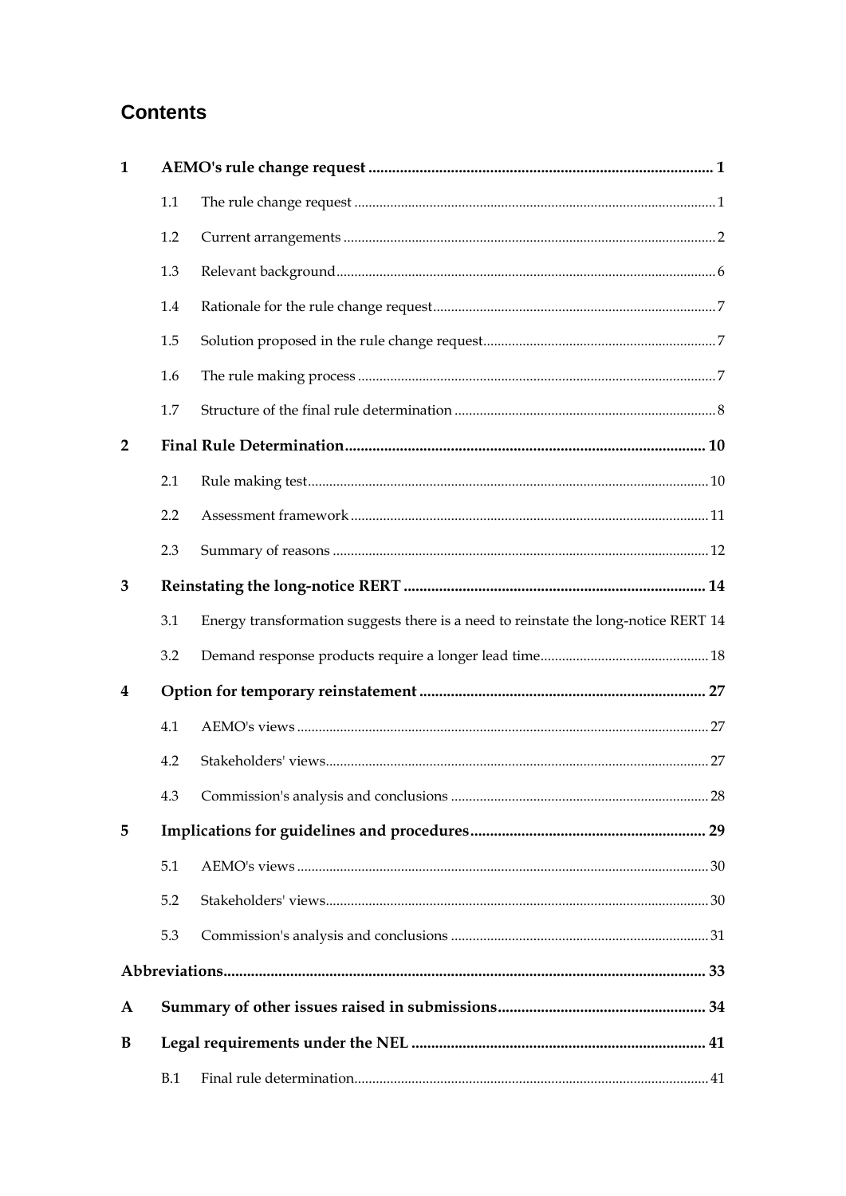## Contents

| | | | |
|---|---|---|---|
| **1** | **AEMO's rule change request** | | **1** |
| | 1.1 | The rule change request | 1 |
| | 1.2 | Current arrangements | 2 |
| | 1.3 | Relevant background | 6 |
| | 1.4 | Rationale for the rule change request | 7 |
| | 1.5 | Solution proposed in the rule change request | 7 |
| | 1.6 | The rule making process | 7 |
| | 1.7 | Structure of the final rule determination | 8 |
| **2** | **Final Rule Determination** | | **10** |
| | 2.1 | Rule making test | 10 |
| | 2.2 | Assessment framework | 11 |
| | 2.3 | Summary of reasons | 12 |
| **3** | **Reinstating the long-notice RERT** | | **14** |
| | 3.1 | Energy transformation suggests there is a need to reinstate the long-notice RERT | 14 |
| | 3.2 | Demand response products require a longer lead time | 18 |
| **4** | **Option for temporary reinstatement** | | **27** |
| | 4.1 | AEMO's views | 27 |
| | 4.2 | Stakeholders' views | 27 |
| | 4.3 | Commission's analysis and conclusions | 28 |
| **5** | **Implications for guidelines and procedures** | | **29** |
| | 5.1 | AEMO's views | 30 |
| | 5.2 | Stakeholders' views | 30 |
| | 5.3 | Commission's analysis and conclusions | 31 |
| **Abbreviations** | | | **33** |
| **A** | **Summary of other issues raised in submissions** | | **34** |
| **B** | **Legal requirements under the NEL** | | **41** |
| | B.1 | Final rule determination | 41 |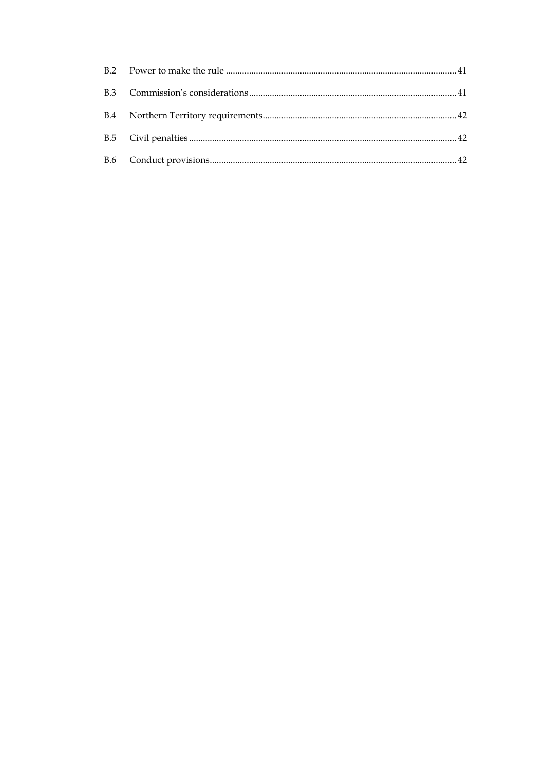| | | |
|---|---|---|
| B.2 | Power to make the rule | 41 |
| B.3 | Commission's considerations | 41 |
| B.4 | Northern Territory requirements | 42 |
| B.5 | Civil penalties | 42 |
| B.6 | Conduct provisions | 42 |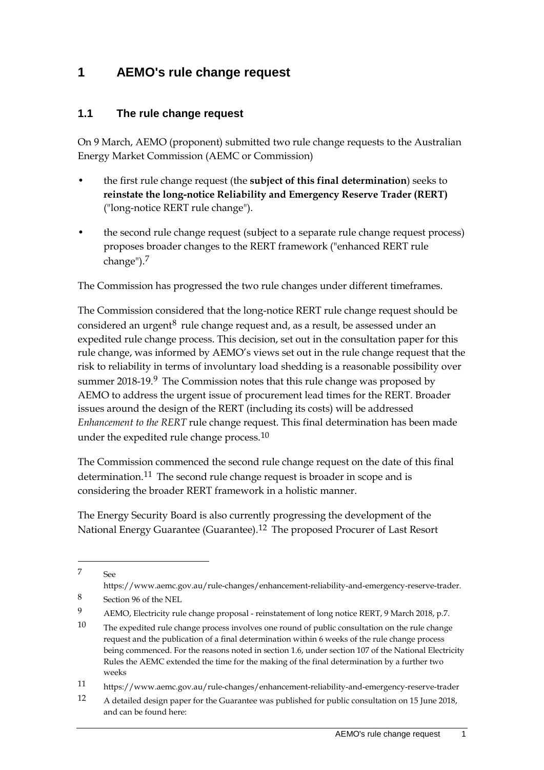# 1 AEMO's rule change request

## 1.1 The rule change request

On 9 March, AEMO (proponent) submitted two rule change requests to the Australian Energy Market Commission (AEMC or Commission)

- the first rule change request (the **subject of this final determination**) seeks to **reinstate the long-notice Reliability and Emergency Reserve Trader (RERT)** ("long-notice RERT rule change").
- the second rule change request (subject to a separate rule change request process) proposes broader changes to the RERT framework ("enhanced RERT rule change").[7]

The Commission has progressed the two rule changes under different timeframes.

The Commission considered that the long-notice RERT rule change request should be considered an urgent[8] rule change request and, as a result, be assessed under an expedited rule change process. This decision, set out in the consultation paper for this rule change, was informed by AEMO's views set out in the rule change request that the risk to reliability in terms of involuntary load shedding is a reasonable possibility over summer 2018-19.[9] The Commission notes that this rule change was proposed by AEMO to address the urgent issue of procurement lead times for the RERT. Broader issues around the design of the RERT (including its costs) will be addressed *Enhancement to the RERT* rule change request. This final determination has been made under the expedited rule change process.[10]

The Commission commenced the second rule change request on the date of this final determination.[11] The second rule change request is broader in scope and is considering the broader RERT framework in a holistic manner.

The Energy Security Board is also currently progressing the development of the National Energy Guarantee (Guarantee).[12] The proposed Procurer of Last Resort

---

7 See https://www.aemc.gov.au/rule-changes/enhancement-reliability-and-emergency-reserve-trader.

8 Section 96 of the NEL

9 AEMO, Electricity rule change proposal - reinstatement of long notice RERT, 9 March 2018, p.7.

10 The expedited rule change process involves one round of public consultation on the rule change request and the publication of a final determination within 6 weeks of the rule change process being commenced. For the reasons noted in section 1.6, under section 107 of the National Electricity Rules the AEMC extended the time for the making of the final determination by a further two weeks

11 https://www.aemc.gov.au/rule-changes/enhancement-reliability-and-emergency-reserve-trader

12 A detailed design paper for the Guarantee was published for public consultation on 15 June 2018, and can be found here: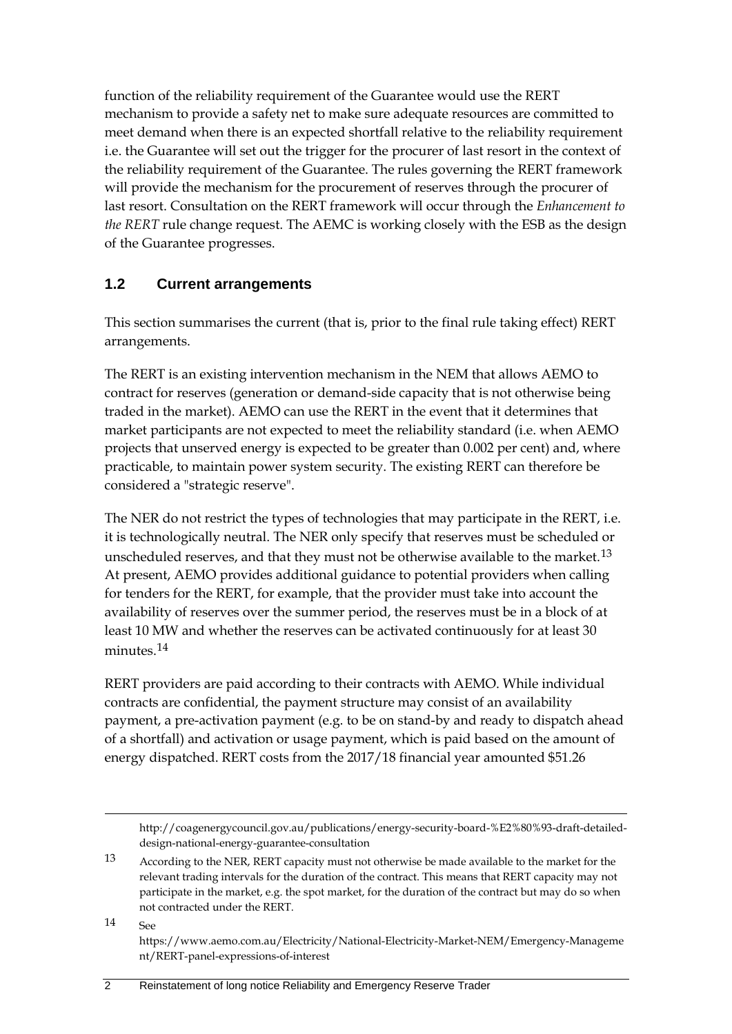function of the reliability requirement of the Guarantee would use the RERT mechanism to provide a safety net to make sure adequate resources are committed to meet demand when there is an expected shortfall relative to the reliability requirement i.e. the Guarantee will set out the trigger for the procurer of last resort in the context of the reliability requirement of the Guarantee. The rules governing the RERT framework will provide the mechanism for the procurement of reserves through the procurer of last resort. Consultation on the RERT framework will occur through the *Enhancement to the RERT* rule change request. The AEMC is working closely with the ESB as the design of the Guarantee progresses.

## 1.2 Current arrangements

This section summarises the current (that is, prior to the final rule taking effect) RERT arrangements.

The RERT is an existing intervention mechanism in the NEM that allows AEMO to contract for reserves (generation or demand-side capacity that is not otherwise being traded in the market). AEMO can use the RERT in the event that it determines that market participants are not expected to meet the reliability standard (i.e. when AEMO projects that unserved energy is expected to be greater than 0.002 per cent) and, where practicable, to maintain power system security. The existing RERT can therefore be considered a "strategic reserve".

The NER do not restrict the types of technologies that may participate in the RERT, i.e. it is technologically neutral. The NER only specify that reserves must be scheduled or unscheduled reserves, and that they must not be otherwise available to the market.[13] At present, AEMO provides additional guidance to potential providers when calling for tenders for the RERT, for example, that the provider must take into account the availability of reserves over the summer period, the reserves must be in a block of at least 10 MW and whether the reserves can be activated continuously for at least 30 minutes.[14]

RERT providers are paid according to their contracts with AEMO. While individual contracts are confidential, the payment structure may consist of an availability payment, a pre-activation payment (e.g. to be on stand-by and ready to dispatch ahead of a shortfall) and activation or usage payment, which is paid based on the amount of energy dispatched. RERT costs from the 2017/18 financial year amounted $51.26

---

http://coagenergycouncil.gov.au/publications/energy-security-board-%E2%80%93-draft-detailed-design-national-energy-guarantee-consultation

13 According to the NER, RERT capacity must not otherwise be made available to the market for the relevant trading intervals for the duration of the contract. This means that RERT capacity may not participate in the market, e.g. the spot market, for the duration of the contract but may do so when not contracted under the RERT.

14 See https://www.aemo.com.au/Electricity/National-Electricity-Market-NEM/Emergency-Management/RERT-panel-expressions-of-interest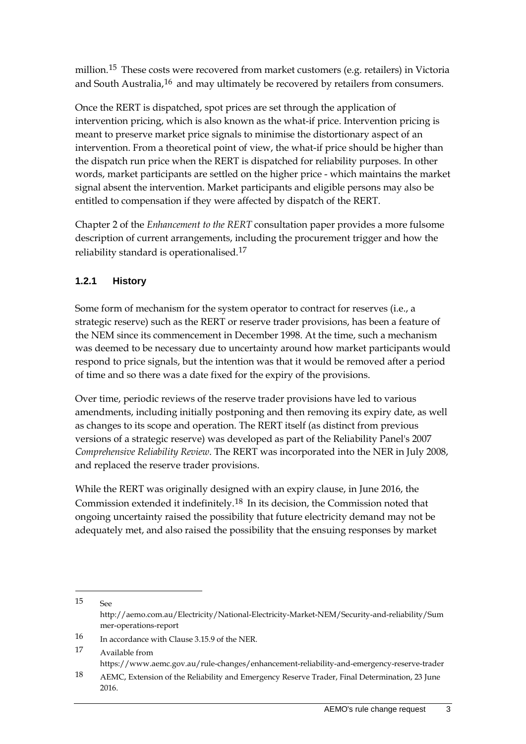million.[15] These costs were recovered from market customers (e.g. retailers) in Victoria and South Australia,[16] and may ultimately be recovered by retailers from consumers.

Once the RERT is dispatched, spot prices are set through the application of intervention pricing, which is also known as the what-if price. Intervention pricing is meant to preserve market price signals to minimise the distortionary aspect of an intervention. From a theoretical point of view, the what-if price should be higher than the dispatch run price when the RERT is dispatched for reliability purposes. In other words, market participants are settled on the higher price - which maintains the market signal absent the intervention. Market participants and eligible persons may also be entitled to compensation if they were affected by dispatch of the RERT.

Chapter 2 of the *Enhancement to the RERT* consultation paper provides a more fulsome description of current arrangements, including the procurement trigger and how the reliability standard is operationalised.[17]

### 1.2.1 History

Some form of mechanism for the system operator to contract for reserves (i.e., a strategic reserve) such as the RERT or reserve trader provisions, has been a feature of the NEM since its commencement in December 1998. At the time, such a mechanism was deemed to be necessary due to uncertainty around how market participants would respond to price signals, but the intention was that it would be removed after a period of time and so there was a date fixed for the expiry of the provisions.

Over time, periodic reviews of the reserve trader provisions have led to various amendments, including initially postponing and then removing its expiry date, as well as changes to its scope and operation. The RERT itself (as distinct from previous versions of a strategic reserve) was developed as part of the Reliability Panel's 2007 *Comprehensive Reliability Review*. The RERT was incorporated into the NER in July 2008, and replaced the reserve trader provisions.

While the RERT was originally designed with an expiry clause, in June 2016, the Commission extended it indefinitely.[18] In its decision, the Commission noted that ongoing uncertainty raised the possibility that future electricity demand may not be adequately met, and also raised the possibility that the ensuing responses by market

---

15 See http://aemo.com.au/Electricity/National-Electricity-Market-NEM/Security-and-reliability/Summer-operations-report

16 In accordance with Clause 3.15.9 of the NER.

17 Available from https://www.aemc.gov.au/rule-changes/enhancement-reliability-and-emergency-reserve-trader

18 AEMC, Extension of the Reliability and Emergency Reserve Trader, Final Determination, 23 June 2016.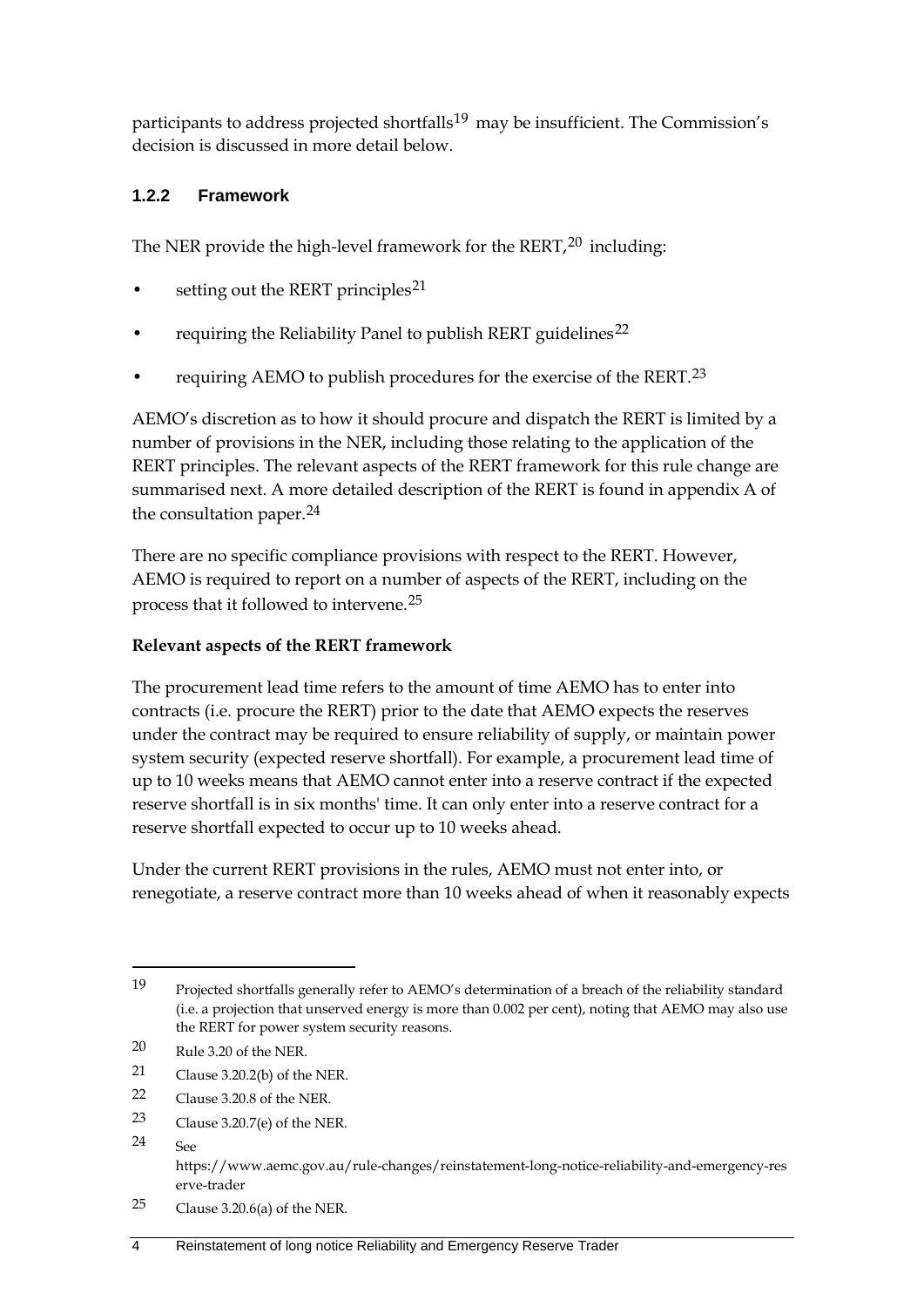participants to address projected shortfalls[19] may be insufficient. The Commission's decision is discussed in more detail below.

### 1.2.2 Framework

The NER provide the high-level framework for the RERT,[20] including:

- setting out the RERT principles[21]
- requiring the Reliability Panel to publish RERT guidelines[22]
- requiring AEMO to publish procedures for the exercise of the RERT.[23]

AEMO's discretion as to how it should procure and dispatch the RERT is limited by a number of provisions in the NER, including those relating to the application of the RERT principles. The relevant aspects of the RERT framework for this rule change are summarised next. A more detailed description of the RERT is found in appendix A of the consultation paper.[24]

There are no specific compliance provisions with respect to the RERT. However, AEMO is required to report on a number of aspects of the RERT, including on the process that it followed to intervene.[25]

**Relevant aspects of the RERT framework**

The procurement lead time refers to the amount of time AEMO has to enter into contracts (i.e. procure the RERT) prior to the date that AEMO expects the reserves under the contract may be required to ensure reliability of supply, or maintain power system security (expected reserve shortfall). For example, a procurement lead time of up to 10 weeks means that AEMO cannot enter into a reserve contract if the expected reserve shortfall is in six months' time. It can only enter into a reserve contract for a reserve shortfall expected to occur up to 10 weeks ahead.

Under the current RERT provisions in the rules, AEMO must not enter into, or renegotiate, a reserve contract more than 10 weeks ahead of when it reasonably expects

---

19 Projected shortfalls generally refer to AEMO's determination of a breach of the reliability standard (i.e. a projection that unserved energy is more than 0.002 per cent), noting that AEMO may also use the RERT for power system security reasons.

20 Rule 3.20 of the NER.

21 Clause 3.20.2(b) of the NER.

22 Clause 3.20.8 of the NER.

23 Clause 3.20.7(e) of the NER.

24 See https://www.aemc.gov.au/rule-changes/reinstatement-long-notice-reliability-and-emergency-reserve-trader

25 Clause 3.20.6(a) of the NER.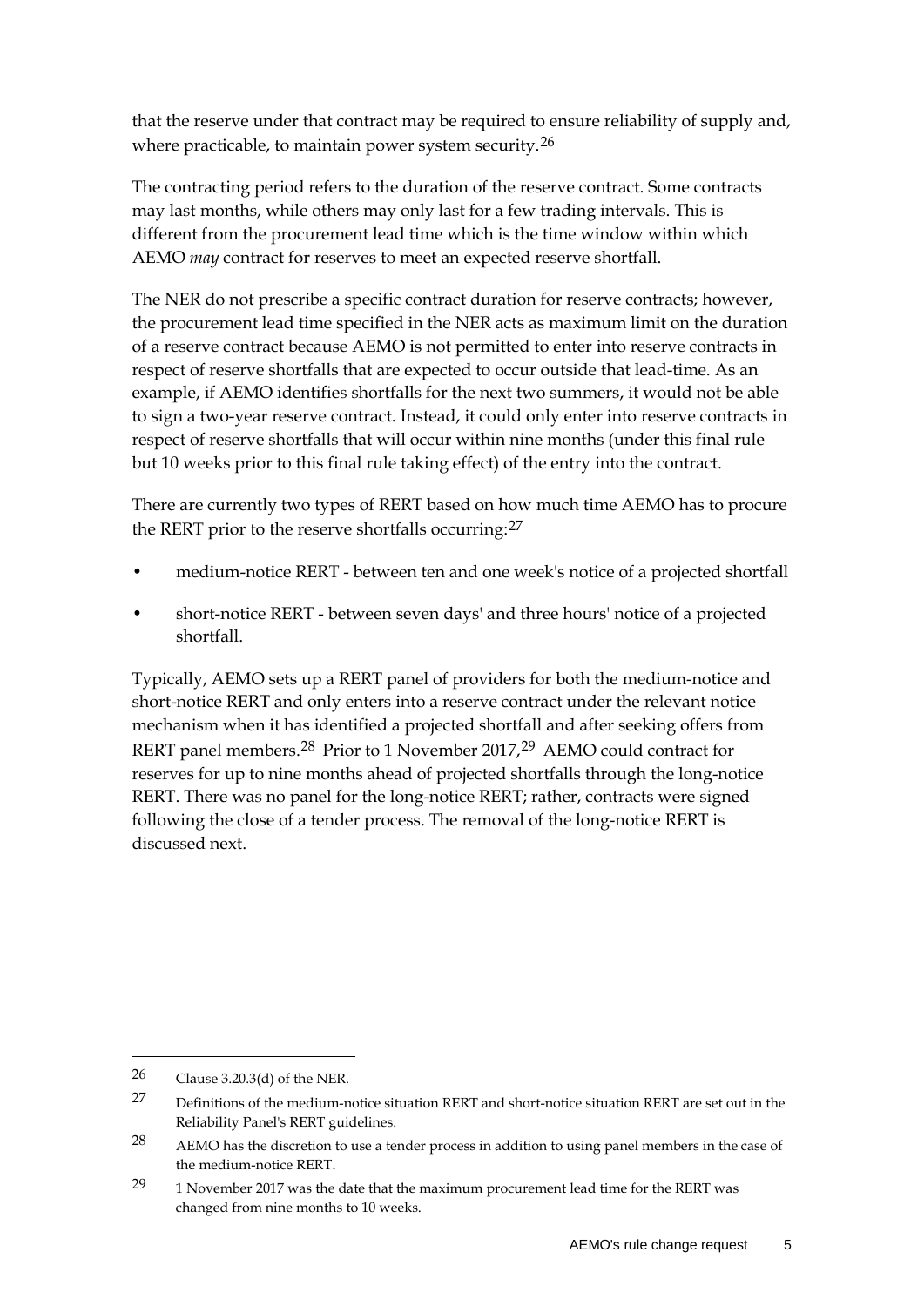that the reserve under that contract may be required to ensure reliability of supply and, where practicable, to maintain power system security.[26]

The contracting period refers to the duration of the reserve contract. Some contracts may last months, while others may only last for a few trading intervals. This is different from the procurement lead time which is the time window within which AEMO *may* contract for reserves to meet an expected reserve shortfall.

The NER do not prescribe a specific contract duration for reserve contracts; however, the procurement lead time specified in the NER acts as maximum limit on the duration of a reserve contract because AEMO is not permitted to enter into reserve contracts in respect of reserve shortfalls that are expected to occur outside that lead-time. As an example, if AEMO identifies shortfalls for the next two summers, it would not be able to sign a two-year reserve contract. Instead, it could only enter into reserve contracts in respect of reserve shortfalls that will occur within nine months (under this final rule but 10 weeks prior to this final rule taking effect) of the entry into the contract.

There are currently two types of RERT based on how much time AEMO has to procure the RERT prior to the reserve shortfalls occurring:[27]

- medium-notice RERT - between ten and one week's notice of a projected shortfall
- short-notice RERT - between seven days' and three hours' notice of a projected shortfall.

Typically, AEMO sets up a RERT panel of providers for both the medium-notice and short-notice RERT and only enters into a reserve contract under the relevant notice mechanism when it has identified a projected shortfall and after seeking offers from RERT panel members.[28] Prior to 1 November 2017,[29] AEMO could contract for reserves for up to nine months ahead of projected shortfalls through the long-notice RERT. There was no panel for the long-notice RERT; rather, contracts were signed following the close of a tender process. The removal of the long-notice RERT is discussed next.

---

26 Clause 3.20.3(d) of the NER.

27 Definitions of the medium-notice situation RERT and short-notice situation RERT are set out in the Reliability Panel's RERT guidelines.

28 AEMO has the discretion to use a tender process in addition to using panel members in the case of the medium-notice RERT.

29 1 November 2017 was the date that the maximum procurement lead time for the RERT was changed from nine months to 10 weeks.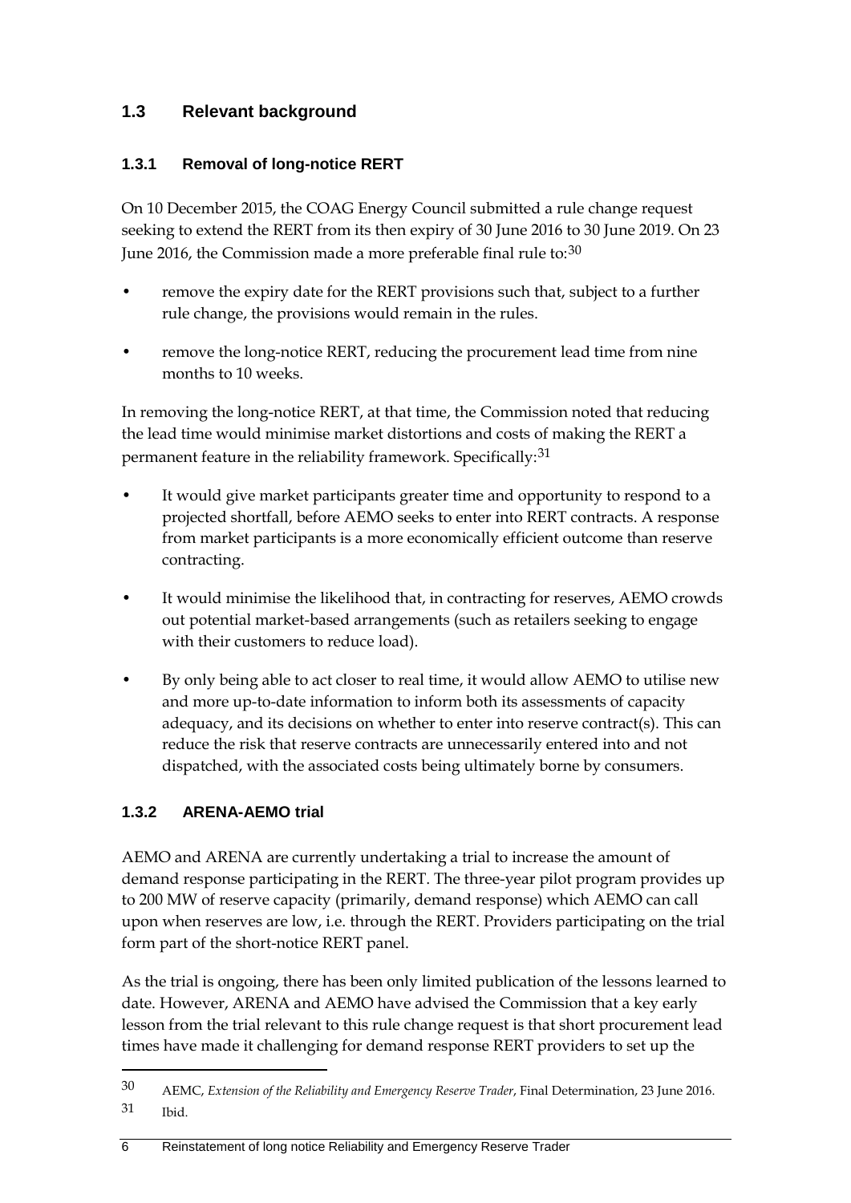## 1.3 Relevant background

### 1.3.1 Removal of long-notice RERT

On 10 December 2015, the COAG Energy Council submitted a rule change request seeking to extend the RERT from its then expiry of 30 June 2016 to 30 June 2019. On 23 June 2016, the Commission made a more preferable final rule to:[30]

- remove the expiry date for the RERT provisions such that, subject to a further rule change, the provisions would remain in the rules.
- remove the long-notice RERT, reducing the procurement lead time from nine months to 10 weeks.

In removing the long-notice RERT, at that time, the Commission noted that reducing the lead time would minimise market distortions and costs of making the RERT a permanent feature in the reliability framework. Specifically:[31]

- It would give market participants greater time and opportunity to respond to a projected shortfall, before AEMO seeks to enter into RERT contracts. A response from market participants is a more economically efficient outcome than reserve contracting.
- It would minimise the likelihood that, in contracting for reserves, AEMO crowds out potential market-based arrangements (such as retailers seeking to engage with their customers to reduce load).
- By only being able to act closer to real time, it would allow AEMO to utilise new and more up-to-date information to inform both its assessments of capacity adequacy, and its decisions on whether to enter into reserve contract(s). This can reduce the risk that reserve contracts are unnecessarily entered into and not dispatched, with the associated costs being ultimately borne by consumers.

### 1.3.2 ARENA-AEMO trial

AEMO and ARENA are currently undertaking a trial to increase the amount of demand response participating in the RERT. The three-year pilot program provides up to 200 MW of reserve capacity (primarily, demand response) which AEMO can call upon when reserves are low, i.e. through the RERT. Providers participating on the trial form part of the short-notice RERT panel.

As the trial is ongoing, there has been only limited publication of the lessons learned to date. However, ARENA and AEMO have advised the Commission that a key early lesson from the trial relevant to this rule change request is that short procurement lead times have made it challenging for demand response RERT providers to set up the

---

30 AEMC, *Extension of the Reliability and Emergency Reserve Trader*, Final Determination, 23 June 2016.

31 Ibid.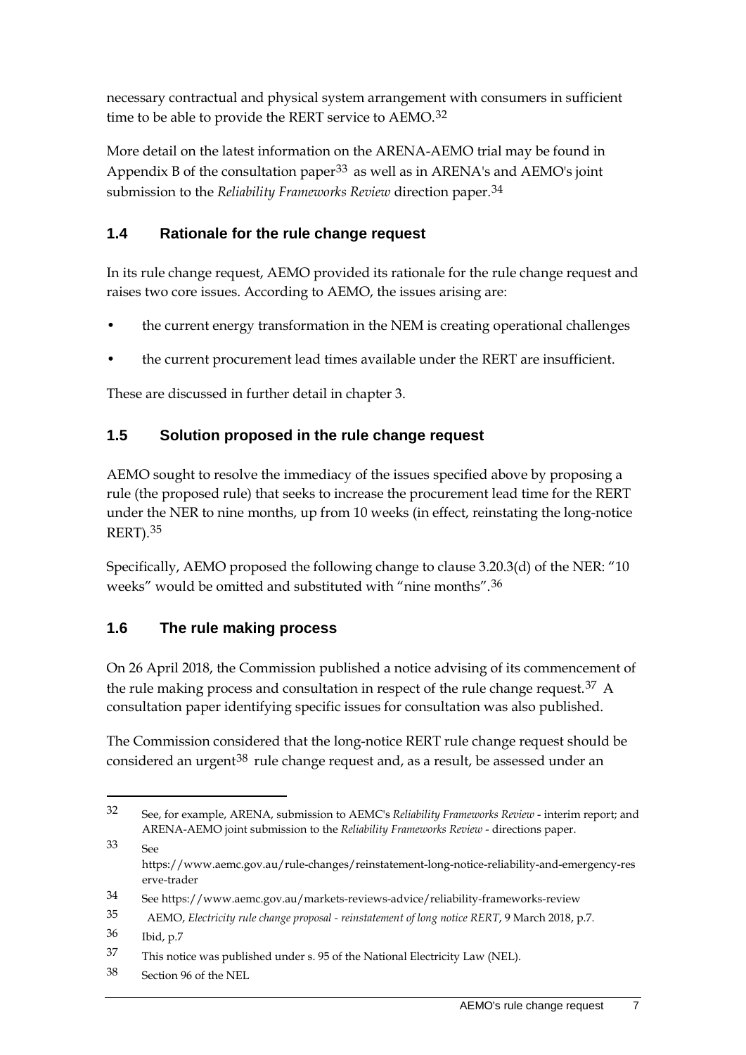necessary contractual and physical system arrangement with consumers in sufficient time to be able to provide the RERT service to AEMO.[32]

More detail on the latest information on the ARENA-AEMO trial may be found in Appendix B of the consultation paper[33] as well as in ARENA's and AEMO's joint submission to the *Reliability Frameworks Review* direction paper.[34]

## 1.4 Rationale for the rule change request

In its rule change request, AEMO provided its rationale for the rule change request and raises two core issues. According to AEMO, the issues arising are:

- the current energy transformation in the NEM is creating operational challenges
- the current procurement lead times available under the RERT are insufficient.

These are discussed in further detail in chapter 3.

## 1.5 Solution proposed in the rule change request

AEMO sought to resolve the immediacy of the issues specified above by proposing a rule (the proposed rule) that seeks to increase the procurement lead time for the RERT under the NER to nine months, up from 10 weeks (in effect, reinstating the long-notice RERT).[35]

Specifically, AEMO proposed the following change to clause 3.20.3(d) of the NER: "10 weeks" would be omitted and substituted with "nine months".[36]

## 1.6 The rule making process

On 26 April 2018, the Commission published a notice advising of its commencement of the rule making process and consultation in respect of the rule change request.[37] A consultation paper identifying specific issues for consultation was also published.

The Commission considered that the long-notice RERT rule change request should be considered an urgent[38] rule change request and, as a result, be assessed under an

---

32 See, for example, ARENA, submission to AEMC's *Reliability Frameworks Review* - interim report; and ARENA-AEMO joint submission to the *Reliability Frameworks Review* - directions paper.

33 See https://www.aemc.gov.au/rule-changes/reinstatement-long-notice-reliability-and-emergency-reserve-trader

34 See https://www.aemc.gov.au/markets-reviews-advice/reliability-frameworks-review

35 AEMO, *Electricity rule change proposal - reinstatement of long notice RERT*, 9 March 2018, p.7.

36 Ibid, p.7

37 This notice was published under s. 95 of the National Electricity Law (NEL).

38 Section 96 of the NEL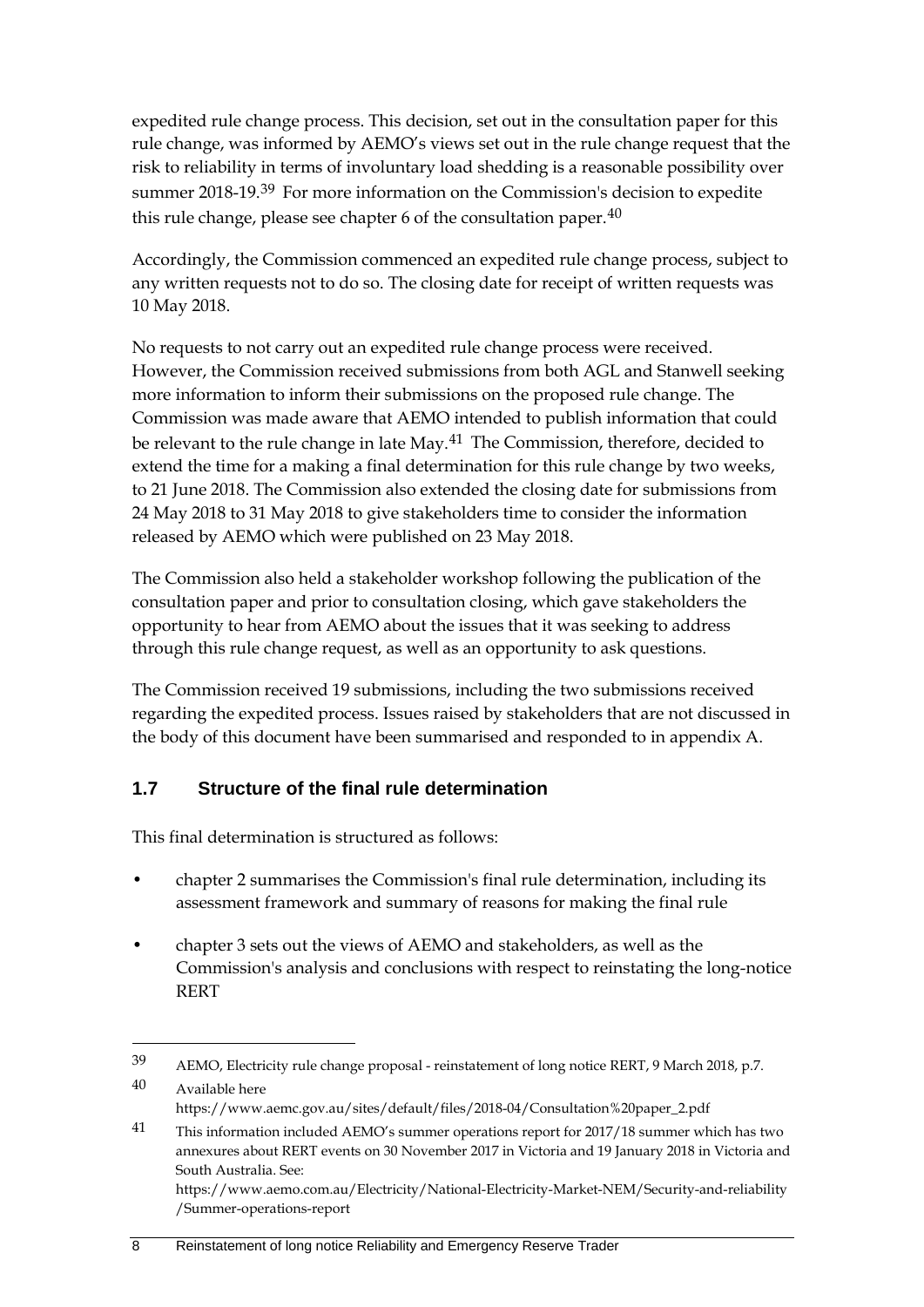expedited rule change process. This decision, set out in the consultation paper for this rule change, was informed by AEMO's views set out in the rule change request that the risk to reliability in terms of involuntary load shedding is a reasonable possibility over summer 2018-19.[39] For more information on the Commission's decision to expedite this rule change, please see chapter 6 of the consultation paper.[40]

Accordingly, the Commission commenced an expedited rule change process, subject to any written requests not to do so. The closing date for receipt of written requests was 10 May 2018.

No requests to not carry out an expedited rule change process were received. However, the Commission received submissions from both AGL and Stanwell seeking more information to inform their submissions on the proposed rule change. The Commission was made aware that AEMO intended to publish information that could be relevant to the rule change in late May.[41] The Commission, therefore, decided to extend the time for a making a final determination for this rule change by two weeks, to 21 June 2018. The Commission also extended the closing date for submissions from 24 May 2018 to 31 May 2018 to give stakeholders time to consider the information released by AEMO which were published on 23 May 2018.

The Commission also held a stakeholder workshop following the publication of the consultation paper and prior to consultation closing, which gave stakeholders the opportunity to hear from AEMO about the issues that it was seeking to address through this rule change request, as well as an opportunity to ask questions.

The Commission received 19 submissions, including the two submissions received regarding the expedited process. Issues raised by stakeholders that are not discussed in the body of this document have been summarised and responded to in appendix A.

## 1.7 Structure of the final rule determination

This final determination is structured as follows:

- chapter 2 summarises the Commission's final rule determination, including its assessment framework and summary of reasons for making the final rule
- chapter 3 sets out the views of AEMO and stakeholders, as well as the Commission's analysis and conclusions with respect to reinstating the long-notice RERT

---

39 AEMO, Electricity rule change proposal - reinstatement of long notice RERT, 9 March 2018, p.7.

40 Available here https://www.aemc.gov.au/sites/default/files/2018-04/Consultation%20paper_2.pdf

41 This information included AEMO's summer operations report for 2017/18 summer which has two annexures about RERT events on 30 November 2017 in Victoria and 19 January 2018 in Victoria and South Australia. See: https://www.aemo.com.au/Electricity/National-Electricity-Market-NEM/Security-and-reliability/Summer-operations-report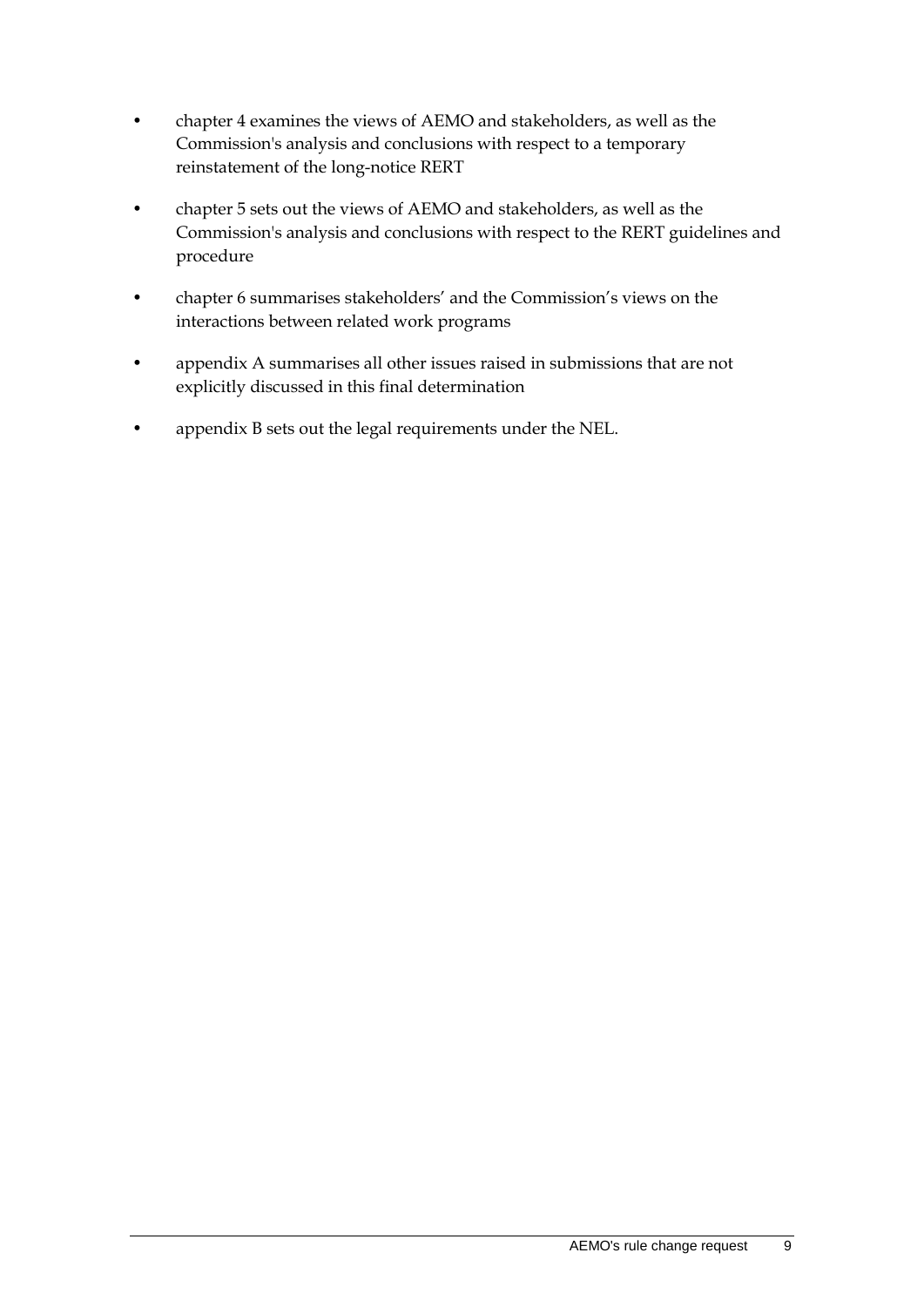- chapter 4 examines the views of AEMO and stakeholders, as well as the Commission's analysis and conclusions with respect to a temporary reinstatement of the long-notice RERT
- chapter 5 sets out the views of AEMO and stakeholders, as well as the Commission's analysis and conclusions with respect to the RERT guidelines and procedure
- chapter 6 summarises stakeholders' and the Commission's views on the interactions between related work programs
- appendix A summarises all other issues raised in submissions that are not explicitly discussed in this final determination
- appendix B sets out the legal requirements under the NEL.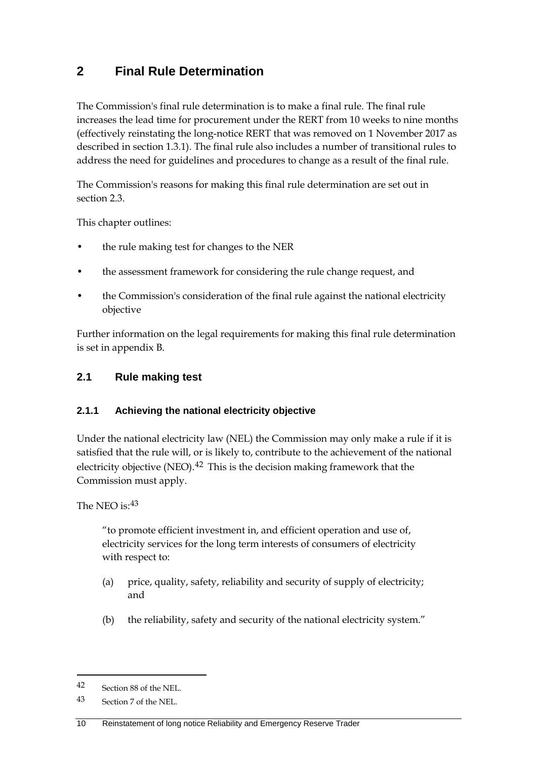# 2 Final Rule Determination

The Commission's final rule determination is to make a final rule. The final rule increases the lead time for procurement under the RERT from 10 weeks to nine months (effectively reinstating the long-notice RERT that was removed on 1 November 2017 as described in section 1.3.1). The final rule also includes a number of transitional rules to address the need for guidelines and procedures to change as a result of the final rule.

The Commission's reasons for making this final rule determination are set out in section 2.3.

This chapter outlines:

- the rule making test for changes to the NER
- the assessment framework for considering the rule change request, and
- the Commission's consideration of the final rule against the national electricity objective

Further information on the legal requirements for making this final rule determination is set in appendix B.

## 2.1 Rule making test

### 2.1.1 Achieving the national electricity objective

Under the national electricity law (NEL) the Commission may only make a rule if it is satisfied that the rule will, or is likely to, contribute to the achievement of the national electricity objective (NEO).[42] This is the decision making framework that the Commission must apply.

The NEO is:[43]

> "to promote efficient investment in, and efficient operation and use of, electricity services for the long term interests of consumers of electricity with respect to:
>
> (a) price, quality, safety, reliability and security of supply of electricity; and
>
> (b) the reliability, safety and security of the national electricity system."

---

42 Section 88 of the NEL.

43 Section 7 of the NEL.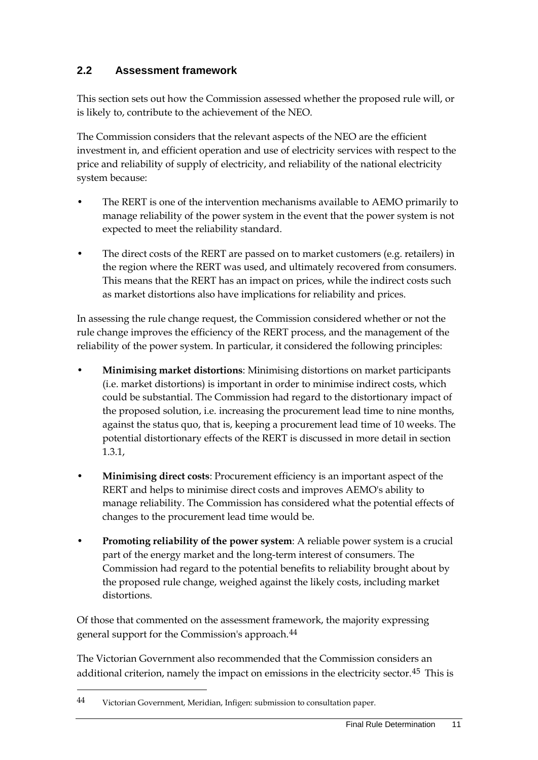## 2.2 Assessment framework

This section sets out how the Commission assessed whether the proposed rule will, or is likely to, contribute to the achievement of the NEO.

The Commission considers that the relevant aspects of the NEO are the efficient investment in, and efficient operation and use of electricity services with respect to the price and reliability of supply of electricity, and reliability of the national electricity system because:

- The RERT is one of the intervention mechanisms available to AEMO primarily to manage reliability of the power system in the event that the power system is not expected to meet the reliability standard.
- The direct costs of the RERT are passed on to market customers (e.g. retailers) in the region where the RERT was used, and ultimately recovered from consumers. This means that the RERT has an impact on prices, while the indirect costs such as market distortions also have implications for reliability and prices.

In assessing the rule change request, the Commission considered whether or not the rule change improves the efficiency of the RERT process, and the management of the reliability of the power system. In particular, it considered the following principles:

- **Minimising market distortions**: Minimising distortions on market participants (i.e. market distortions) is important in order to minimise indirect costs, which could be substantial. The Commission had regard to the distortionary impact of the proposed solution, i.e. increasing the procurement lead time to nine months, against the status quo, that is, keeping a procurement lead time of 10 weeks. The potential distortionary effects of the RERT is discussed in more detail in section 1.3.1,
- **Minimising direct costs**: Procurement efficiency is an important aspect of the RERT and helps to minimise direct costs and improves AEMO's ability to manage reliability. The Commission has considered what the potential effects of changes to the procurement lead time would be.
- **Promoting reliability of the power system**: A reliable power system is a crucial part of the energy market and the long-term interest of consumers. The Commission had regard to the potential benefits to reliability brought about by the proposed rule change, weighed against the likely costs, including market distortions.

Of those that commented on the assessment framework, the majority expressing general support for the Commission's approach.[44]

The Victorian Government also recommended that the Commission considers an additional criterion, namely the impact on emissions in the electricity sector.[45] This is

---

44 Victorian Government, Meridian, Infigen: submission to consultation paper.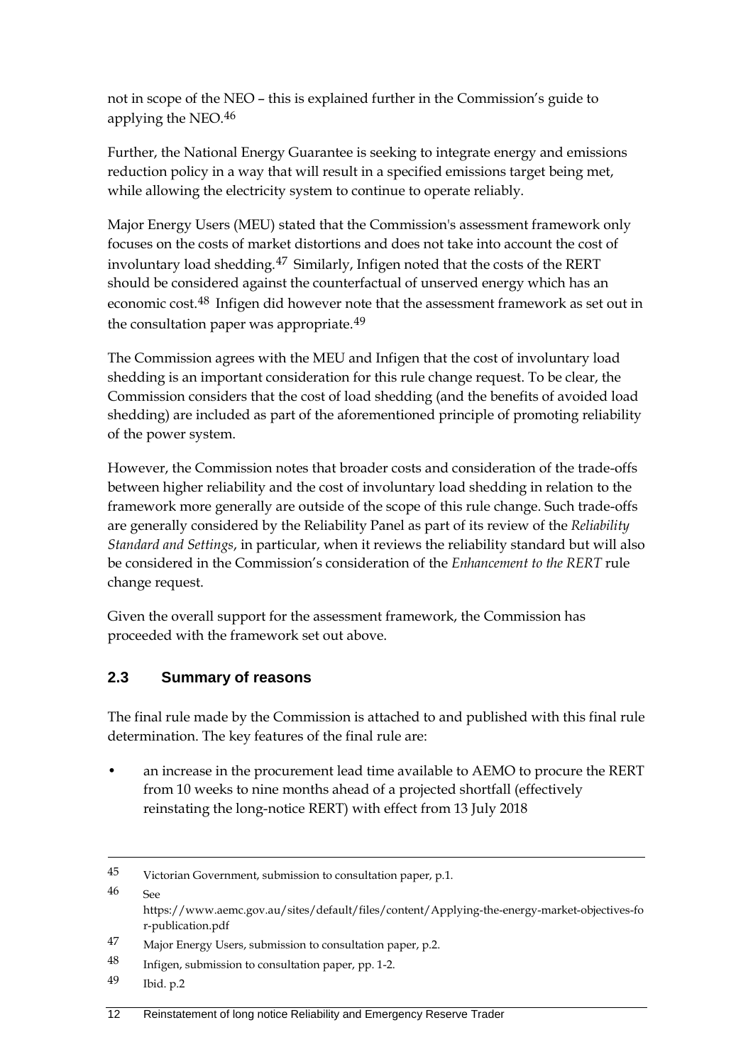not in scope of the NEO – this is explained further in the Commission's guide to applying the NEO.[46]

Further, the National Energy Guarantee is seeking to integrate energy and emissions reduction policy in a way that will result in a specified emissions target being met, while allowing the electricity system to continue to operate reliably.

Major Energy Users (MEU) stated that the Commission's assessment framework only focuses on the costs of market distortions and does not take into account the cost of involuntary load shedding.[47] Similarly, Infigen noted that the costs of the RERT should be considered against the counterfactual of unserved energy which has an economic cost.[48] Infigen did however note that the assessment framework as set out in the consultation paper was appropriate.[49]

The Commission agrees with the MEU and Infigen that the cost of involuntary load shedding is an important consideration for this rule change request. To be clear, the Commission considers that the cost of load shedding (and the benefits of avoided load shedding) are included as part of the aforementioned principle of promoting reliability of the power system.

However, the Commission notes that broader costs and consideration of the trade-offs between higher reliability and the cost of involuntary load shedding in relation to the framework more generally are outside of the scope of this rule change. Such trade-offs are generally considered by the Reliability Panel as part of its review of the *Reliability Standard and Settings*, in particular, when it reviews the reliability standard but will also be considered in the Commission's consideration of the *Enhancement to the RERT* rule change request.

Given the overall support for the assessment framework, the Commission has proceeded with the framework set out above.

## 2.3 Summary of reasons

The final rule made by the Commission is attached to and published with this final rule determination. The key features of the final rule are:

- an increase in the procurement lead time available to AEMO to procure the RERT from 10 weeks to nine months ahead of a projected shortfall (effectively reinstating the long-notice RERT) with effect from 13 July 2018

---

45 Victorian Government, submission to consultation paper, p.1.

46 See https://www.aemc.gov.au/sites/default/files/content/Applying-the-energy-market-objectives-for-publication.pdf

47 Major Energy Users, submission to consultation paper, p.2.

48 Infigen, submission to consultation paper, pp. 1-2.

49 Ibid. p.2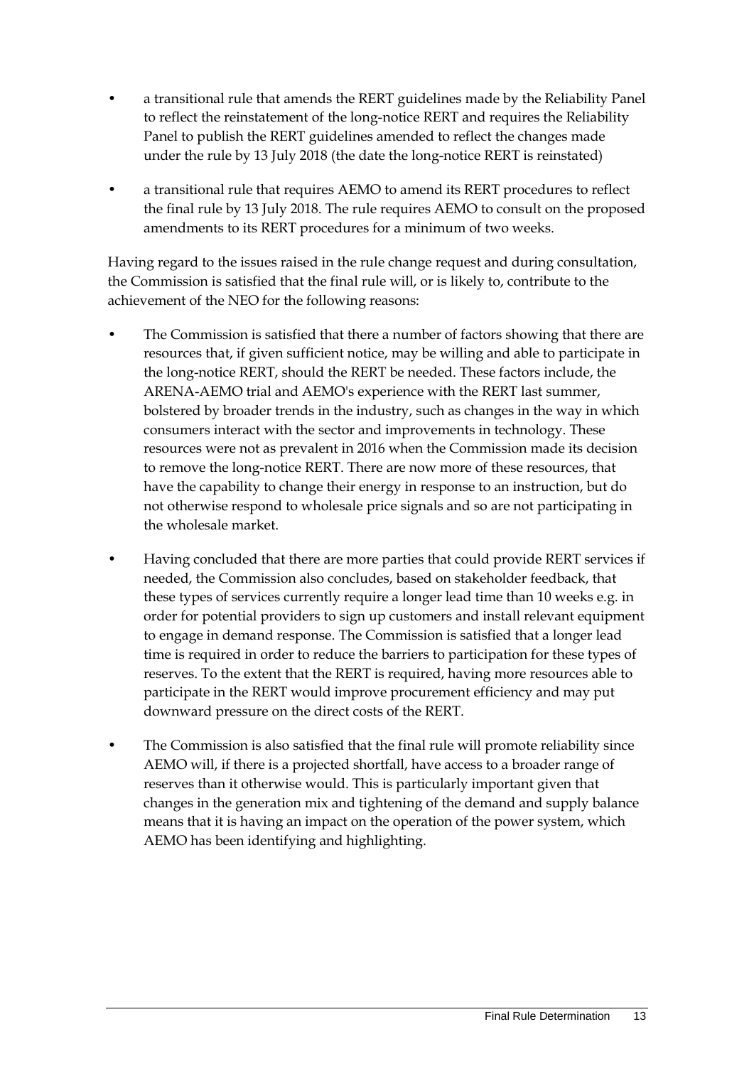- a transitional rule that amends the RERT guidelines made by the Reliability Panel to reflect the reinstatement of the long-notice RERT and requires the Reliability Panel to publish the RERT guidelines amended to reflect the changes made under the rule by 13 July 2018 (the date the long-notice RERT is reinstated)
- a transitional rule that requires AEMO to amend its RERT procedures to reflect the final rule by 13 July 2018. The rule requires AEMO to consult on the proposed amendments to its RERT procedures for a minimum of two weeks.

Having regard to the issues raised in the rule change request and during consultation, the Commission is satisfied that the final rule will, or is likely to, contribute to the achievement of the NEO for the following reasons:

- The Commission is satisfied that there a number of factors showing that there are resources that, if given sufficient notice, may be willing and able to participate in the long-notice RERT, should the RERT be needed. These factors include, the ARENA-AEMO trial and AEMO's experience with the RERT last summer, bolstered by broader trends in the industry, such as changes in the way in which consumers interact with the sector and improvements in technology. These resources were not as prevalent in 2016 when the Commission made its decision to remove the long-notice RERT. There are now more of these resources, that have the capability to change their energy in response to an instruction, but do not otherwise respond to wholesale price signals and so are not participating in the wholesale market.
- Having concluded that there are more parties that could provide RERT services if needed, the Commission also concludes, based on stakeholder feedback, that these types of services currently require a longer lead time than 10 weeks e.g. in order for potential providers to sign up customers and install relevant equipment to engage in demand response. The Commission is satisfied that a longer lead time is required in order to reduce the barriers to participation for these types of reserves. To the extent that the RERT is required, having more resources able to participate in the RERT would improve procurement efficiency and may put downward pressure on the direct costs of the RERT.
- The Commission is also satisfied that the final rule will promote reliability since AEMO will, if there is a projected shortfall, have access to a broader range of reserves than it otherwise would. This is particularly important given that changes in the generation mix and tightening of the demand and supply balance means that it is having an impact on the operation of the power system, which AEMO has been identifying and highlighting.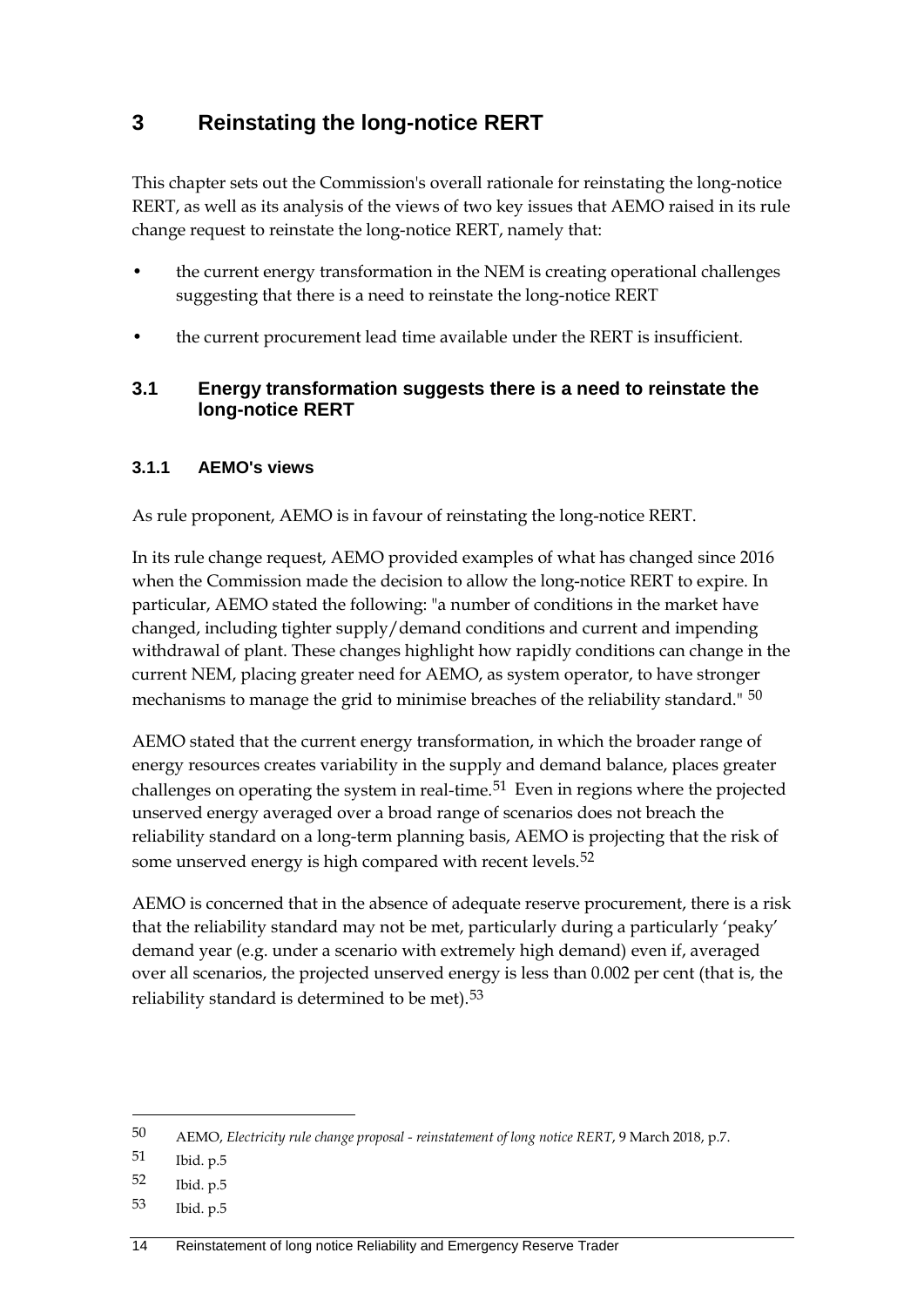# 3 Reinstating the long-notice RERT

This chapter sets out the Commission's overall rationale for reinstating the long-notice RERT, as well as its analysis of the views of two key issues that AEMO raised in its rule change request to reinstate the long-notice RERT, namely that:

- the current energy transformation in the NEM is creating operational challenges suggesting that there is a need to reinstate the long-notice RERT
- the current procurement lead time available under the RERT is insufficient.

## 3.1 Energy transformation suggests there is a need to reinstate the long-notice RERT

### 3.1.1 AEMO's views

As rule proponent, AEMO is in favour of reinstating the long-notice RERT.

In its rule change request, AEMO provided examples of what has changed since 2016 when the Commission made the decision to allow the long-notice RERT to expire. In particular, AEMO stated the following: "a number of conditions in the market have changed, including tighter supply/demand conditions and current and impending withdrawal of plant. These changes highlight how rapidly conditions can change in the current NEM, placing greater need for AEMO, as system operator, to have stronger mechanisms to manage the grid to minimise breaches of the reliability standard." [50]

AEMO stated that the current energy transformation, in which the broader range of energy resources creates variability in the supply and demand balance, places greater challenges on operating the system in real-time.[51] Even in regions where the projected unserved energy averaged over a broad range of scenarios does not breach the reliability standard on a long-term planning basis, AEMO is projecting that the risk of some unserved energy is high compared with recent levels.[52]

AEMO is concerned that in the absence of adequate reserve procurement, there is a risk that the reliability standard may not be met, particularly during a particularly 'peaky' demand year (e.g. under a scenario with extremely high demand) even if, averaged over all scenarios, the projected unserved energy is less than 0.002 per cent (that is, the reliability standard is determined to be met).[53]

---

50 AEMO, *Electricity rule change proposal - reinstatement of long notice RERT*, 9 March 2018, p.7.

51 Ibid. p.5

52 Ibid. p.5

53 Ibid. p.5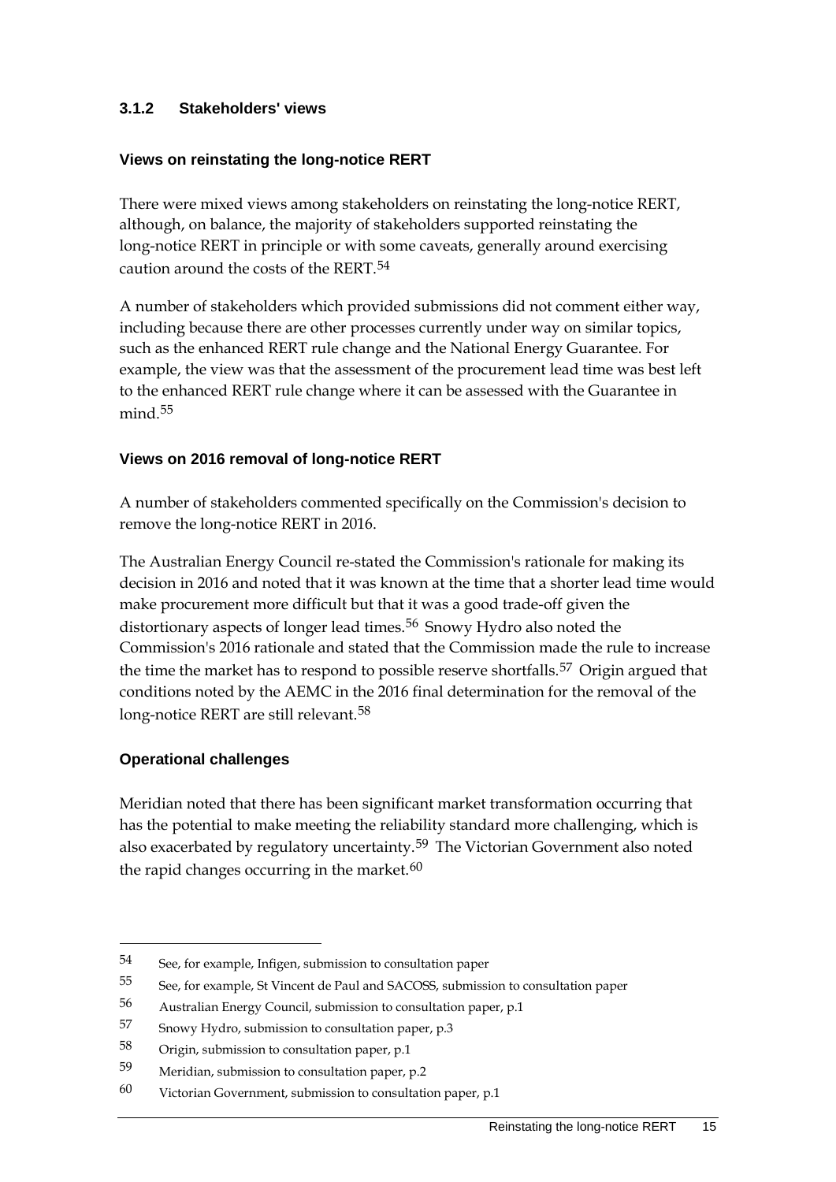### 3.1.2 Stakeholders' views

#### Views on reinstating the long-notice RERT

There were mixed views among stakeholders on reinstating the long-notice RERT, although, on balance, the majority of stakeholders supported reinstating the long-notice RERT in principle or with some caveats, generally around exercising caution around the costs of the RERT.[54]

A number of stakeholders which provided submissions did not comment either way, including because there are other processes currently under way on similar topics, such as the enhanced RERT rule change and the National Energy Guarantee. For example, the view was that the assessment of the procurement lead time was best left to the enhanced RERT rule change where it can be assessed with the Guarantee in mind.[55]

#### Views on 2016 removal of long-notice RERT

A number of stakeholders commented specifically on the Commission's decision to remove the long-notice RERT in 2016.

The Australian Energy Council re-stated the Commission's rationale for making its decision in 2016 and noted that it was known at the time that a shorter lead time would make procurement more difficult but that it was a good trade-off given the distortionary aspects of longer lead times.[56] Snowy Hydro also noted the Commission's 2016 rationale and stated that the Commission made the rule to increase the time the market has to respond to possible reserve shortfalls.[57] Origin argued that conditions noted by the AEMC in the 2016 final determination for the removal of the long-notice RERT are still relevant.[58]

#### Operational challenges

Meridian noted that there has been significant market transformation occurring that has the potential to make meeting the reliability standard more challenging, which is also exacerbated by regulatory uncertainty.[59] The Victorian Government also noted the rapid changes occurring in the market.[60]

---

54 See, for example, Infigen, submission to consultation paper

55 See, for example, St Vincent de Paul and SACOSS, submission to consultation paper

56 Australian Energy Council, submission to consultation paper, p.1

57 Snowy Hydro, submission to consultation paper, p.3

58 Origin, submission to consultation paper, p.1

59 Meridian, submission to consultation paper, p.2

60 Victorian Government, submission to consultation paper, p.1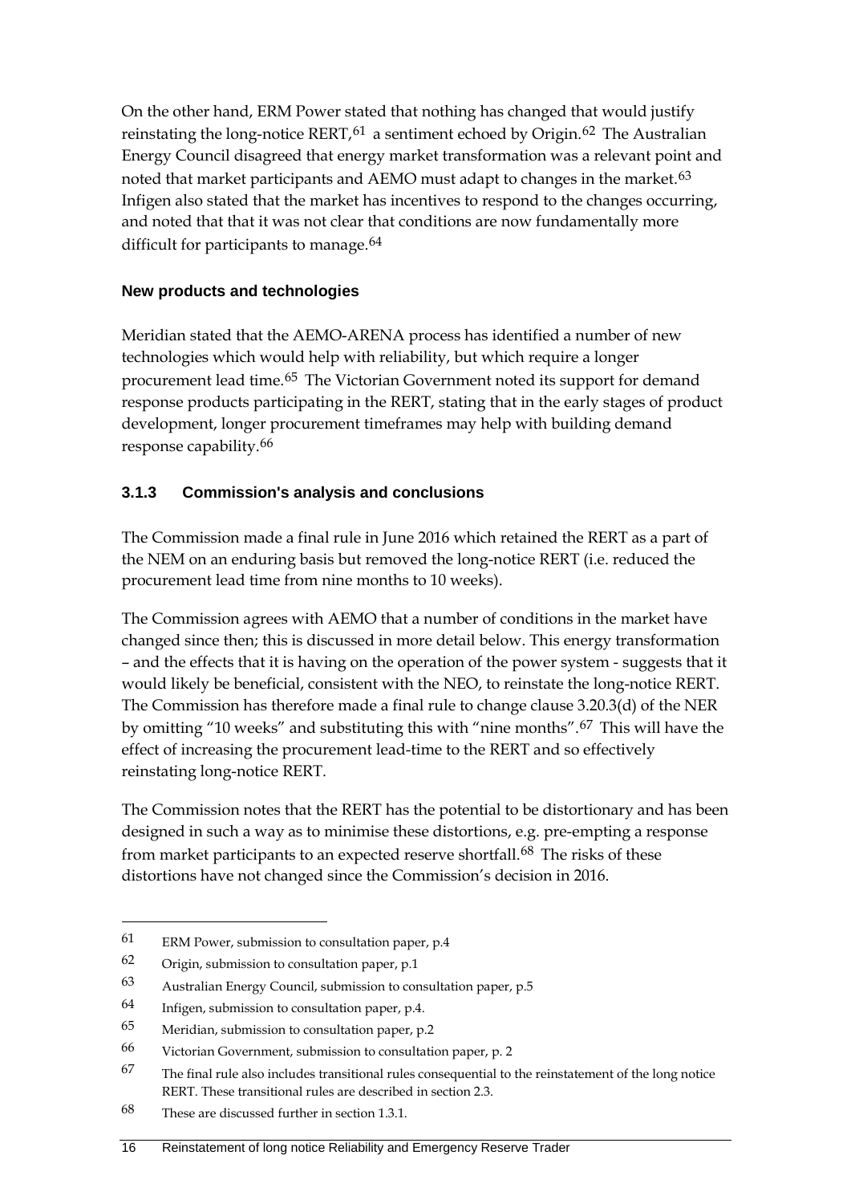On the other hand, ERM Power stated that nothing has changed that would justify reinstating the long-notice RERT,[61] a sentiment echoed by Origin.[62] The Australian Energy Council disagreed that energy market transformation was a relevant point and noted that market participants and AEMO must adapt to changes in the market.[63] Infigen also stated that the market has incentives to respond to the changes occurring, and noted that that it was not clear that conditions are now fundamentally more difficult for participants to manage.[64]

#### New products and technologies

Meridian stated that the AEMO-ARENA process has identified a number of new technologies which would help with reliability, but which require a longer procurement lead time.[65] The Victorian Government noted its support for demand response products participating in the RERT, stating that in the early stages of product development, longer procurement timeframes may help with building demand response capability.[66]

### 3.1.3 Commission's analysis and conclusions

The Commission made a final rule in June 2016 which retained the RERT as a part of the NEM on an enduring basis but removed the long-notice RERT (i.e. reduced the procurement lead time from nine months to 10 weeks).

The Commission agrees with AEMO that a number of conditions in the market have changed since then; this is discussed in more detail below. This energy transformation – and the effects that it is having on the operation of the power system - suggests that it would likely be beneficial, consistent with the NEO, to reinstate the long-notice RERT. The Commission has therefore made a final rule to change clause 3.20.3(d) of the NER by omitting “10 weeks” and substituting this with “nine months”.[67] This will have the effect of increasing the procurement lead-time to the RERT and so effectively reinstating long-notice RERT.

The Commission notes that the RERT has the potential to be distortionary and has been designed in such a way as to minimise these distortions, e.g. pre-empting a response from market participants to an expected reserve shortfall.[68] The risks of these distortions have not changed since the Commission’s decision in 2016.

---

61 ERM Power, submission to consultation paper, p.4

62 Origin, submission to consultation paper, p.1

63 Australian Energy Council, submission to consultation paper, p.5

64 Infigen, submission to consultation paper, p.4.

65 Meridian, submission to consultation paper, p.2

66 Victorian Government, submission to consultation paper, p. 2

67 The final rule also includes transitional rules consequential to the reinstatement of the long notice RERT. These transitional rules are described in section 2.3.

68 These are discussed further in section 1.3.1.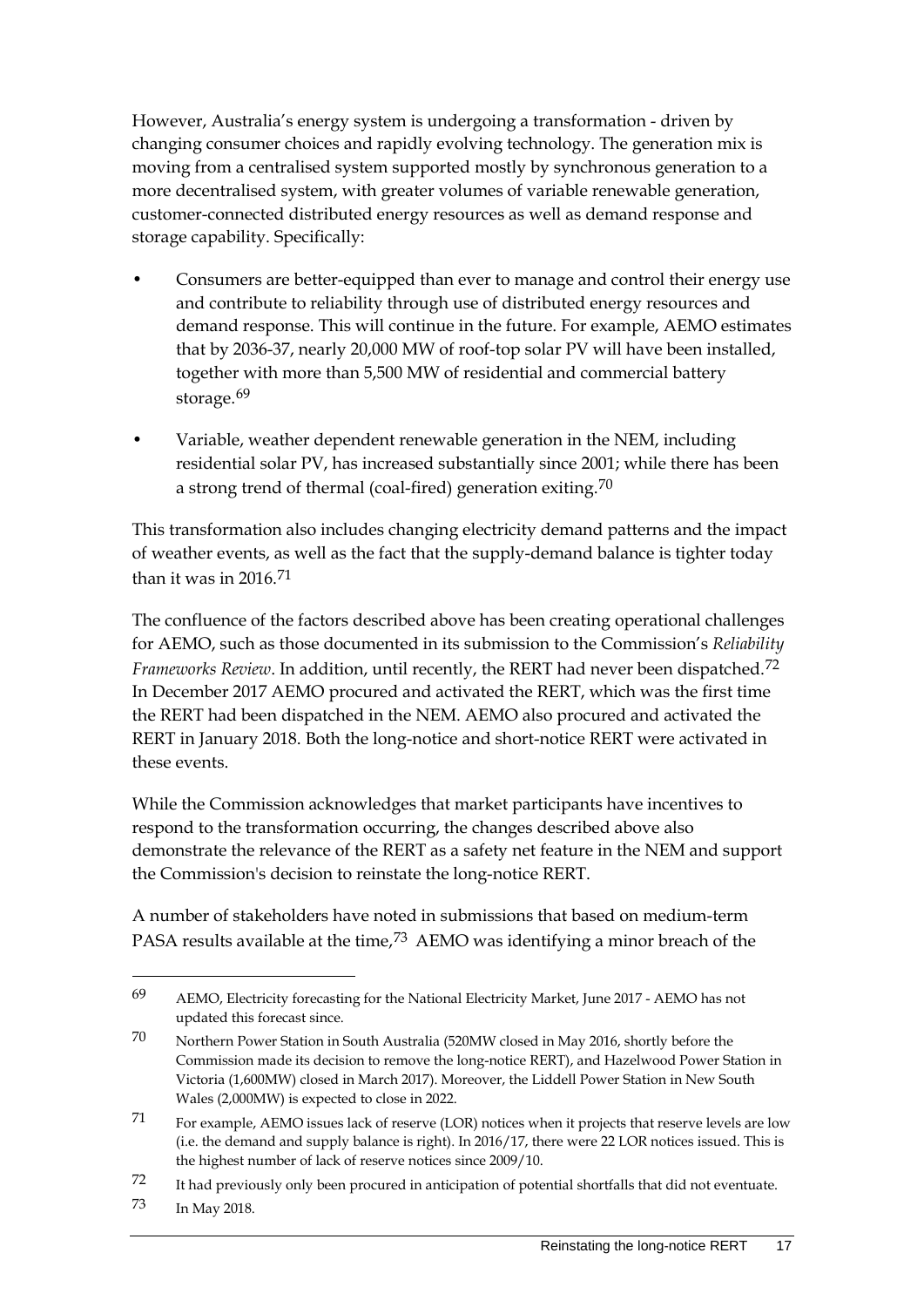However, Australia's energy system is undergoing a transformation - driven by changing consumer choices and rapidly evolving technology. The generation mix is moving from a centralised system supported mostly by synchronous generation to a more decentralised system, with greater volumes of variable renewable generation, customer-connected distributed energy resources as well as demand response and storage capability. Specifically:

- Consumers are better-equipped than ever to manage and control their energy use and contribute to reliability through use of distributed energy resources and demand response. This will continue in the future. For example, AEMO estimates that by 2036-37, nearly 20,000 MW of roof-top solar PV will have been installed, together with more than 5,500 MW of residential and commercial battery storage.[69]
- Variable, weather dependent renewable generation in the NEM, including residential solar PV, has increased substantially since 2001; while there has been a strong trend of thermal (coal-fired) generation exiting.[70]

This transformation also includes changing electricity demand patterns and the impact of weather events, as well as the fact that the supply-demand balance is tighter today than it was in 2016.[71]

The confluence of the factors described above has been creating operational challenges for AEMO, such as those documented in its submission to the Commission's *Reliability Frameworks Review*. In addition, until recently, the RERT had never been dispatched.[72] In December 2017 AEMO procured and activated the RERT, which was the first time the RERT had been dispatched in the NEM. AEMO also procured and activated the RERT in January 2018. Both the long-notice and short-notice RERT were activated in these events.

While the Commission acknowledges that market participants have incentives to respond to the transformation occurring, the changes described above also demonstrate the relevance of the RERT as a safety net feature in the NEM and support the Commission's decision to reinstate the long-notice RERT.

A number of stakeholders have noted in submissions that based on medium-term PASA results available at the time,[73] AEMO was identifying a minor breach of the

---

69 AEMO, Electricity forecasting for the National Electricity Market, June 2017 - AEMO has not updated this forecast since.

70 Northern Power Station in South Australia (520MW closed in May 2016, shortly before the Commission made its decision to remove the long-notice RERT), and Hazelwood Power Station in Victoria (1,600MW) closed in March 2017). Moreover, the Liddell Power Station in New South Wales (2,000MW) is expected to close in 2022.

71 For example, AEMO issues lack of reserve (LOR) notices when it projects that reserve levels are low (i.e. the demand and supply balance is right). In 2016/17, there were 22 LOR notices issued. This is the highest number of lack of reserve notices since 2009/10.

72 It had previously only been procured in anticipation of potential shortfalls that did not eventuate.

73 In May 2018.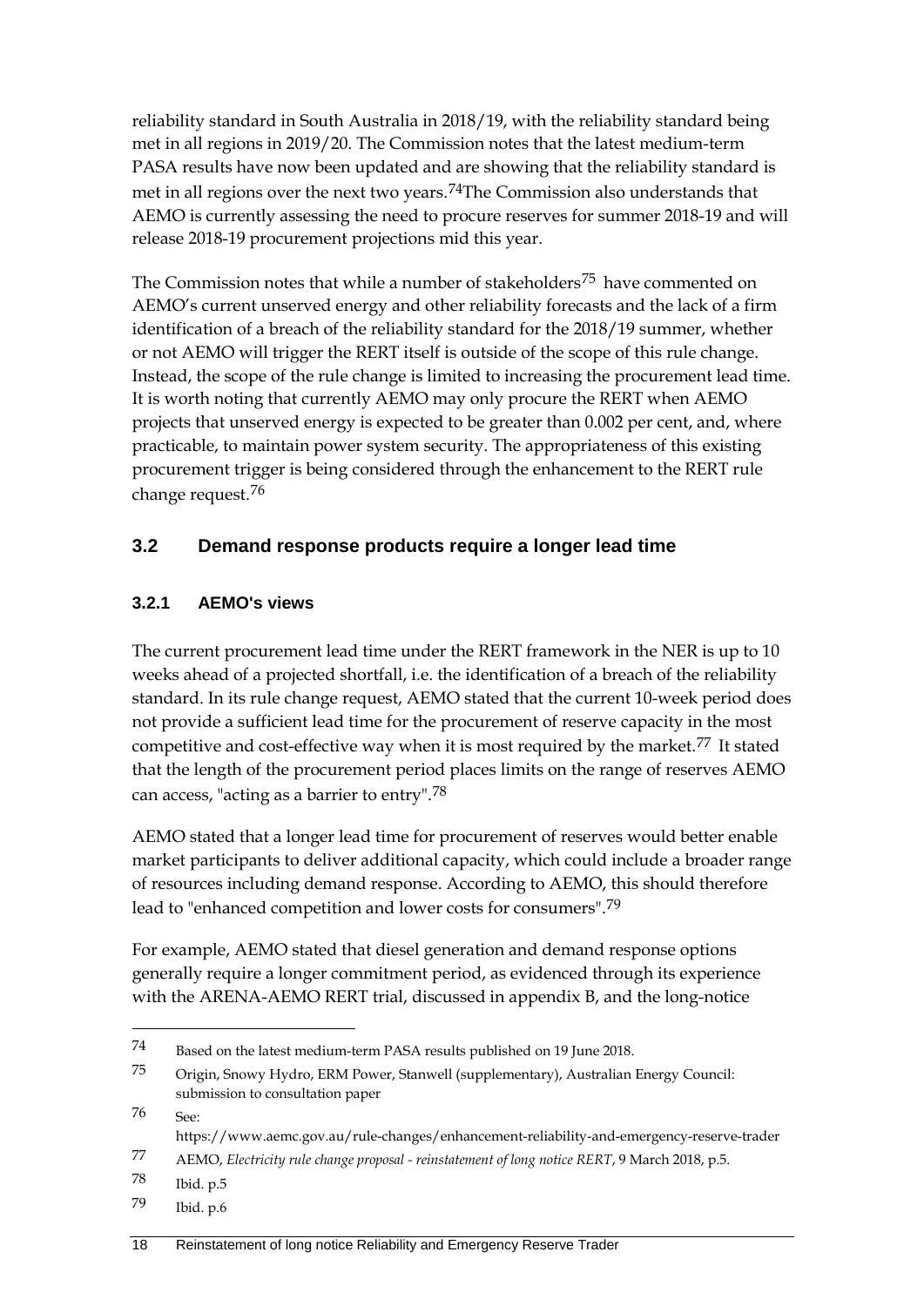reliability standard in South Australia in 2018/19, with the reliability standard being met in all regions in 2019/20. The Commission notes that the latest medium-term PASA results have now been updated and are showing that the reliability standard is met in all regions over the next two years.[74]The Commission also understands that AEMO is currently assessing the need to procure reserves for summer 2018-19 and will release 2018-19 procurement projections mid this year.

The Commission notes that while a number of stakeholders[75] have commented on AEMO's current unserved energy and other reliability forecasts and the lack of a firm identification of a breach of the reliability standard for the 2018/19 summer, whether or not AEMO will trigger the RERT itself is outside of the scope of this rule change. Instead, the scope of the rule change is limited to increasing the procurement lead time. It is worth noting that currently AEMO may only procure the RERT when AEMO projects that unserved energy is expected to be greater than 0.002 per cent, and, where practicable, to maintain power system security. The appropriateness of this existing procurement trigger is being considered through the enhancement to the RERT rule change request.[76]

## 3.2 Demand response products require a longer lead time

### 3.2.1 AEMO's views

The current procurement lead time under the RERT framework in the NER is up to 10 weeks ahead of a projected shortfall, i.e. the identification of a breach of the reliability standard. In its rule change request, AEMO stated that the current 10-week period does not provide a sufficient lead time for the procurement of reserve capacity in the most competitive and cost-effective way when it is most required by the market.[77] It stated that the length of the procurement period places limits on the range of reserves AEMO can access, "acting as a barrier to entry".[78]

AEMO stated that a longer lead time for procurement of reserves would better enable market participants to deliver additional capacity, which could include a broader range of resources including demand response. According to AEMO, this should therefore lead to "enhanced competition and lower costs for consumers".[79]

For example, AEMO stated that diesel generation and demand response options generally require a longer commitment period, as evidenced through its experience with the ARENA-AEMO RERT trial, discussed in appendix B, and the long-notice

---

74 Based on the latest medium-term PASA results published on 19 June 2018.

75 Origin, Snowy Hydro, ERM Power, Stanwell (supplementary), Australian Energy Council: submission to consultation paper

76 See: https://www.aemc.gov.au/rule-changes/enhancement-reliability-and-emergency-reserve-trader

77 AEMO, *Electricity rule change proposal - reinstatement of long notice RERT*, 9 March 2018, p.5.

78 Ibid. p.5

79 Ibid. p.6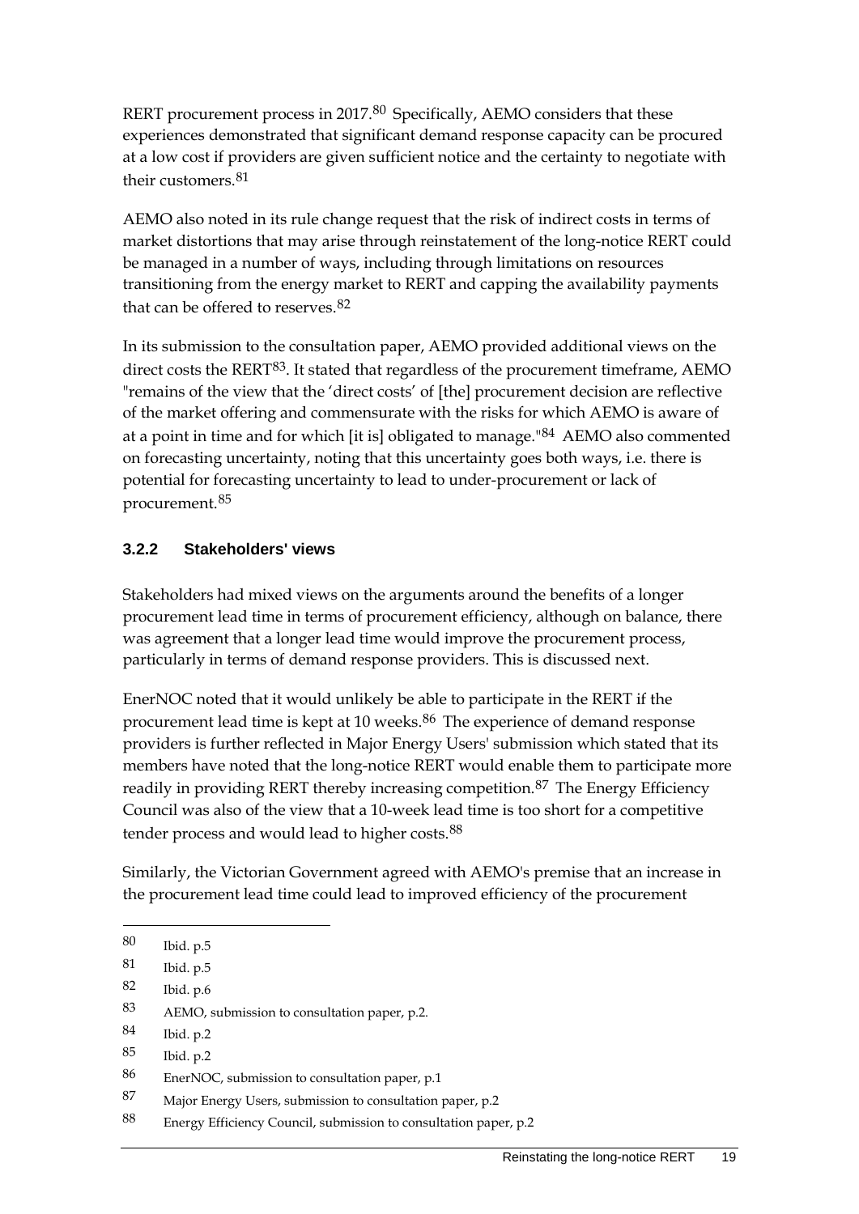RERT procurement process in 2017.[80] Specifically, AEMO considers that these experiences demonstrated that significant demand response capacity can be procured at a low cost if providers are given sufficient notice and the certainty to negotiate with their customers.[81]

AEMO also noted in its rule change request that the risk of indirect costs in terms of market distortions that may arise through reinstatement of the long-notice RERT could be managed in a number of ways, including through limitations on resources transitioning from the energy market to RERT and capping the availability payments that can be offered to reserves.[82]

In its submission to the consultation paper, AEMO provided additional views on the direct costs the RERT[83]. It stated that regardless of the procurement timeframe, AEMO "remains of the view that the 'direct costs' of [the] procurement decision are reflective of the market offering and commensurate with the risks for which AEMO is aware of at a point in time and for which [it is] obligated to manage."[84] AEMO also commented on forecasting uncertainty, noting that this uncertainty goes both ways, i.e. there is potential for forecasting uncertainty to lead to under-procurement or lack of procurement.[85]

### 3.2.2 Stakeholders' views

Stakeholders had mixed views on the arguments around the benefits of a longer procurement lead time in terms of procurement efficiency, although on balance, there was agreement that a longer lead time would improve the procurement process, particularly in terms of demand response providers. This is discussed next.

EnerNOC noted that it would unlikely be able to participate in the RERT if the procurement lead time is kept at 10 weeks.[86] The experience of demand response providers is further reflected in Major Energy Users' submission which stated that its members have noted that the long-notice RERT would enable them to participate more readily in providing RERT thereby increasing competition.[87] The Energy Efficiency Council was also of the view that a 10-week lead time is too short for a competitive tender process and would lead to higher costs.[88]

Similarly, the Victorian Government agreed with AEMO's premise that an increase in the procurement lead time could lead to improved efficiency of the procurement

---

80 Ibid. p.5

81 Ibid. p.5

82 Ibid. p.6

83 AEMO, submission to consultation paper, p.2.

84 Ibid. p.2

85 Ibid. p.2

86 EnerNOC, submission to consultation paper, p.1

87 Major Energy Users, submission to consultation paper, p.2

88 Energy Efficiency Council, submission to consultation paper, p.2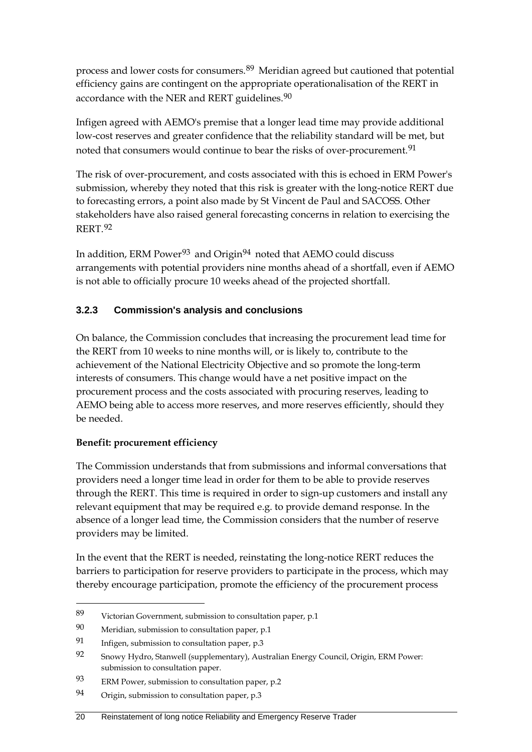process and lower costs for consumers.[89] Meridian agreed but cautioned that potential efficiency gains are contingent on the appropriate operationalisation of the RERT in accordance with the NER and RERT guidelines.[90]

Infigen agreed with AEMO's premise that a longer lead time may provide additional low-cost reserves and greater confidence that the reliability standard will be met, but noted that consumers would continue to bear the risks of over-procurement.[91]

The risk of over-procurement, and costs associated with this is echoed in ERM Power's submission, whereby they noted that this risk is greater with the long-notice RERT due to forecasting errors, a point also made by St Vincent de Paul and SACOSS. Other stakeholders have also raised general forecasting concerns in relation to exercising the RERT.[92]

In addition, ERM Power[93] and Origin[94] noted that AEMO could discuss arrangements with potential providers nine months ahead of a shortfall, even if AEMO is not able to officially procure 10 weeks ahead of the projected shortfall.

### 3.2.3 Commission's analysis and conclusions

On balance, the Commission concludes that increasing the procurement lead time for the RERT from 10 weeks to nine months will, or is likely to, contribute to the achievement of the National Electricity Objective and so promote the long-term interests of consumers. This change would have a net positive impact on the procurement process and the costs associated with procuring reserves, leading to AEMO being able to access more reserves, and more reserves efficiently, should they be needed.

**Benefit: procurement efficiency**

The Commission understands that from submissions and informal conversations that providers need a longer time lead in order for them to be able to provide reserves through the RERT. This time is required in order to sign-up customers and install any relevant equipment that may be required e.g. to provide demand response. In the absence of a longer lead time, the Commission considers that the number of reserve providers may be limited.

In the event that the RERT is needed, reinstating the long-notice RERT reduces the barriers to participation for reserve providers to participate in the process, which may thereby encourage participation, promote the efficiency of the procurement process

---

89 Victorian Government, submission to consultation paper, p.1

90 Meridian, submission to consultation paper, p.1

91 Infigen, submission to consultation paper, p.3

92 Snowy Hydro, Stanwell (supplementary), Australian Energy Council, Origin, ERM Power: submission to consultation paper.

93 ERM Power, submission to consultation paper, p.2

94 Origin, submission to consultation paper, p.3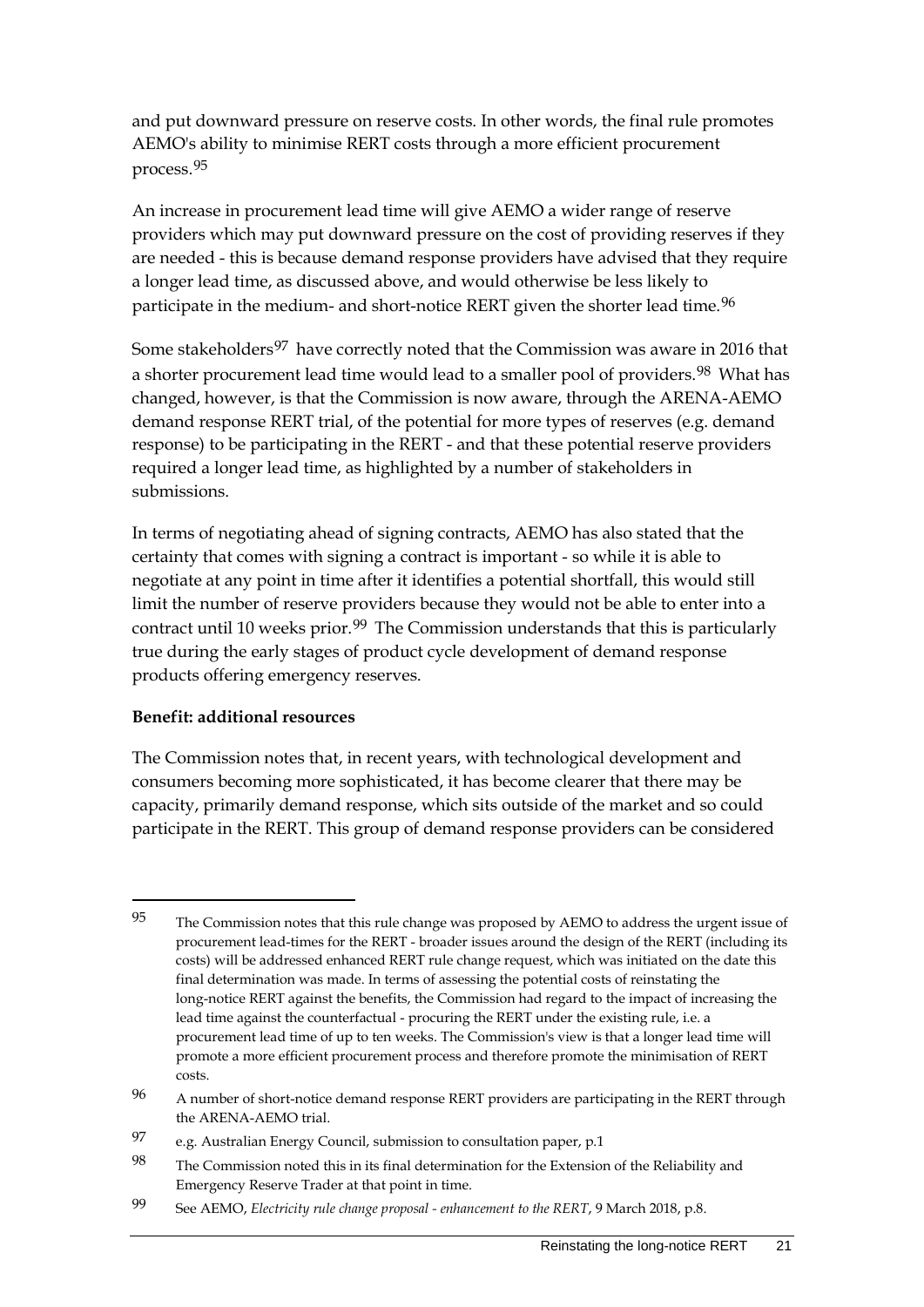and put downward pressure on reserve costs. In other words, the final rule promotes AEMO's ability to minimise RERT costs through a more efficient procurement process.[95]

An increase in procurement lead time will give AEMO a wider range of reserve providers which may put downward pressure on the cost of providing reserves if they are needed - this is because demand response providers have advised that they require a longer lead time, as discussed above, and would otherwise be less likely to participate in the medium- and short-notice RERT given the shorter lead time.[96]

Some stakeholders[97] have correctly noted that the Commission was aware in 2016 that a shorter procurement lead time would lead to a smaller pool of providers.[98] What has changed, however, is that the Commission is now aware, through the ARENA-AEMO demand response RERT trial, of the potential for more types of reserves (e.g. demand response) to be participating in the RERT - and that these potential reserve providers required a longer lead time, as highlighted by a number of stakeholders in submissions.

In terms of negotiating ahead of signing contracts, AEMO has also stated that the certainty that comes with signing a contract is important - so while it is able to negotiate at any point in time after it identifies a potential shortfall, this would still limit the number of reserve providers because they would not be able to enter into a contract until 10 weeks prior.[99] The Commission understands that this is particularly true during the early stages of product cycle development of demand response products offering emergency reserves.

**Benefit: additional resources**

The Commission notes that, in recent years, with technological development and consumers becoming more sophisticated, it has become clearer that there may be capacity, primarily demand response, which sits outside of the market and so could participate in the RERT. This group of demand response providers can be considered

---

95 The Commission notes that this rule change was proposed by AEMO to address the urgent issue of procurement lead-times for the RERT - broader issues around the design of the RERT (including its costs) will be addressed enhanced RERT rule change request, which was initiated on the date this final determination was made. In terms of assessing the potential costs of reinstating the long-notice RERT against the benefits, the Commission had regard to the impact of increasing the lead time against the counterfactual - procuring the RERT under the existing rule, i.e. a procurement lead time of up to ten weeks. The Commission's view is that a longer lead time will promote a more efficient procurement process and therefore promote the minimisation of RERT costs.

96 A number of short-notice demand response RERT providers are participating in the RERT through the ARENA-AEMO trial.

97 e.g. Australian Energy Council, submission to consultation paper, p.1

98 The Commission noted this in its final determination for the Extension of the Reliability and Emergency Reserve Trader at that point in time.

99 See AEMO, *Electricity rule change proposal - enhancement to the RERT*, 9 March 2018, p.8.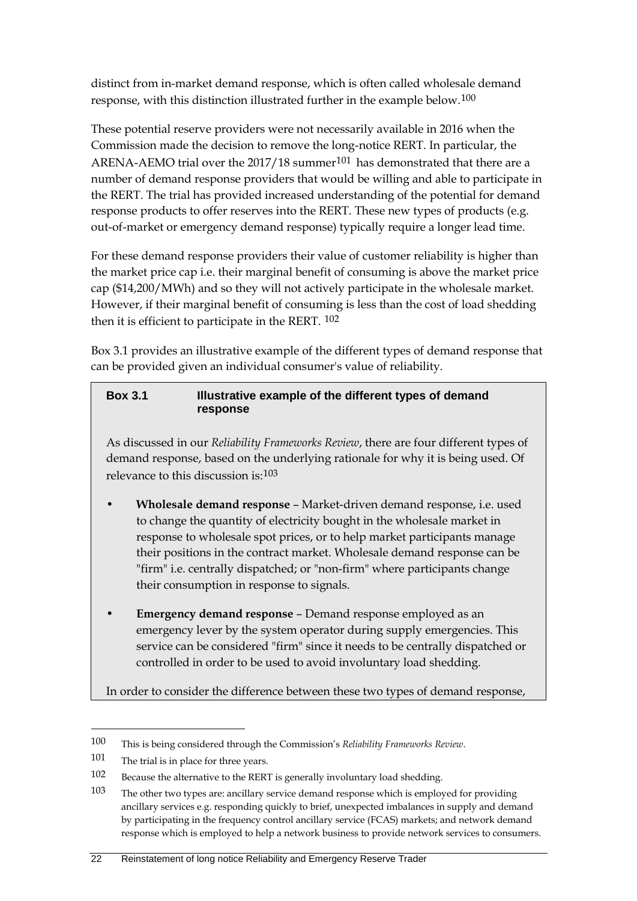distinct from in-market demand response, which is often called wholesale demand response, with this distinction illustrated further in the example below.[100]

These potential reserve providers were not necessarily available in 2016 when the Commission made the decision to remove the long-notice RERT. In particular, the ARENA-AEMO trial over the 2017/18 summer[101] has demonstrated that there are a number of demand response providers that would be willing and able to participate in the RERT. The trial has provided increased understanding of the potential for demand response products to offer reserves into the RERT. These new types of products (e.g. out-of-market or emergency demand response) typically require a longer lead time.

For these demand response providers their value of customer reliability is higher than the market price cap i.e. their marginal benefit of consuming is above the market price cap ($14,200/MWh) and so they will not actively participate in the wholesale market. However, if their marginal benefit of consuming is less than the cost of load shedding then it is efficient to participate in the RERT.[102]

Box 3.1 provides an illustrative example of the different types of demand response that can be provided given an individual consumer's value of reliability.

**Box 3.1 Illustrative example of the different types of demand response**

As discussed in our *Reliability Frameworks Review*, there are four different types of demand response, based on the underlying rationale for why it is being used. Of relevance to this discussion is:[103]

- **Wholesale demand response** – Market-driven demand response, i.e. used to change the quantity of electricity bought in the wholesale market in response to wholesale spot prices, or to help market participants manage their positions in the contract market. Wholesale demand response can be "firm" i.e. centrally dispatched; or "non-firm" where participants change their consumption in response to signals.
- **Emergency demand response** – Demand response employed as an emergency lever by the system operator during supply emergencies. This service can be considered "firm" since it needs to be centrally dispatched or controlled in order to be used to avoid involuntary load shedding.

In order to consider the difference between these two types of demand response,

---

100 This is being considered through the Commission's *Reliability Frameworks Review*.

101 The trial is in place for three years.

102 Because the alternative to the RERT is generally involuntary load shedding.

103 The other two types are: ancillary service demand response which is employed for providing ancillary services e.g. responding quickly to brief, unexpected imbalances in supply and demand by participating in the frequency control ancillary service (FCAS) markets; and network demand response which is employed to help a network business to provide network services to consumers.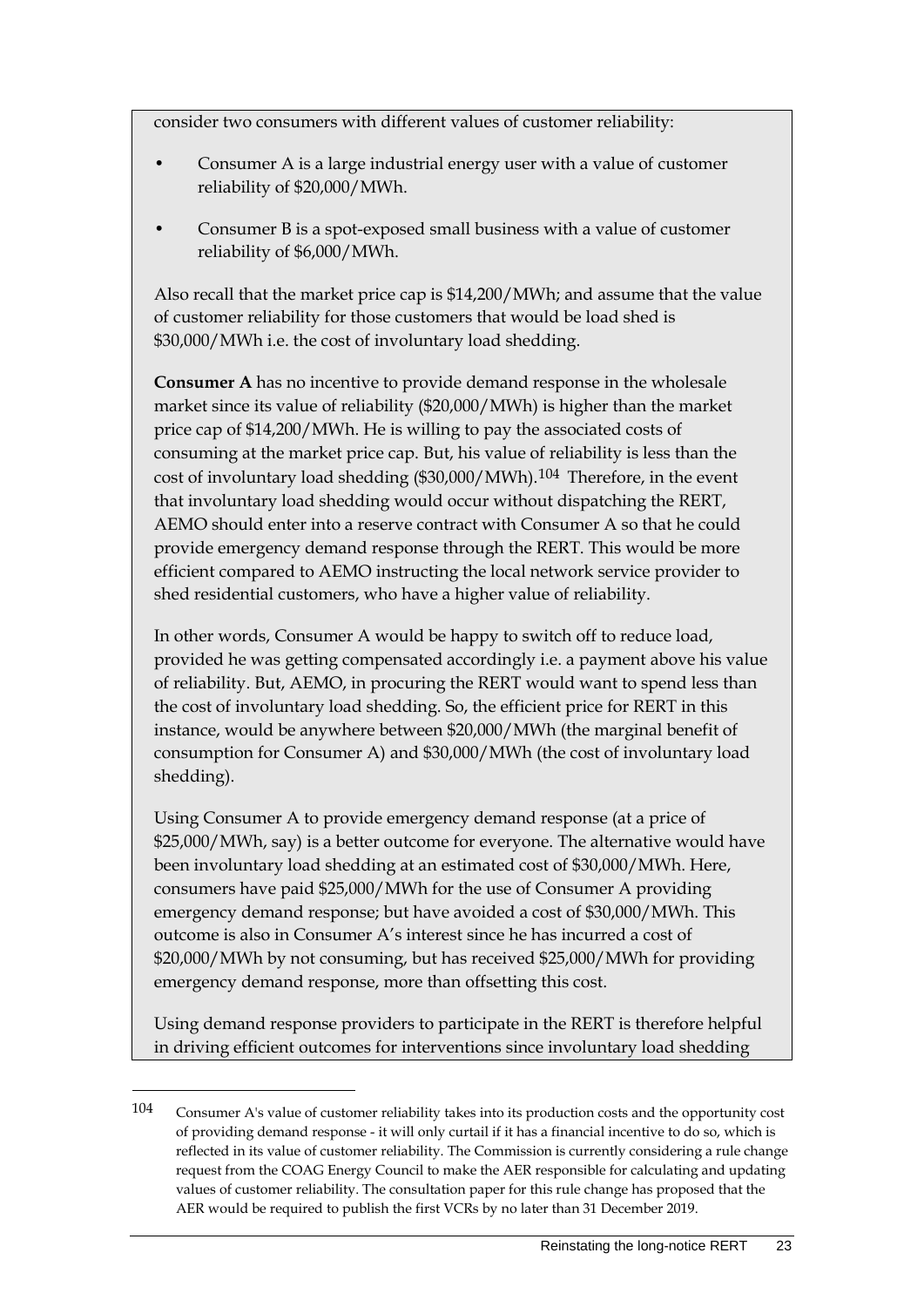consider two consumers with different values of customer reliability:

- Consumer A is a large industrial energy user with a value of customer reliability of $20,000/MWh.
- Consumer B is a spot-exposed small business with a value of customer reliability of $6,000/MWh.

Also recall that the market price cap is $14,200/MWh; and assume that the value of customer reliability for those customers that would be load shed is $30,000/MWh i.e. the cost of involuntary load shedding.

**Consumer A** has no incentive to provide demand response in the wholesale market since its value of reliability ($20,000/MWh) is higher than the market price cap of $14,200/MWh. He is willing to pay the associated costs of consuming at the market price cap. But, his value of reliability is less than the cost of involuntary load shedding ($30,000/MWh).[104] Therefore, in the event that involuntary load shedding would occur without dispatching the RERT, AEMO should enter into a reserve contract with Consumer A so that he could provide emergency demand response through the RERT. This would be more efficient compared to AEMO instructing the local network service provider to shed residential customers, who have a higher value of reliability.

In other words, Consumer A would be happy to switch off to reduce load, provided he was getting compensated accordingly i.e. a payment above his value of reliability. But, AEMO, in procuring the RERT would want to spend less than the cost of involuntary load shedding. So, the efficient price for RERT in this instance, would be anywhere between $20,000/MWh (the marginal benefit of consumption for Consumer A) and $30,000/MWh (the cost of involuntary load shedding).

Using Consumer A to provide emergency demand response (at a price of $25,000/MWh, say) is a better outcome for everyone. The alternative would have been involuntary load shedding at an estimated cost of $30,000/MWh. Here, consumers have paid $25,000/MWh for the use of Consumer A providing emergency demand response; but have avoided a cost of $30,000/MWh. This outcome is also in Consumer A's interest since he has incurred a cost of $20,000/MWh by not consuming, but has received $25,000/MWh for providing emergency demand response, more than offsetting this cost.

Using demand response providers to participate in the RERT is therefore helpful in driving efficient outcomes for interventions since involuntary load shedding

[104] Consumer A's value of customer reliability takes into its production costs and the opportunity cost of providing demand response - it will only curtail if it has a financial incentive to do so, which is reflected in its value of customer reliability. The Commission is currently considering a rule change request from the COAG Energy Council to make the AER responsible for calculating and updating values of customer reliability. The consultation paper for this rule change has proposed that the AER would be required to publish the first VCRs by no later than 31 December 2019.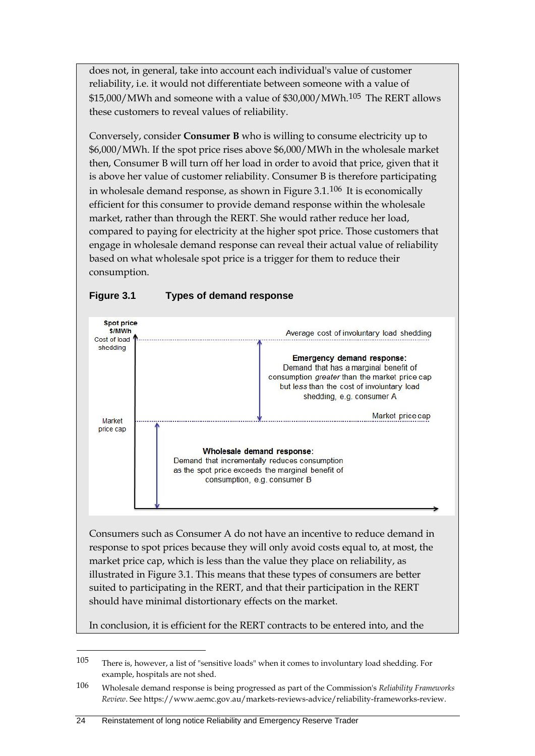does not, in general, take into account each individual's value of customer reliability, i.e. it would not differentiate between someone with a value of $15,000/MWh and someone with a value of $30,000/MWh.[105] The RERT allows these customers to reveal values of reliability.

Conversely, consider **Consumer B** who is willing to consume electricity up to $6,000/MWh. If the spot price rises above $6,000/MWh in the wholesale market then, Consumer B will turn off her load in order to avoid that price, given that it is above her value of customer reliability. Consumer B is therefore participating in wholesale demand response, as shown in Figure 3.1.[106] It is economically efficient for this consumer to provide demand response within the wholesale market, rather than through the RERT. She would rather reduce her load, compared to paying for electricity at the higher spot price. Those customers that engage in wholesale demand response can reveal their actual value of reliability based on what wholesale spot price is a trigger for them to reduce their consumption.

**Figure 3.1 Types of demand response**

Spot price $/MWh

Cost of load shedding — Average cost of involuntary load shedding

**Emergency demand response:** Demand that has a marginal benefit of consumption *greater* than the market price cap but *less* than the cost of involuntary load shedding, e.g. consumer A

Market price cap — Market price cap

**Wholesale demand response:** Demand that incrementally reduces consumption as the spot price exceeds the marginal benefit of consumption, e.g. consumer B

Consumers such as Consumer A do not have an incentive to reduce demand in response to spot prices because they will only avoid costs equal to, at most, the market price cap, which is less than the value they place on reliability, as illustrated in Figure 3.1. This means that these types of consumers are better suited to participating in the RERT, and that their participation in the RERT should have minimal distortionary effects on the market.

In conclusion, it is efficient for the RERT contracts to be entered into, and the

---

105 There is, however, a list of "sensitive loads" when it comes to involuntary load shedding. For example, hospitals are not shed.

106 Wholesale demand response is being progressed as part of the Commission's *Reliability Frameworks Review*. See https://www.aemc.gov.au/markets-reviews-advice/reliability-frameworks-review.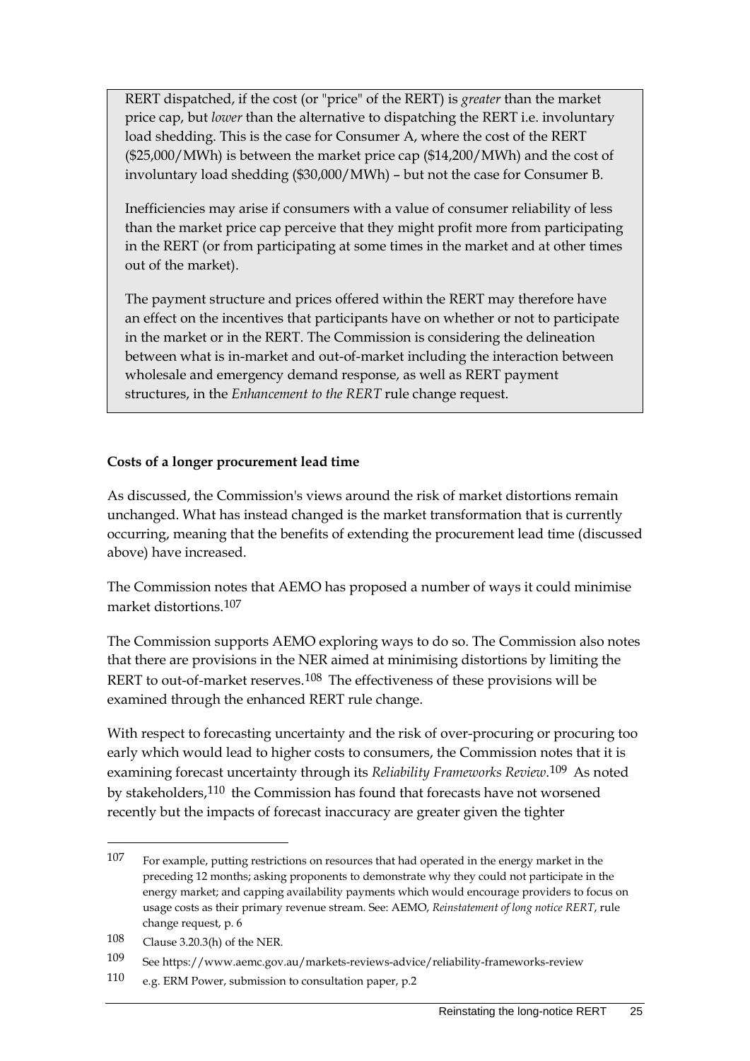RERT dispatched, if the cost (or "price" of the RERT) is *greater* than the market price cap, but *lower* than the alternative to dispatching the RERT i.e. involuntary load shedding. This is the case for Consumer A, where the cost of the RERT ($25,000/MWh) is between the market price cap ($14,200/MWh) and the cost of involuntary load shedding ($30,000/MWh) – but not the case for Consumer B.

Inefficiencies may arise if consumers with a value of consumer reliability of less than the market price cap perceive that they might profit more from participating in the RERT (or from participating at some times in the market and at other times out of the market).

The payment structure and prices offered within the RERT may therefore have an effect on the incentives that participants have on whether or not to participate in the market or in the RERT. The Commission is considering the delineation between what is in-market and out-of-market including the interaction between wholesale and emergency demand response, as well as RERT payment structures, in the *Enhancement to the RERT* rule change request.

**Costs of a longer procurement lead time**

As discussed, the Commission's views around the risk of market distortions remain unchanged. What has instead changed is the market transformation that is currently occurring, meaning that the benefits of extending the procurement lead time (discussed above) have increased.

The Commission notes that AEMO has proposed a number of ways it could minimise market distortions.[107]

The Commission supports AEMO exploring ways to do so. The Commission also notes that there are provisions in the NER aimed at minimising distortions by limiting the RERT to out-of-market reserves.[108] The effectiveness of these provisions will be examined through the enhanced RERT rule change.

With respect to forecasting uncertainty and the risk of over-procuring or procuring too early which would lead to higher costs to consumers, the Commission notes that it is examining forecast uncertainty through its *Reliability Frameworks Review*.[109] As noted by stakeholders,[110] the Commission has found that forecasts have not worsened recently but the impacts of forecast inaccuracy are greater given the tighter

---

107 For example, putting restrictions on resources that had operated in the energy market in the preceding 12 months; asking proponents to demonstrate why they could not participate in the energy market; and capping availability payments which would encourage providers to focus on usage costs as their primary revenue stream. See: AEMO, *Reinstatement of long notice RERT*, rule change request, p. 6

108 Clause 3.20.3(h) of the NER.

109 See https://www.aemc.gov.au/markets-reviews-advice/reliability-frameworks-review

110 e.g. ERM Power, submission to consultation paper, p.2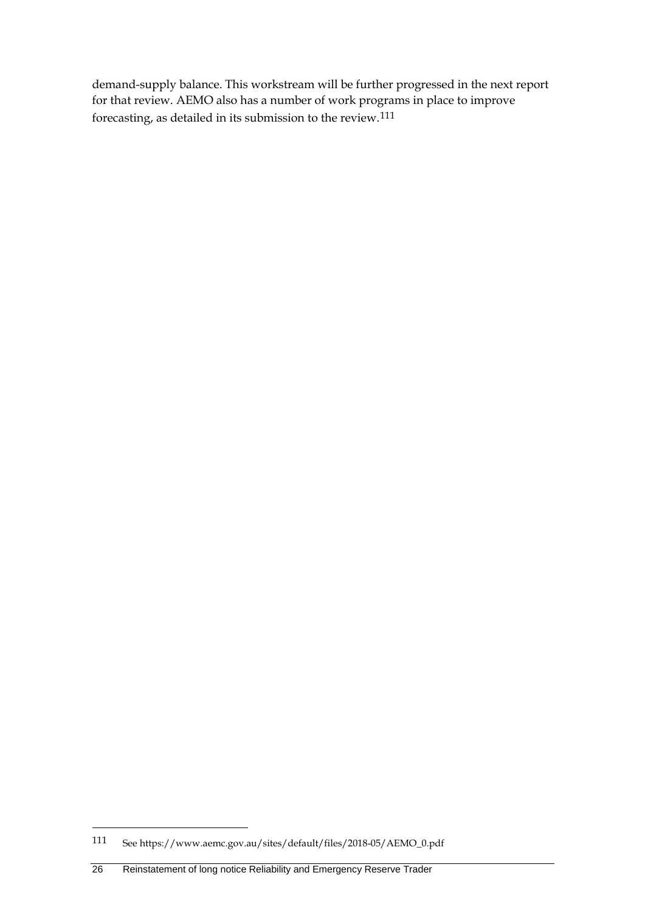demand-supply balance. This workstream will be further progressed in the next report for that review. AEMO also has a number of work programs in place to improve forecasting, as detailed in its submission to the review.[111]

---

111 See https://www.aemc.gov.au/sites/default/files/2018-05/AEMO_0.pdf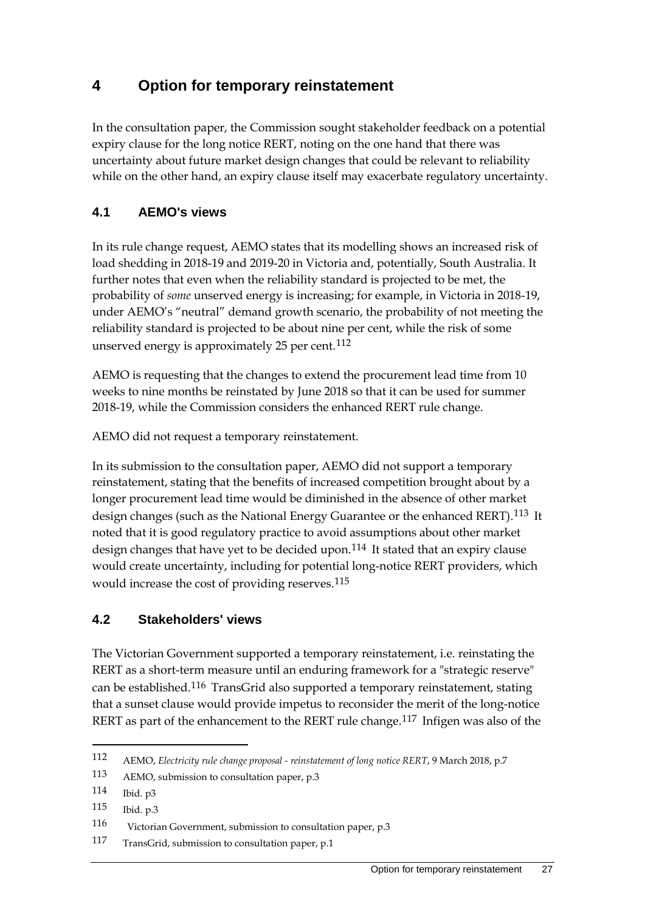# 4 Option for temporary reinstatement

In the consultation paper, the Commission sought stakeholder feedback on a potential expiry clause for the long notice RERT, noting on the one hand that there was uncertainty about future market design changes that could be relevant to reliability while on the other hand, an expiry clause itself may exacerbate regulatory uncertainty.

## 4.1 AEMO's views

In its rule change request, AEMO states that its modelling shows an increased risk of load shedding in 2018-19 and 2019-20 in Victoria and, potentially, South Australia. It further notes that even when the reliability standard is projected to be met, the probability of *some* unserved energy is increasing; for example, in Victoria in 2018-19, under AEMO's "neutral" demand growth scenario, the probability of not meeting the reliability standard is projected to be about nine per cent, while the risk of some unserved energy is approximately 25 per cent.[112]

AEMO is requesting that the changes to extend the procurement lead time from 10 weeks to nine months be reinstated by June 2018 so that it can be used for summer 2018-19, while the Commission considers the enhanced RERT rule change.

AEMO did not request a temporary reinstatement.

In its submission to the consultation paper, AEMO did not support a temporary reinstatement, stating that the benefits of increased competition brought about by a longer procurement lead time would be diminished in the absence of other market design changes (such as the National Energy Guarantee or the enhanced RERT).[113] It noted that it is good regulatory practice to avoid assumptions about other market design changes that have yet to be decided upon.[114] It stated that an expiry clause would create uncertainty, including for potential long-notice RERT providers, which would increase the cost of providing reserves.[115]

## 4.2 Stakeholders' views

The Victorian Government supported a temporary reinstatement, i.e. reinstating the RERT as a short-term measure until an enduring framework for a "strategic reserve" can be established.[116] TransGrid also supported a temporary reinstatement, stating that a sunset clause would provide impetus to reconsider the merit of the long-notice RERT as part of the enhancement to the RERT rule change.[117] Infigen was also of the

---

112 AEMO, *Electricity rule change proposal - reinstatement of long notice RERT*, 9 March 2018, p.7

113 AEMO, submission to consultation paper, p.3

114 Ibid. p3

115 Ibid. p.3

116 Victorian Government, submission to consultation paper, p.3

117 TransGrid, submission to consultation paper, p.1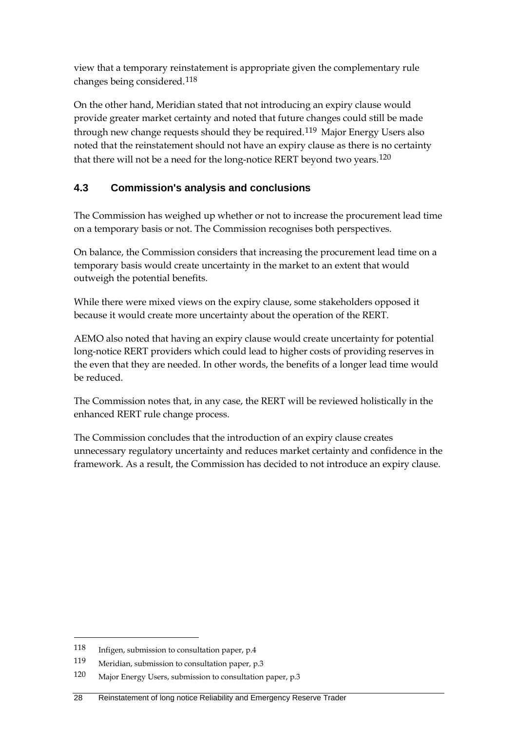view that a temporary reinstatement is appropriate given the complementary rule changes being considered.[118]

On the other hand, Meridian stated that not introducing an expiry clause would provide greater market certainty and noted that future changes could still be made through new change requests should they be required.[119] Major Energy Users also noted that the reinstatement should not have an expiry clause as there is no certainty that there will not be a need for the long-notice RERT beyond two years.[120]

## 4.3 Commission's analysis and conclusions

The Commission has weighed up whether or not to increase the procurement lead time on a temporary basis or not. The Commission recognises both perspectives.

On balance, the Commission considers that increasing the procurement lead time on a temporary basis would create uncertainty in the market to an extent that would outweigh the potential benefits.

While there were mixed views on the expiry clause, some stakeholders opposed it because it would create more uncertainty about the operation of the RERT.

AEMO also noted that having an expiry clause would create uncertainty for potential long-notice RERT providers which could lead to higher costs of providing reserves in the even that they are needed. In other words, the benefits of a longer lead time would be reduced.

The Commission notes that, in any case, the RERT will be reviewed holistically in the enhanced RERT rule change process.

The Commission concludes that the introduction of an expiry clause creates unnecessary regulatory uncertainty and reduces market certainty and confidence in the framework. As a result, the Commission has decided to not introduce an expiry clause.

---

118 Infigen, submission to consultation paper, p.4

119 Meridian, submission to consultation paper, p.3

120 Major Energy Users, submission to consultation paper, p.3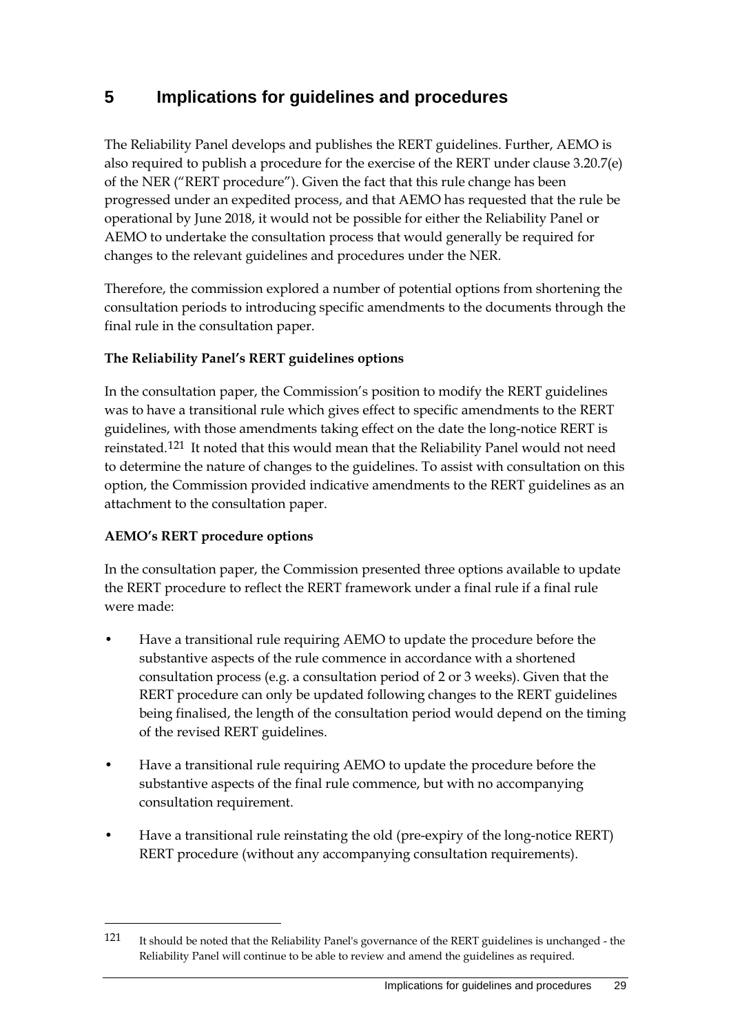# 5 Implications for guidelines and procedures

The Reliability Panel develops and publishes the RERT guidelines. Further, AEMO is also required to publish a procedure for the exercise of the RERT under clause 3.20.7(e) of the NER ("RERT procedure"). Given the fact that this rule change has been progressed under an expedited process, and that AEMO has requested that the rule be operational by June 2018, it would not be possible for either the Reliability Panel or AEMO to undertake the consultation process that would generally be required for changes to the relevant guidelines and procedures under the NER.

Therefore, the commission explored a number of potential options from shortening the consultation periods to introducing specific amendments to the documents through the final rule in the consultation paper.

**The Reliability Panel's RERT guidelines options**

In the consultation paper, the Commission's position to modify the RERT guidelines was to have a transitional rule which gives effect to specific amendments to the RERT guidelines, with those amendments taking effect on the date the long-notice RERT is reinstated.[121] It noted that this would mean that the Reliability Panel would not need to determine the nature of changes to the guidelines. To assist with consultation on this option, the Commission provided indicative amendments to the RERT guidelines as an attachment to the consultation paper.

**AEMO's RERT procedure options**

In the consultation paper, the Commission presented three options available to update the RERT procedure to reflect the RERT framework under a final rule if a final rule were made:

- Have a transitional rule requiring AEMO to update the procedure before the substantive aspects of the rule commence in accordance with a shortened consultation process (e.g. a consultation period of 2 or 3 weeks). Given that the RERT procedure can only be updated following changes to the RERT guidelines being finalised, the length of the consultation period would depend on the timing of the revised RERT guidelines.
- Have a transitional rule requiring AEMO to update the procedure before the substantive aspects of the final rule commence, but with no accompanying consultation requirement.
- Have a transitional rule reinstating the old (pre-expiry of the long-notice RERT) RERT procedure (without any accompanying consultation requirements).

---

[121] It should be noted that the Reliability Panel's governance of the RERT guidelines is unchanged - the Reliability Panel will continue to be able to review and amend the guidelines as required.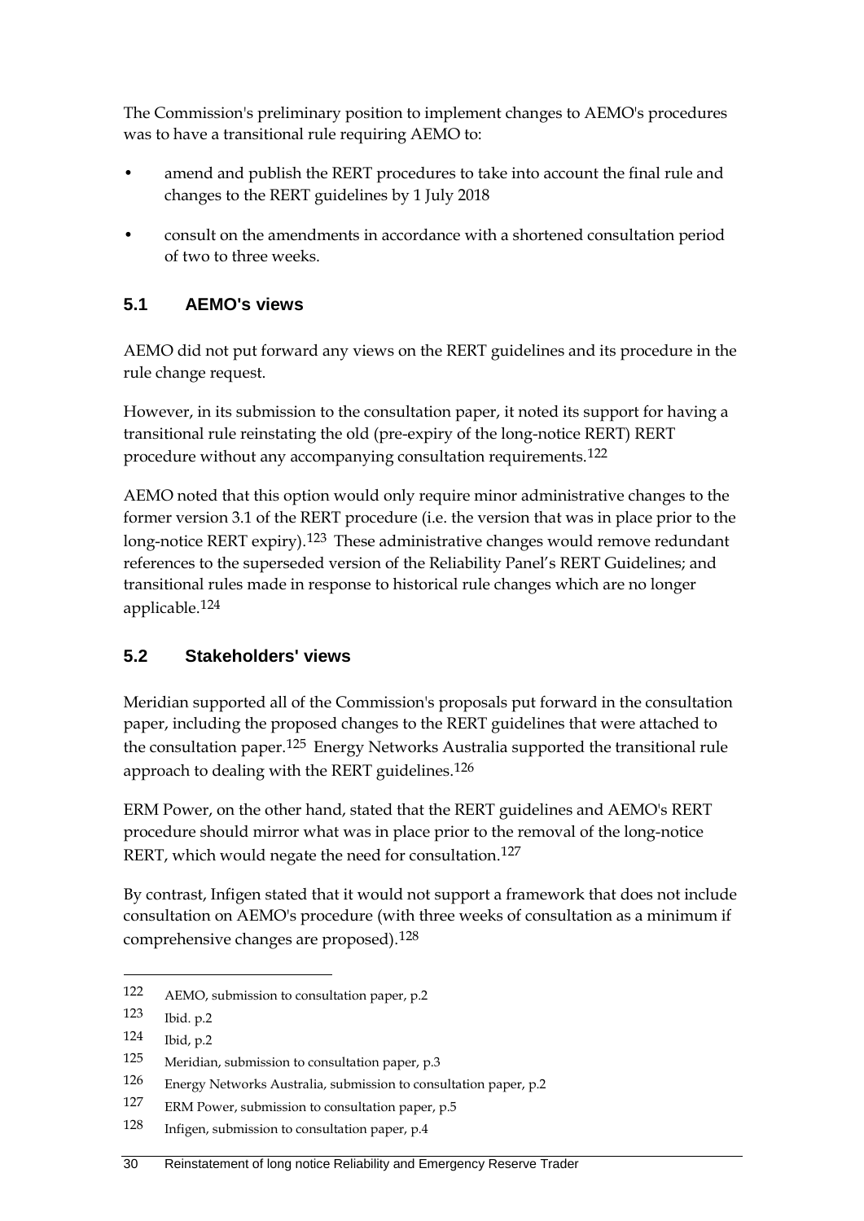The Commission's preliminary position to implement changes to AEMO's procedures was to have a transitional rule requiring AEMO to:

- amend and publish the RERT procedures to take into account the final rule and changes to the RERT guidelines by 1 July 2018
- consult on the amendments in accordance with a shortened consultation period of two to three weeks.

## 5.1 AEMO's views

AEMO did not put forward any views on the RERT guidelines and its procedure in the rule change request.

However, in its submission to the consultation paper, it noted its support for having a transitional rule reinstating the old (pre-expiry of the long-notice RERT) RERT procedure without any accompanying consultation requirements.[122]

AEMO noted that this option would only require minor administrative changes to the former version 3.1 of the RERT procedure (i.e. the version that was in place prior to the long-notice RERT expiry).[123] These administrative changes would remove redundant references to the superseded version of the Reliability Panel's RERT Guidelines; and transitional rules made in response to historical rule changes which are no longer applicable.[124]

## 5.2 Stakeholders' views

Meridian supported all of the Commission's proposals put forward in the consultation paper, including the proposed changes to the RERT guidelines that were attached to the consultation paper.[125] Energy Networks Australia supported the transitional rule approach to dealing with the RERT guidelines.[126]

ERM Power, on the other hand, stated that the RERT guidelines and AEMO's RERT procedure should mirror what was in place prior to the removal of the long-notice RERT, which would negate the need for consultation.[127]

By contrast, Infigen stated that it would not support a framework that does not include consultation on AEMO's procedure (with three weeks of consultation as a minimum if comprehensive changes are proposed).[128]

---

122 AEMO, submission to consultation paper, p.2

123 Ibid. p.2

124 Ibid, p.2

125 Meridian, submission to consultation paper, p.3

126 Energy Networks Australia, submission to consultation paper, p.2

127 ERM Power, submission to consultation paper, p.5

128 Infigen, submission to consultation paper, p.4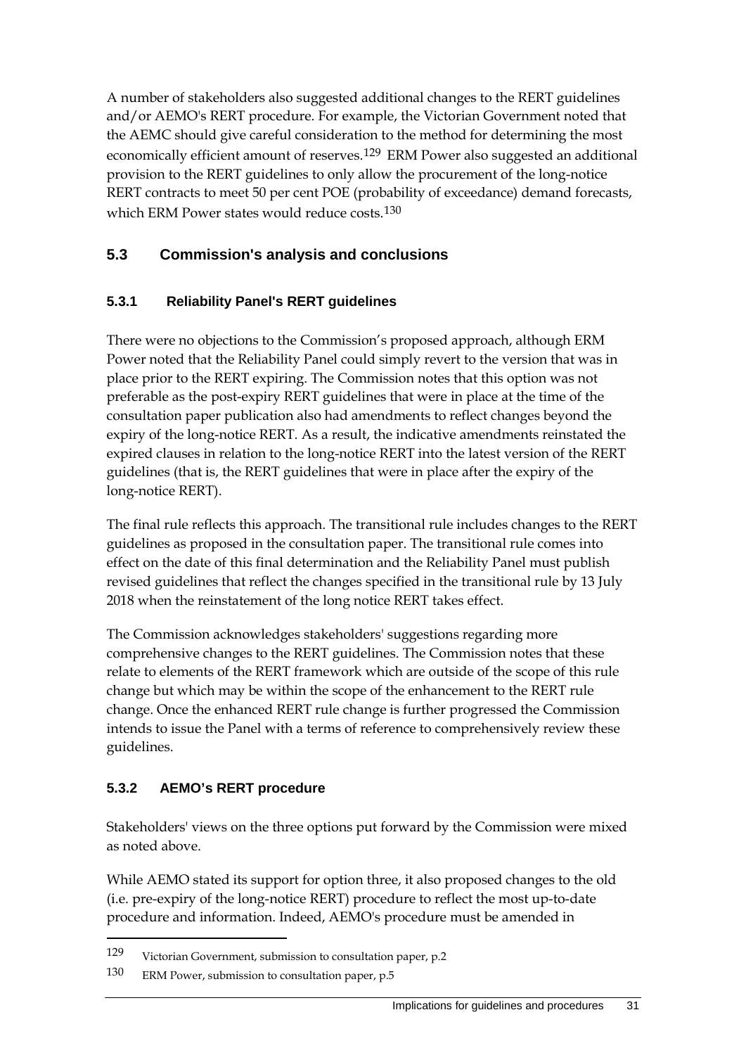A number of stakeholders also suggested additional changes to the RERT guidelines and/or AEMO's RERT procedure. For example, the Victorian Government noted that the AEMC should give careful consideration to the method for determining the most economically efficient amount of reserves.[129] ERM Power also suggested an additional provision to the RERT guidelines to only allow the procurement of the long-notice RERT contracts to meet 50 per cent POE (probability of exceedance) demand forecasts, which ERM Power states would reduce costs.[130]

## 5.3 Commission's analysis and conclusions

### 5.3.1 Reliability Panel's RERT guidelines

There were no objections to the Commission's proposed approach, although ERM Power noted that the Reliability Panel could simply revert to the version that was in place prior to the RERT expiring. The Commission notes that this option was not preferable as the post-expiry RERT guidelines that were in place at the time of the consultation paper publication also had amendments to reflect changes beyond the expiry of the long-notice RERT. As a result, the indicative amendments reinstated the expired clauses in relation to the long-notice RERT into the latest version of the RERT guidelines (that is, the RERT guidelines that were in place after the expiry of the long-notice RERT).

The final rule reflects this approach. The transitional rule includes changes to the RERT guidelines as proposed in the consultation paper. The transitional rule comes into effect on the date of this final determination and the Reliability Panel must publish revised guidelines that reflect the changes specified in the transitional rule by 13 July 2018 when the reinstatement of the long notice RERT takes effect.

The Commission acknowledges stakeholders' suggestions regarding more comprehensive changes to the RERT guidelines. The Commission notes that these relate to elements of the RERT framework which are outside of the scope of this rule change but which may be within the scope of the enhancement to the RERT rule change. Once the enhanced RERT rule change is further progressed the Commission intends to issue the Panel with a terms of reference to comprehensively review these guidelines.

### 5.3.2 AEMO's RERT procedure

Stakeholders' views on the three options put forward by the Commission were mixed as noted above.

While AEMO stated its support for option three, it also proposed changes to the old (i.e. pre-expiry of the long-notice RERT) procedure to reflect the most up-to-date procedure and information. Indeed, AEMO's procedure must be amended in

---

129 Victorian Government, submission to consultation paper, p.2

130 ERM Power, submission to consultation paper, p.5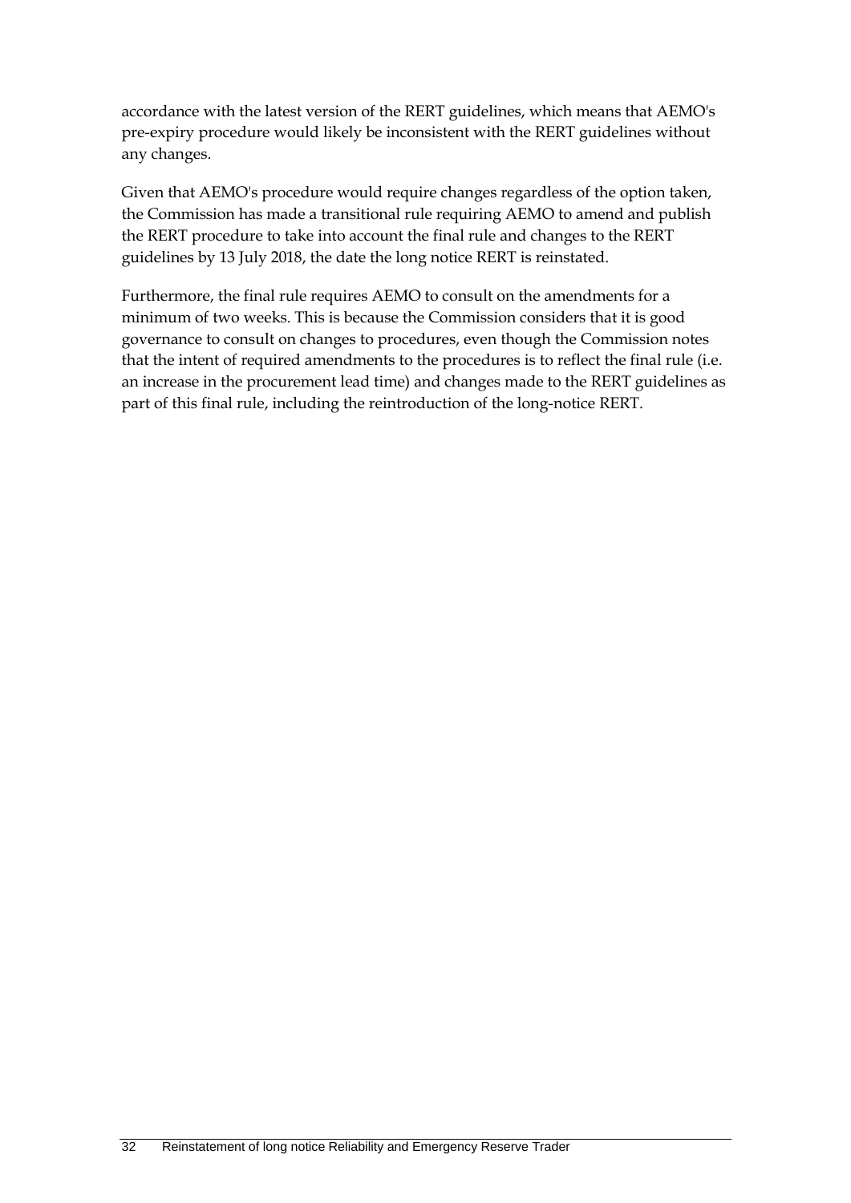accordance with the latest version of the RERT guidelines, which means that AEMO's pre-expiry procedure would likely be inconsistent with the RERT guidelines without any changes.

Given that AEMO's procedure would require changes regardless of the option taken, the Commission has made a transitional rule requiring AEMO to amend and publish the RERT procedure to take into account the final rule and changes to the RERT guidelines by 13 July 2018, the date the long notice RERT is reinstated.

Furthermore, the final rule requires AEMO to consult on the amendments for a minimum of two weeks. This is because the Commission considers that it is good governance to consult on changes to procedures, even though the Commission notes that the intent of required amendments to the procedures is to reflect the final rule (i.e. an increase in the procurement lead time) and changes made to the RERT guidelines as part of this final rule, including the reintroduction of the long-notice RERT.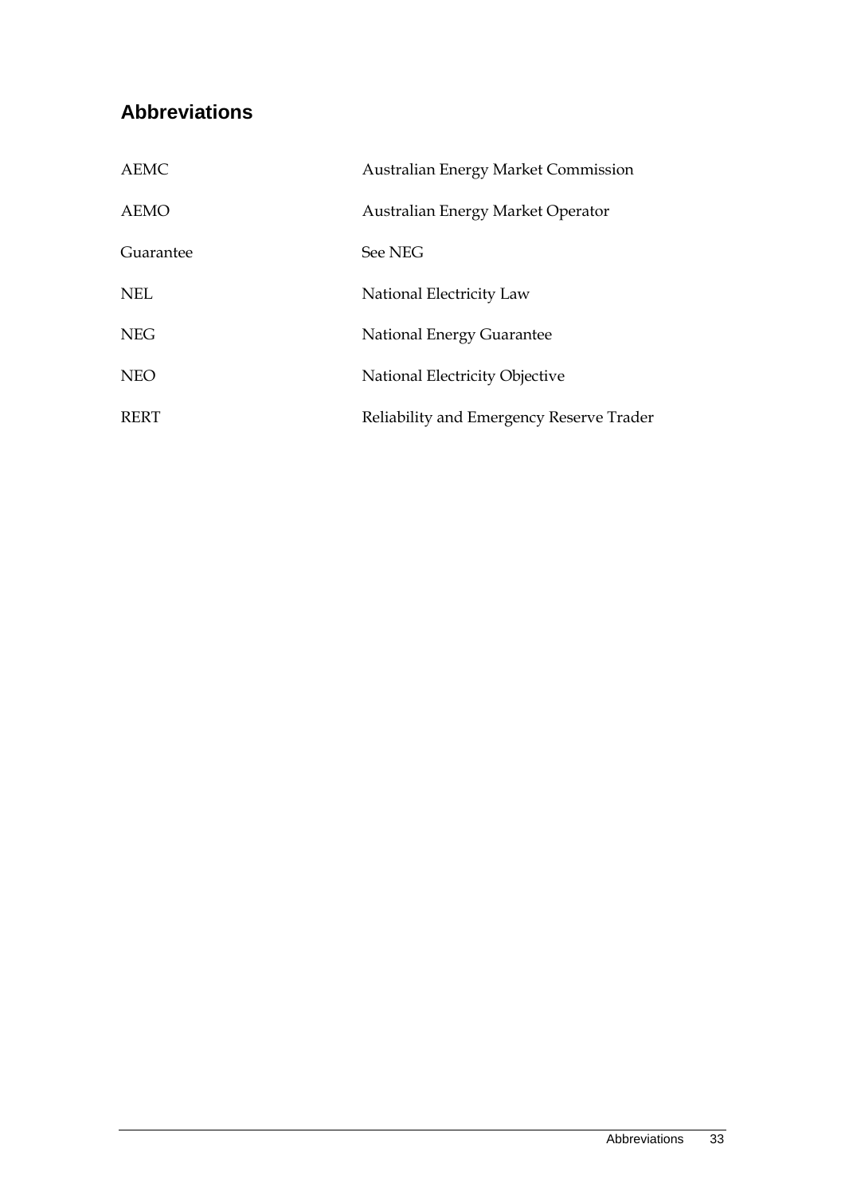# Abbreviations

| | |
|---|---|
| AEMC | Australian Energy Market Commission |
| AEMO | Australian Energy Market Operator |
| Guarantee | See NEG |
| NEL | National Electricity Law |
| NEG | National Energy Guarantee |
| NEO | National Electricity Objective |
| RERT | Reliability and Emergency Reserve Trader |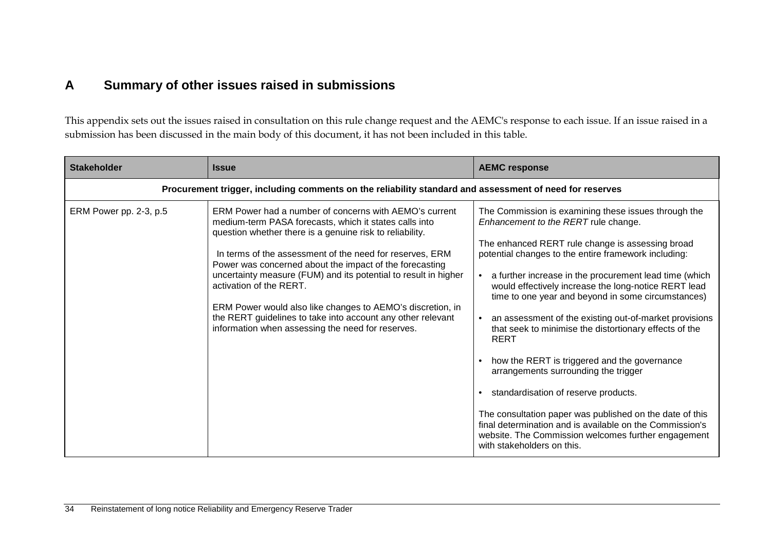# A Summary of other issues raised in submissions

This appendix sets out the issues raised in consultation on this rule change request and the AEMC's response to each issue. If an issue raised in a submission has been discussed in the main body of this document, it has not been included in this table.

| Stakeholder | Issue | AEMC response |
|---|---|---|
| **Procurement trigger, including comments on the reliability standard and assessment of need for reserves** | | |
| ERM Power pp. 2-3, p.5 | ERM Power had a number of concerns with AEMO's current medium-term PASA forecasts, which it states calls into question whether there is a genuine risk to reliability.<br><br>In terms of the assessment of the need for reserves, ERM Power was concerned about the impact of the forecasting uncertainty measure (FUM) and its potential to result in higher activation of the RERT.<br><br>ERM Power would also like changes to AEMO's discretion, in the RERT guidelines to take into account any other relevant information when assessing the need for reserves. | The Commission is examining these issues through the *Enhancement to the RERT* rule change.<br><br>The enhanced RERT rule change is assessing broad potential changes to the entire framework including:<br><br>• a further increase in the procurement lead time (which would effectively increase the long-notice RERT lead time to one year and beyond in some circumstances)<br><br>• an assessment of the existing out-of-market provisions that seek to minimise the distortionary effects of the RERT<br><br>• how the RERT is triggered and the governance arrangements surrounding the trigger<br><br>• standardisation of reserve products.<br><br>The consultation paper was published on the date of this final determination and is available on the Commission's website. The Commission welcomes further engagement with stakeholders on this. |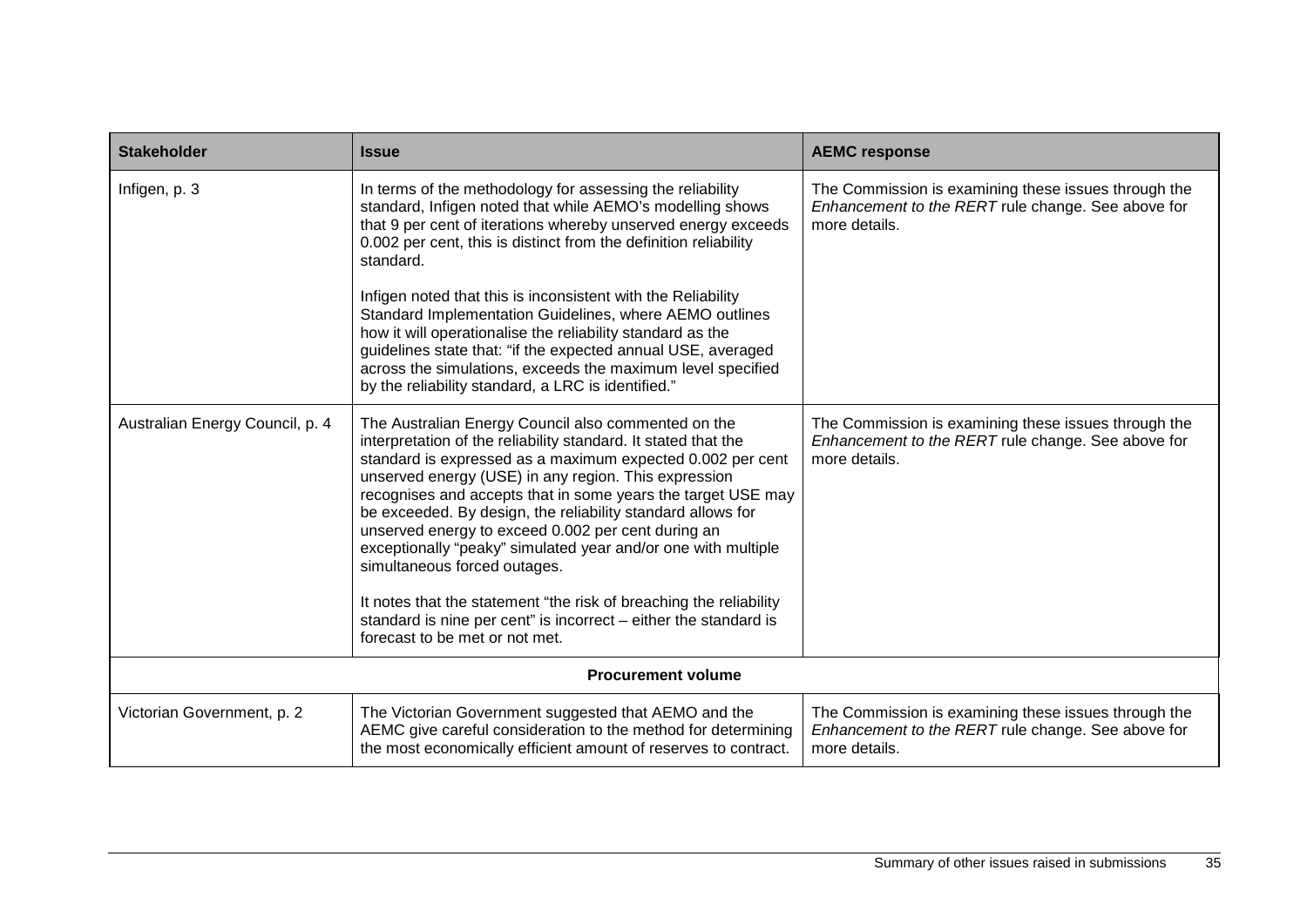| Stakeholder | Issue | AEMC response |
|---|---|---|
| Infigen, p. 3 | In terms of the methodology for assessing the reliability standard, Infigen noted that while AEMO's modelling shows that 9 per cent of iterations whereby unserved energy exceeds 0.002 per cent, this is distinct from the definition reliability standard.<br><br>Infigen noted that this is inconsistent with the Reliability Standard Implementation Guidelines, where AEMO outlines how it will operationalise the reliability standard as the guidelines state that: "if the expected annual USE, averaged across the simulations, exceeds the maximum level specified by the reliability standard, a LRC is identified." | The Commission is examining these issues through the *Enhancement to the RERT* rule change. See above for more details. |
| Australian Energy Council, p. 4 | The Australian Energy Council also commented on the interpretation of the reliability standard. It stated that the standard is expressed as a maximum expected 0.002 per cent unserved energy (USE) in any region. This expression recognises and accepts that in some years the target USE may be exceeded. By design, the reliability standard allows for unserved energy to exceed 0.002 per cent during an exceptionally "peaky" simulated year and/or one with multiple simultaneous forced outages.<br><br>It notes that the statement "the risk of breaching the reliability standard is nine per cent" is incorrect – either the standard is forecast to be met or not met. | The Commission is examining these issues through the *Enhancement to the RERT* rule change. See above for more details. |
| **Procurement volume** | | |
| Victorian Government, p. 2 | The Victorian Government suggested that AEMO and the AEMC give careful consideration to the method for determining the most economically efficient amount of reserves to contract. | The Commission is examining these issues through the *Enhancement to the RERT* rule change. See above for more details. |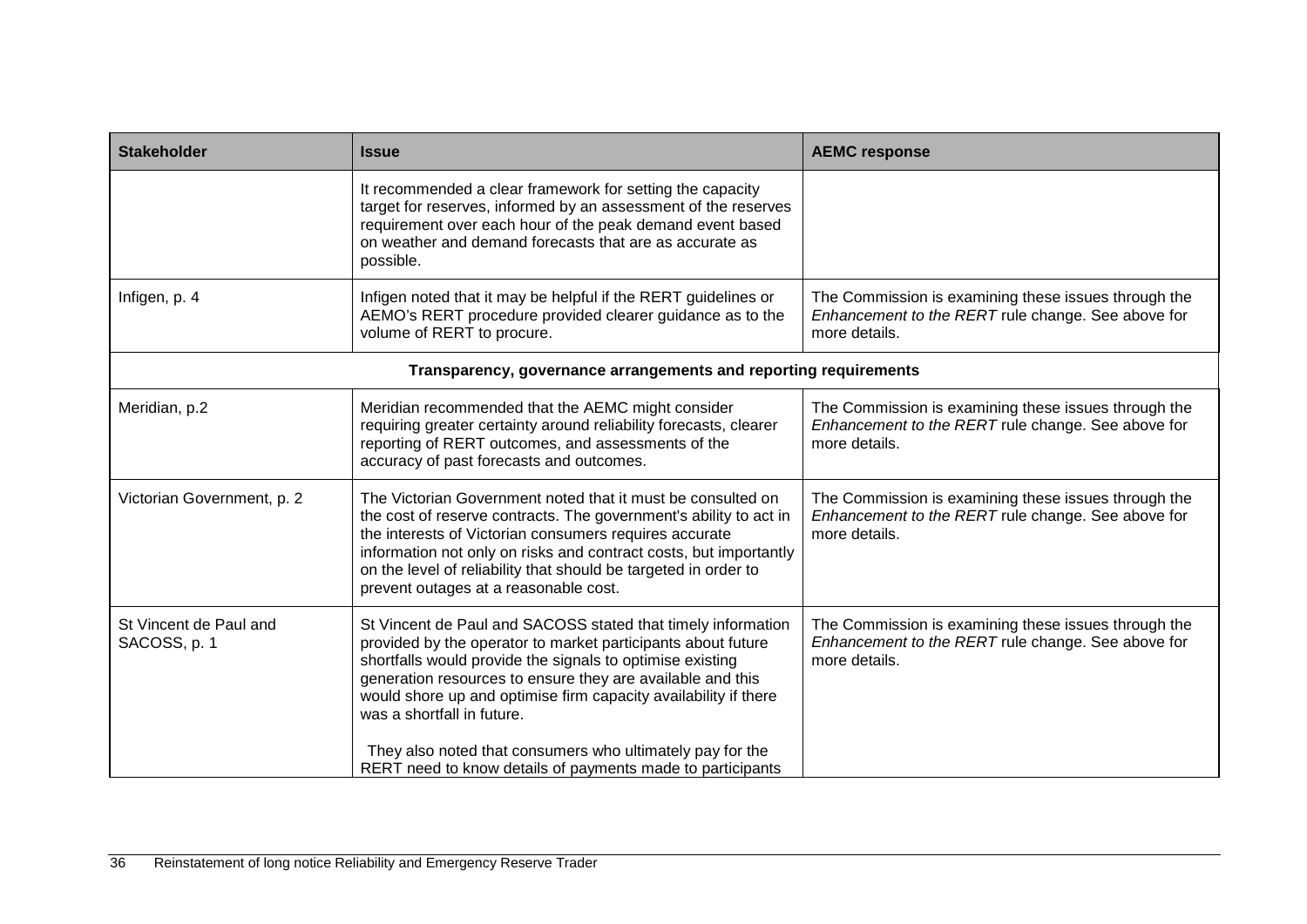| Stakeholder | Issue | AEMC response |
| --- | --- | --- |
| | It recommended a clear framework for setting the capacity target for reserves, informed by an assessment of the reserves requirement over each hour of the peak demand event based on weather and demand forecasts that are as accurate as possible. | |
| Infigen, p. 4 | Infigen noted that it may be helpful if the RERT guidelines or AEMO's RERT procedure provided clearer guidance as to the volume of RERT to procure. | The Commission is examining these issues through the *Enhancement to the RERT* rule change. See above for more details. |
| **Transparency, governance arrangements and reporting requirements** | | |
| Meridian, p.2 | Meridian recommended that the AEMC might consider requiring greater certainty around reliability forecasts, clearer reporting of RERT outcomes, and assessments of the accuracy of past forecasts and outcomes. | The Commission is examining these issues through the *Enhancement to the RERT* rule change. See above for more details. |
| Victorian Government, p. 2 | The Victorian Government noted that it must be consulted on the cost of reserve contracts. The government's ability to act in the interests of Victorian consumers requires accurate information not only on risks and contract costs, but importantly on the level of reliability that should be targeted in order to prevent outages at a reasonable cost. | The Commission is examining these issues through the *Enhancement to the RERT* rule change. See above for more details. |
| St Vincent de Paul and SACOSS, p. 1 | St Vincent de Paul and SACOSS stated that timely information provided by the operator to market participants about future shortfalls would provide the signals to optimise existing generation resources to ensure they are available and this would shore up and optimise firm capacity availability if there was a shortfall in future.<br><br>They also noted that consumers who ultimately pay for the RERT need to know details of payments made to participants | The Commission is examining these issues through the *Enhancement to the RERT* rule change. See above for more details. |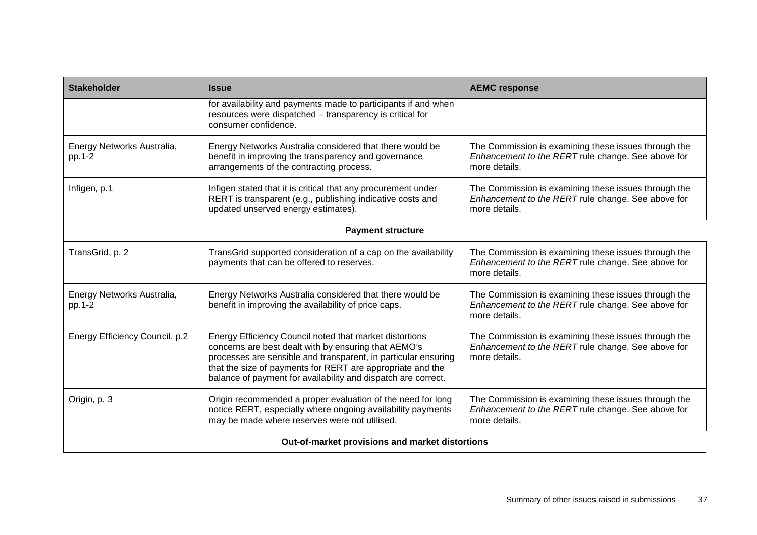| Stakeholder | Issue | AEMC response |
|---|---|---|
| | for availability and payments made to participants if and when resources were dispatched – transparency is critical for consumer confidence. | |
| Energy Networks Australia, pp.1-2 | Energy Networks Australia considered that there would be benefit in improving the transparency and governance arrangements of the contracting process. | The Commission is examining these issues through the *Enhancement to the RERT* rule change. See above for more details. |
| Infigen, p.1 | Infigen stated that it is critical that any procurement under RERT is transparent (e.g., publishing indicative costs and updated unserved energy estimates). | The Commission is examining these issues through the *Enhancement to the RERT* rule change. See above for more details. |
| **Payment structure** | | |
| TransGrid, p. 2 | TransGrid supported consideration of a cap on the availability payments that can be offered to reserves. | The Commission is examining these issues through the *Enhancement to the RERT* rule change. See above for more details. |
| Energy Networks Australia, pp.1-2 | Energy Networks Australia considered that there would be benefit in improving the availability of price caps. | The Commission is examining these issues through the *Enhancement to the RERT* rule change. See above for more details. |
| Energy Efficiency Council. p.2 | Energy Efficiency Council noted that market distortions concerns are best dealt with by ensuring that AEMO's processes are sensible and transparent, in particular ensuring that the size of payments for RERT are appropriate and the balance of payment for availability and dispatch are correct. | The Commission is examining these issues through the *Enhancement to the RERT* rule change. See above for more details. |
| Origin, p. 3 | Origin recommended a proper evaluation of the need for long notice RERT, especially where ongoing availability payments may be made where reserves were not utilised. | The Commission is examining these issues through the *Enhancement to the RERT* rule change. See above for more details. |
| **Out-of-market provisions and market distortions** | | |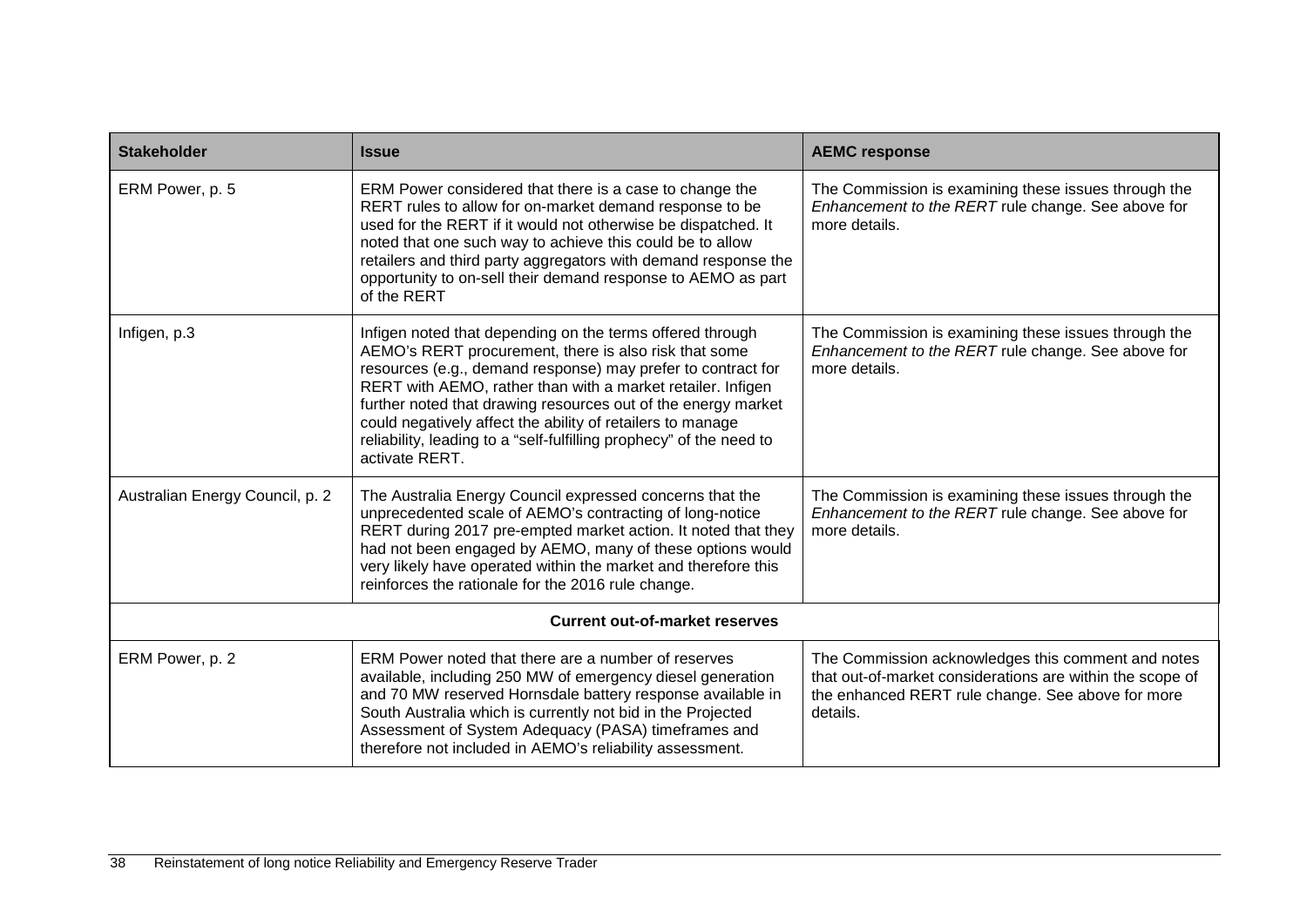| Stakeholder | Issue | AEMC response |
| --- | --- | --- |
| ERM Power, p. 5 | ERM Power considered that there is a case to change the RERT rules to allow for on-market demand response to be used for the RERT if it would not otherwise be dispatched. It noted that one such way to achieve this could be to allow retailers and third party aggregators with demand response the opportunity to on-sell their demand response to AEMO as part of the RERT | The Commission is examining these issues through the *Enhancement to the RERT* rule change. See above for more details. |
| Infigen, p.3 | Infigen noted that depending on the terms offered through AEMO's RERT procurement, there is also risk that some resources (e.g., demand response) may prefer to contract for RERT with AEMO, rather than with a market retailer. Infigen further noted that drawing resources out of the energy market could negatively affect the ability of retailers to manage reliability, leading to a "self-fulfilling prophecy" of the need to activate RERT. | The Commission is examining these issues through the *Enhancement to the RERT* rule change. See above for more details. |
| Australian Energy Council, p. 2 | The Australia Energy Council expressed concerns that the unprecedented scale of AEMO's contracting of long-notice RERT during 2017 pre-empted market action. It noted that they had not been engaged by AEMO, many of these options would very likely have operated within the market and therefore this reinforces the rationale for the 2016 rule change. | The Commission is examining these issues through the *Enhancement to the RERT* rule change. See above for more details. |
| **Current out-of-market reserves** | | |
| ERM Power, p. 2 | ERM Power noted that there are a number of reserves available, including 250 MW of emergency diesel generation and 70 MW reserved Hornsdale battery response available in South Australia which is currently not bid in the Projected Assessment of System Adequacy (PASA) timeframes and therefore not included in AEMO's reliability assessment. | The Commission acknowledges this comment and notes that out-of-market considerations are within the scope of the enhanced RERT rule change. See above for more details. |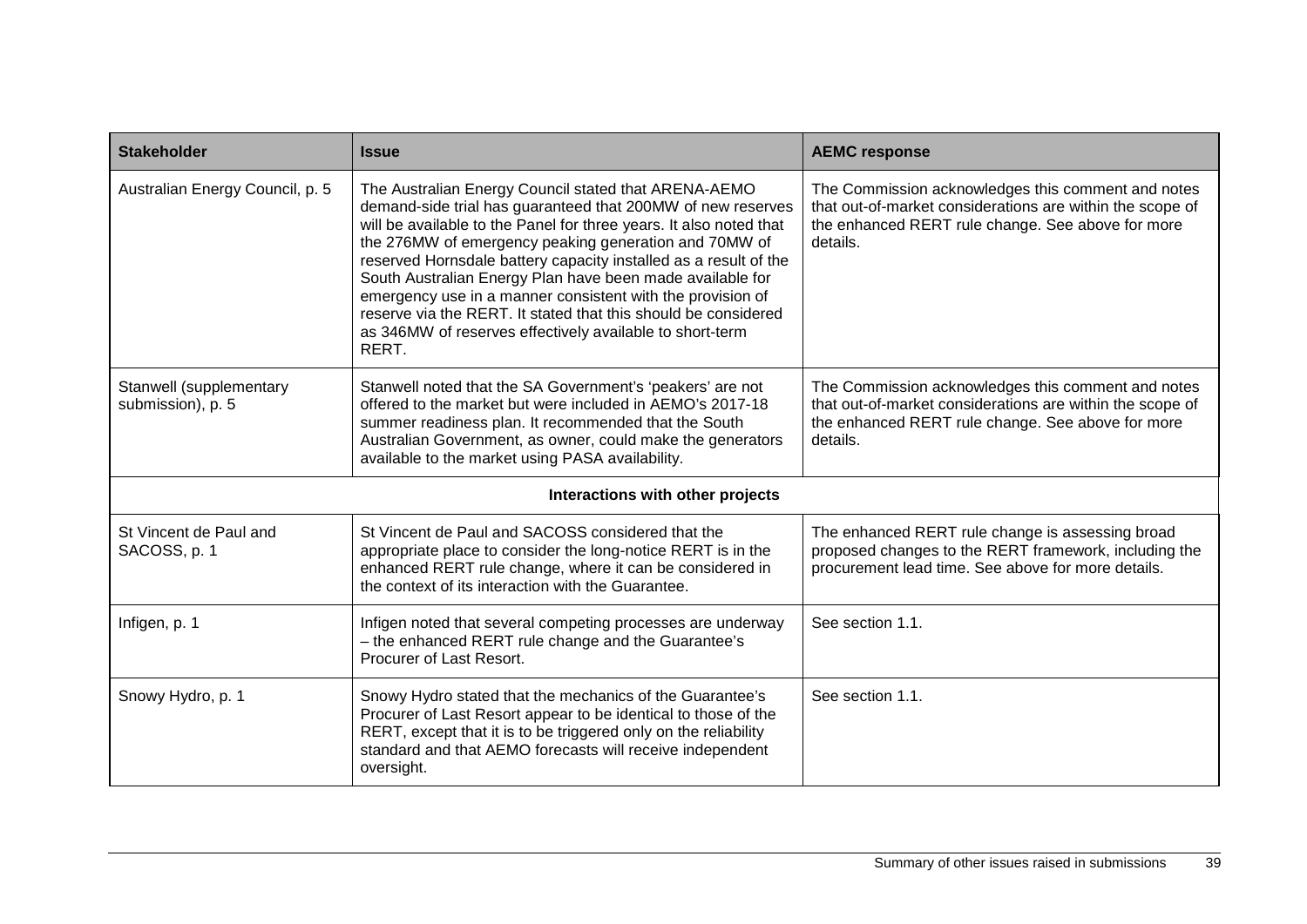| Stakeholder | Issue | AEMC response |
| --- | --- | --- |
| Australian Energy Council, p. 5 | The Australian Energy Council stated that ARENA-AEMO demand-side trial has guaranteed that 200MW of new reserves will be available to the Panel for three years. It also noted that the 276MW of emergency peaking generation and 70MW of reserved Hornsdale battery capacity installed as a result of the South Australian Energy Plan have been made available for emergency use in a manner consistent with the provision of reserve via the RERT. It stated that this should be considered as 346MW of reserves effectively available to short-term RERT. | The Commission acknowledges this comment and notes that out-of-market considerations are within the scope of the enhanced RERT rule change. See above for more details. |
| Stanwell (supplementary submission), p. 5 | Stanwell noted that the SA Government's 'peakers' are not offered to the market but were included in AEMO's 2017-18 summer readiness plan. It recommended that the South Australian Government, as owner, could make the generators available to the market using PASA availability. | The Commission acknowledges this comment and notes that out-of-market considerations are within the scope of the enhanced RERT rule change. See above for more details. |
| **Interactions with other projects** | | |
| St Vincent de Paul and SACOSS, p. 1 | St Vincent de Paul and SACOSS considered that the appropriate place to consider the long-notice RERT is in the enhanced RERT rule change, where it can be considered in the context of its interaction with the Guarantee. | The enhanced RERT rule change is assessing broad proposed changes to the RERT framework, including the procurement lead time. See above for more details. |
| Infigen, p. 1 | Infigen noted that several competing processes are underway – the enhanced RERT rule change and the Guarantee's Procurer of Last Resort. | See section 1.1. |
| Snowy Hydro, p. 1 | Snowy Hydro stated that the mechanics of the Guarantee's Procurer of Last Resort appear to be identical to those of the RERT, except that it is to be triggered only on the reliability standard and that AEMO forecasts will receive independent oversight. | See section 1.1. |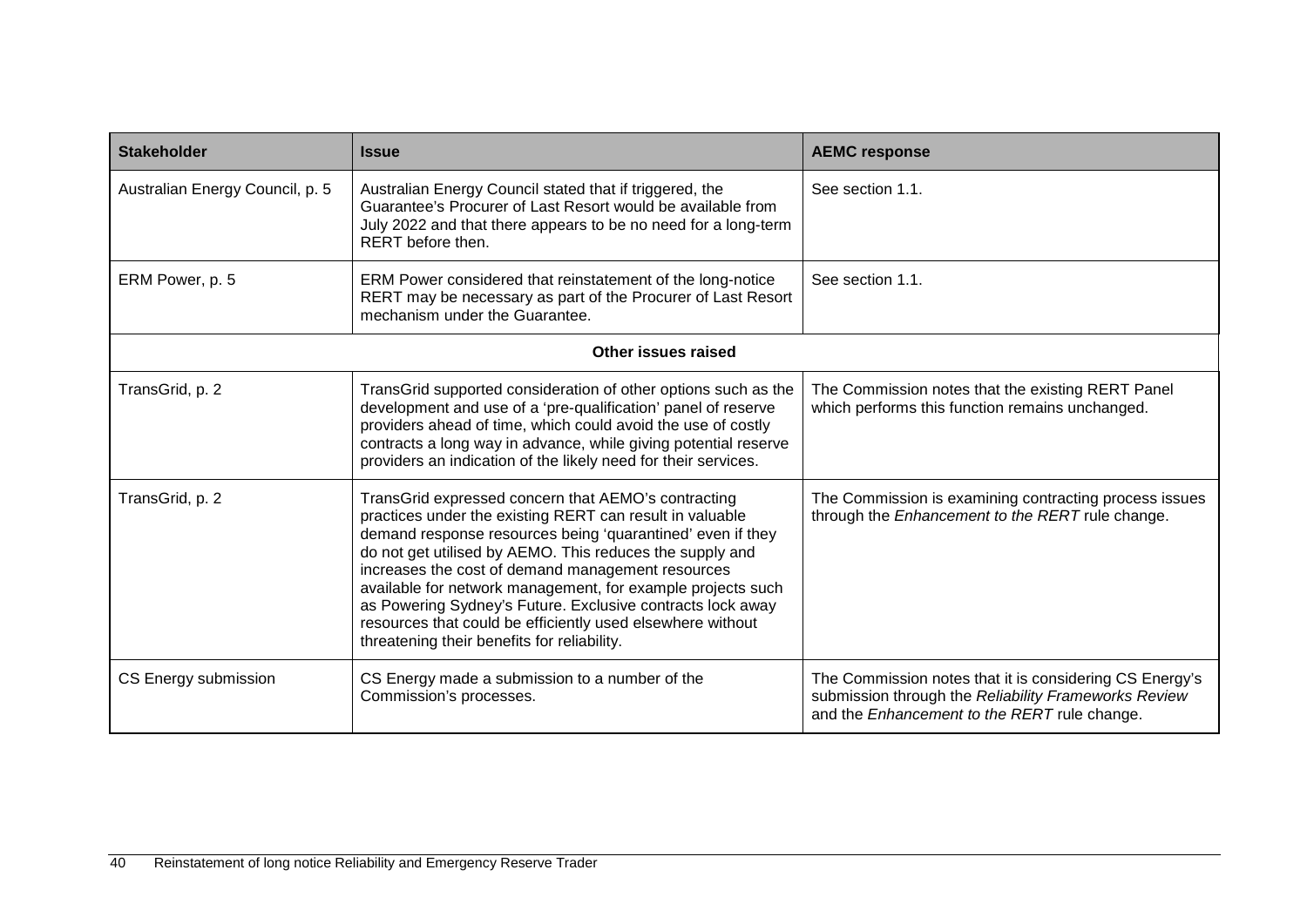| Stakeholder | Issue | AEMC response |
| --- | --- | --- |
| Australian Energy Council, p. 5 | Australian Energy Council stated that if triggered, the Guarantee's Procurer of Last Resort would be available from July 2022 and that there appears to be no need for a long-term RERT before then. | See section 1.1. |
| ERM Power, p. 5 | ERM Power considered that reinstatement of the long-notice RERT may be necessary as part of the Procurer of Last Resort mechanism under the Guarantee. | See section 1.1. |
| **Other issues raised** | | |
| TransGrid, p. 2 | TransGrid supported consideration of other options such as the development and use of a 'pre-qualification' panel of reserve providers ahead of time, which could avoid the use of costly contracts a long way in advance, while giving potential reserve providers an indication of the likely need for their services. | The Commission notes that the existing RERT Panel which performs this function remains unchanged. |
| TransGrid, p. 2 | TransGrid expressed concern that AEMO's contracting practices under the existing RERT can result in valuable demand response resources being 'quarantined' even if they do not get utilised by AEMO. This reduces the supply and increases the cost of demand management resources available for network management, for example projects such as Powering Sydney's Future. Exclusive contracts lock away resources that could be efficiently used elsewhere without threatening their benefits for reliability. | The Commission is examining contracting process issues through the *Enhancement to the RERT* rule change. |
| CS Energy submission | CS Energy made a submission to a number of the Commission's processes. | The Commission notes that it is considering CS Energy's submission through the *Reliability Frameworks Review* and the *Enhancement to the RERT* rule change. |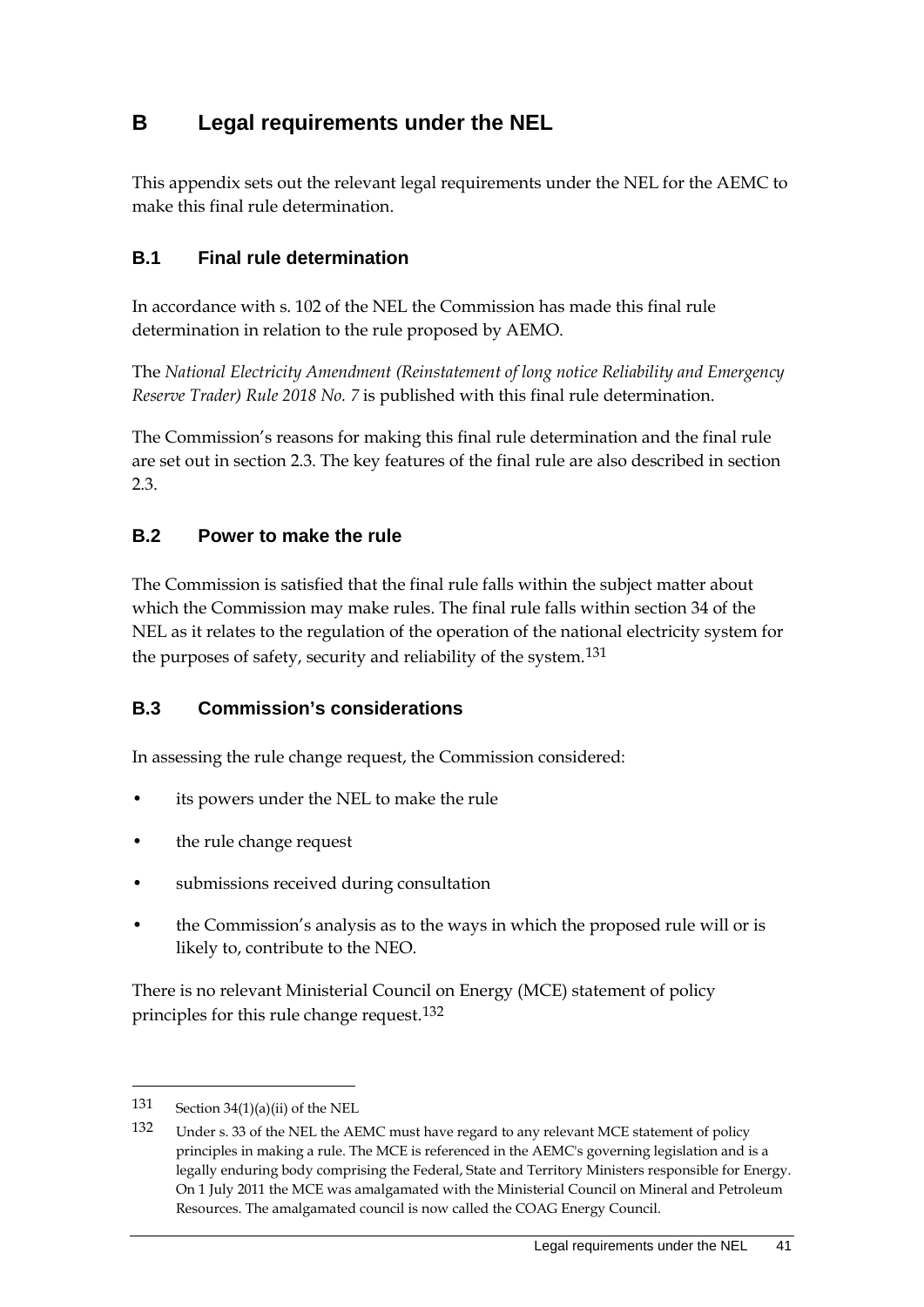# B Legal requirements under the NEL

This appendix sets out the relevant legal requirements under the NEL for the AEMC to make this final rule determination.

## B.1 Final rule determination

In accordance with s. 102 of the NEL the Commission has made this final rule determination in relation to the rule proposed by AEMO.

The *National Electricity Amendment (Reinstatement of long notice Reliability and Emergency Reserve Trader) Rule 2018 No. 7* is published with this final rule determination.

The Commission's reasons for making this final rule determination and the final rule are set out in section 2.3. The key features of the final rule are also described in section 2.3.

## B.2 Power to make the rule

The Commission is satisfied that the final rule falls within the subject matter about which the Commission may make rules. The final rule falls within section 34 of the NEL as it relates to the regulation of the operation of the national electricity system for the purposes of safety, security and reliability of the system.[131]

## B.3 Commission's considerations

In assessing the rule change request, the Commission considered:

- its powers under the NEL to make the rule
- the rule change request
- submissions received during consultation
- the Commission's analysis as to the ways in which the proposed rule will or is likely to, contribute to the NEO.

There is no relevant Ministerial Council on Energy (MCE) statement of policy principles for this rule change request.[132]

---

131 Section 34(1)(a)(ii) of the NEL

132 Under s. 33 of the NEL the AEMC must have regard to any relevant MCE statement of policy principles in making a rule. The MCE is referenced in the AEMC's governing legislation and is a legally enduring body comprising the Federal, State and Territory Ministers responsible for Energy. On 1 July 2011 the MCE was amalgamated with the Ministerial Council on Mineral and Petroleum Resources. The amalgamated council is now called the COAG Energy Council.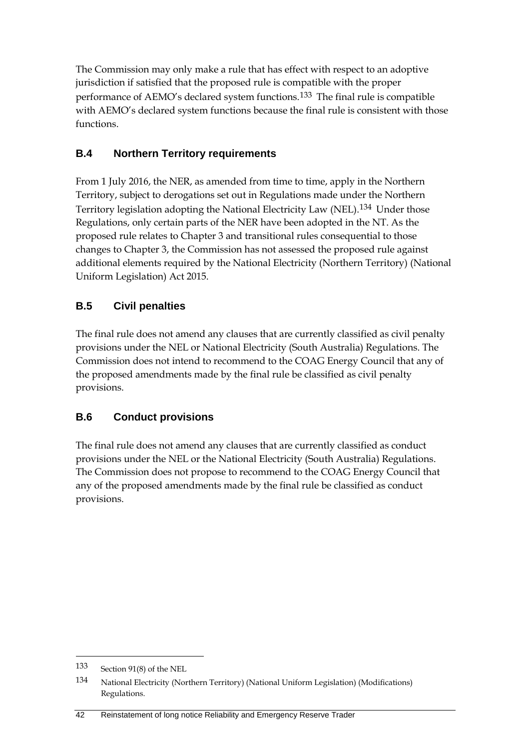The Commission may only make a rule that has effect with respect to an adoptive jurisdiction if satisfied that the proposed rule is compatible with the proper performance of AEMO's declared system functions.[133] The final rule is compatible with AEMO's declared system functions because the final rule is consistent with those functions.

## B.4 Northern Territory requirements

From 1 July 2016, the NER, as amended from time to time, apply in the Northern Territory, subject to derogations set out in Regulations made under the Northern Territory legislation adopting the National Electricity Law (NEL).[134] Under those Regulations, only certain parts of the NER have been adopted in the NT. As the proposed rule relates to Chapter 3 and transitional rules consequential to those changes to Chapter 3, the Commission has not assessed the proposed rule against additional elements required by the National Electricity (Northern Territory) (National Uniform Legislation) Act 2015.

## B.5 Civil penalties

The final rule does not amend any clauses that are currently classified as civil penalty provisions under the NEL or National Electricity (South Australia) Regulations. The Commission does not intend to recommend to the COAG Energy Council that any of the proposed amendments made by the final rule be classified as civil penalty provisions.

## B.6 Conduct provisions

The final rule does not amend any clauses that are currently classified as conduct provisions under the NEL or the National Electricity (South Australia) Regulations. The Commission does not propose to recommend to the COAG Energy Council that any of the proposed amendments made by the final rule be classified as conduct provisions.

---

133 Section 91(8) of the NEL

134 National Electricity (Northern Territory) (National Uniform Legislation) (Modifications) Regulations.